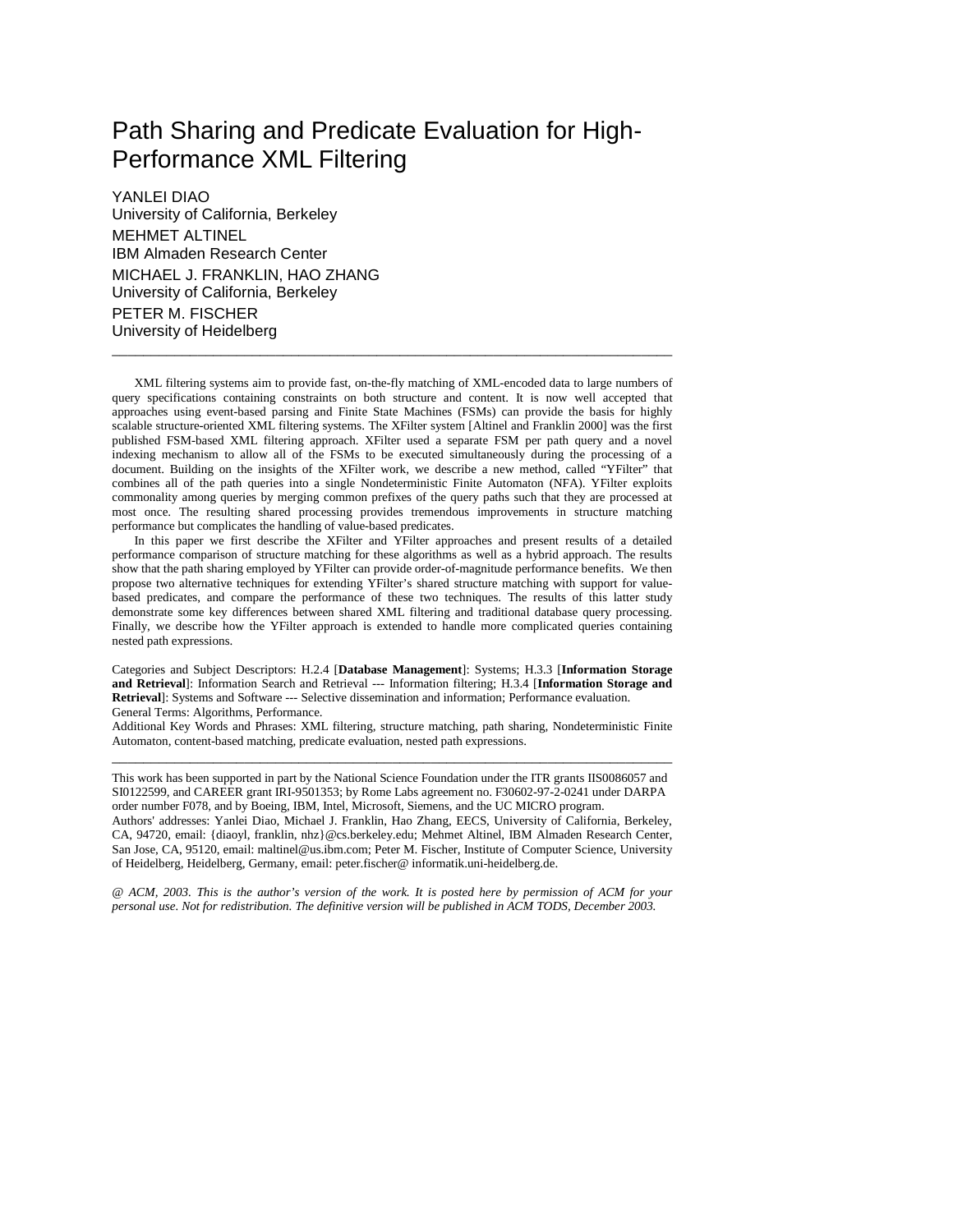# Path Sharing and Predicate Evaluation for High-Performance XML Filtering

YANLEI DIAO
University of California, Berkeley

MEHMET ALTINEL
IBM Almaden Research Center

MICHAEL J. FRANKLIN, HAO ZHANG
University of California, Berkeley

PETER M. FISCHER
University of Heidelberg

---

XML filtering systems aim to provide fast, on-the-fly matching of XML-encoded data to large numbers of query specifications containing constraints on both structure and content. It is now well accepted that approaches using event-based parsing and Finite State Machines (FSMs) can provide the basis for highly scalable structure-oriented XML filtering systems. The XFilter system [Altinel and Franklin 2000] was the first published FSM-based XML filtering approach. XFilter used a separate FSM per path query and a novel indexing mechanism to allow all of the FSMs to be executed simultaneously during the processing of a document. Building on the insights of the XFilter work, we describe a new method, called "YFilter" that combines all of the path queries into a single Nondeterministic Finite Automaton (NFA). YFilter exploits commonality among queries by merging common prefixes of the query paths such that they are processed at most once. The resulting shared processing provides tremendous improvements in structure matching performance but complicates the handling of value-based predicates.

In this paper we first describe the XFilter and YFilter approaches and present results of a detailed performance comparison of structure matching for these algorithms as well as a hybrid approach. The results show that the path sharing employed by YFilter can provide order-of-magnitude performance benefits. We then propose two alternative techniques for extending YFilter's shared structure matching with support for value-based predicates, and compare the performance of these two techniques. The results of this latter study demonstrate some key differences between shared XML filtering and traditional database query processing. Finally, we describe how the YFilter approach is extended to handle more complicated queries containing nested path expressions.

Categories and Subject Descriptors: H.2.4 [**Database Management**]: Systems; H.3.3 [**Information Storage and Retrieval**]: Information Search and Retrieval --- Information filtering; H.3.4 [**Information Storage and Retrieval**]: Systems and Software --- Selective dissemination and information; Performance evaluation.
General Terms: Algorithms, Performance.
Additional Key Words and Phrases: XML filtering, structure matching, path sharing, Nondeterministic Finite Automaton, content-based matching, predicate evaluation, nested path expressions.

---

This work has been supported in part by the National Science Foundation under the ITR grants IIS0086057 and SI0122599, and CAREER grant IRI-9501353; by Rome Labs agreement no. F30602-97-2-0241 under DARPA order number F078, and by Boeing, IBM, Intel, Microsoft, Siemens, and the UC MICRO program.
Authors' addresses: Yanlei Diao, Michael J. Franklin, Hao Zhang, EECS, University of California, Berkeley, CA, 94720, email: {diaoyl, franklin, nhz}@cs.berkeley.edu; Mehmet Altinel, IBM Almaden Research Center, San Jose, CA, 95120, email: maltinel@us.ibm.com; Peter M. Fischer, Institute of Computer Science, University of Heidelberg, Heidelberg, Germany, email: peter.fischer@ informatik.uni-heidelberg.de.

*@ ACM, 2003. This is the author's version of the work. It is posted here by permission of ACM for your personal use. Not for redistribution. The definitive version will be published in ACM TODS, December 2003.*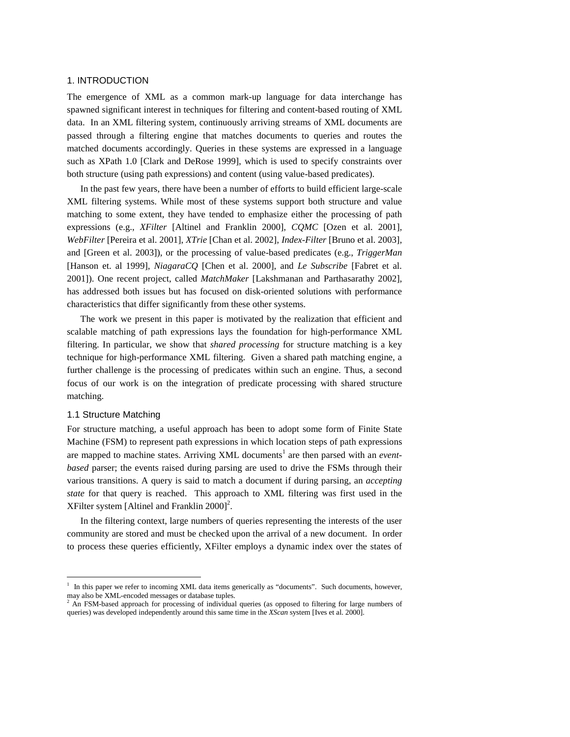## 1. INTRODUCTION

The emergence of XML as a common mark-up language for data interchange has spawned significant interest in techniques for filtering and content-based routing of XML data. In an XML filtering system, continuously arriving streams of XML documents are passed through a filtering engine that matches documents to queries and routes the matched documents accordingly. Queries in these systems are expressed in a language such as XPath 1.0 [Clark and DeRose 1999], which is used to specify constraints over both structure (using path expressions) and content (using value-based predicates).

In the past few years, there have been a number of efforts to build efficient large-scale XML filtering systems. While most of these systems support both structure and value matching to some extent, they have tended to emphasize either the processing of path expressions (e.g., *XFilter* [Altinel and Franklin 2000], *CQMC* [Ozen et al. 2001], *WebFilter* [Pereira et al. 2001], *XTrie* [Chan et al. 2002], *Index-Filter* [Bruno et al. 2003], and [Green et al. 2003]), or the processing of value-based predicates (e.g., *TriggerMan* [Hanson et. al 1999], *NiagaraCQ* [Chen et al. 2000], and *Le Subscribe* [Fabret et al. 2001]). One recent project, called *MatchMaker* [Lakshmanan and Parthasarathy 2002], has addressed both issues but has focused on disk-oriented solutions with performance characteristics that differ significantly from these other systems.

The work we present in this paper is motivated by the realization that efficient and scalable matching of path expressions lays the foundation for high-performance XML filtering. In particular, we show that *shared processing* for structure matching is a key technique for high-performance XML filtering. Given a shared path matching engine, a further challenge is the processing of predicates within such an engine. Thus, a second focus of our work is on the integration of predicate processing with shared structure matching.

### 1.1 Structure Matching

For structure matching, a useful approach has been to adopt some form of Finite State Machine (FSM) to represent path expressions in which location steps of path expressions are mapped to machine states. Arriving XML documents[1] are then parsed with an *event-based* parser; the events raised during parsing are used to drive the FSMs through their various transitions. A query is said to match a document if during parsing, an *accepting state* for that query is reached. This approach to XML filtering was first used in the XFilter system [Altinel and Franklin 2000][2].

In the filtering context, large numbers of queries representing the interests of the user community are stored and must be checked upon the arrival of a new document. In order to process these queries efficiently, XFilter employs a dynamic index over the states of

---

[1] In this paper we refer to incoming XML data items generically as "documents". Such documents, however, may also be XML-encoded messages or database tuples.

[2] An FSM-based approach for processing of individual queries (as opposed to filtering for large numbers of queries) was developed independently around this same time in the *XScan* system [Ives et al. 2000].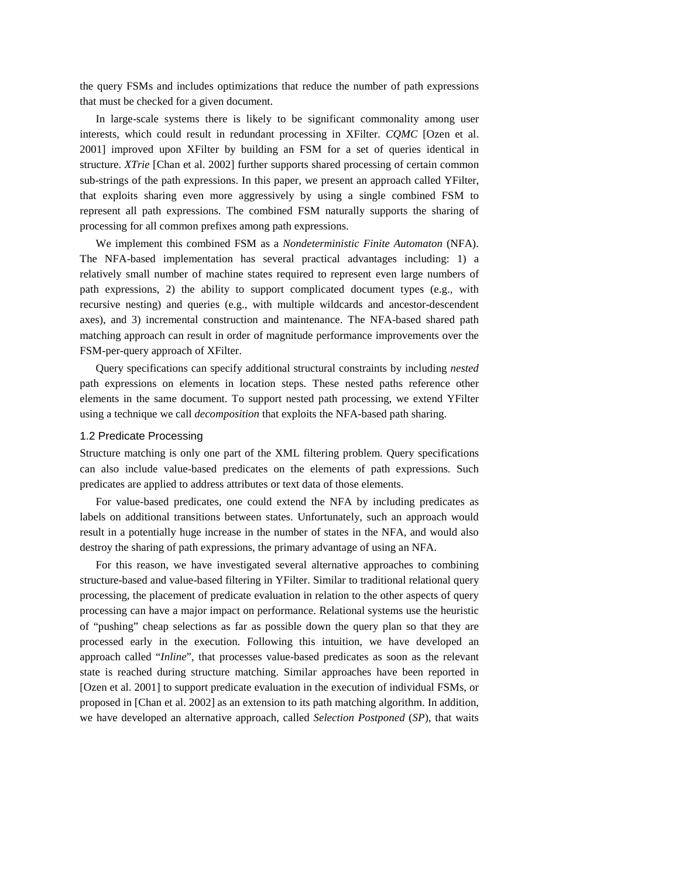the query FSMs and includes optimizations that reduce the number of path expressions that must be checked for a given document.

In large-scale systems there is likely to be significant commonality among user interests, which could result in redundant processing in XFilter. *CQMC* [Ozen et al. 2001] improved upon XFilter by building an FSM for a set of queries identical in structure. *XTrie* [Chan et al. 2002] further supports shared processing of certain common sub-strings of the path expressions. In this paper, we present an approach called YFilter, that exploits sharing even more aggressively by using a single combined FSM to represent all path expressions. The combined FSM naturally supports the sharing of processing for all common prefixes among path expressions.

We implement this combined FSM as a *Nondeterministic Finite Automaton* (NFA). The NFA-based implementation has several practical advantages including: 1) a relatively small number of machine states required to represent even large numbers of path expressions, 2) the ability to support complicated document types (e.g., with recursive nesting) and queries (e.g., with multiple wildcards and ancestor-descendent axes), and 3) incremental construction and maintenance. The NFA-based shared path matching approach can result in order of magnitude performance improvements over the FSM-per-query approach of XFilter.

Query specifications can specify additional structural constraints by including *nested* path expressions on elements in location steps. These nested paths reference other elements in the same document. To support nested path processing, we extend YFilter using a technique we call *decomposition* that exploits the NFA-based path sharing.

### 1.2 Predicate Processing

Structure matching is only one part of the XML filtering problem. Query specifications can also include value-based predicates on the elements of path expressions. Such predicates are applied to address attributes or text data of those elements.

For value-based predicates, one could extend the NFA by including predicates as labels on additional transitions between states. Unfortunately, such an approach would result in a potentially huge increase in the number of states in the NFA, and would also destroy the sharing of path expressions, the primary advantage of using an NFA.

For this reason, we have investigated several alternative approaches to combining structure-based and value-based filtering in YFilter. Similar to traditional relational query processing, the placement of predicate evaluation in relation to the other aspects of query processing can have a major impact on performance. Relational systems use the heuristic of "pushing" cheap selections as far as possible down the query plan so that they are processed early in the execution. Following this intuition, we have developed an approach called "*Inline*", that processes value-based predicates as soon as the relevant state is reached during structure matching. Similar approaches have been reported in [Ozen et al. 2001] to support predicate evaluation in the execution of individual FSMs, or proposed in [Chan et al. 2002] as an extension to its path matching algorithm. In addition, we have developed an alternative approach, called *Selection Postponed* (*SP*), that waits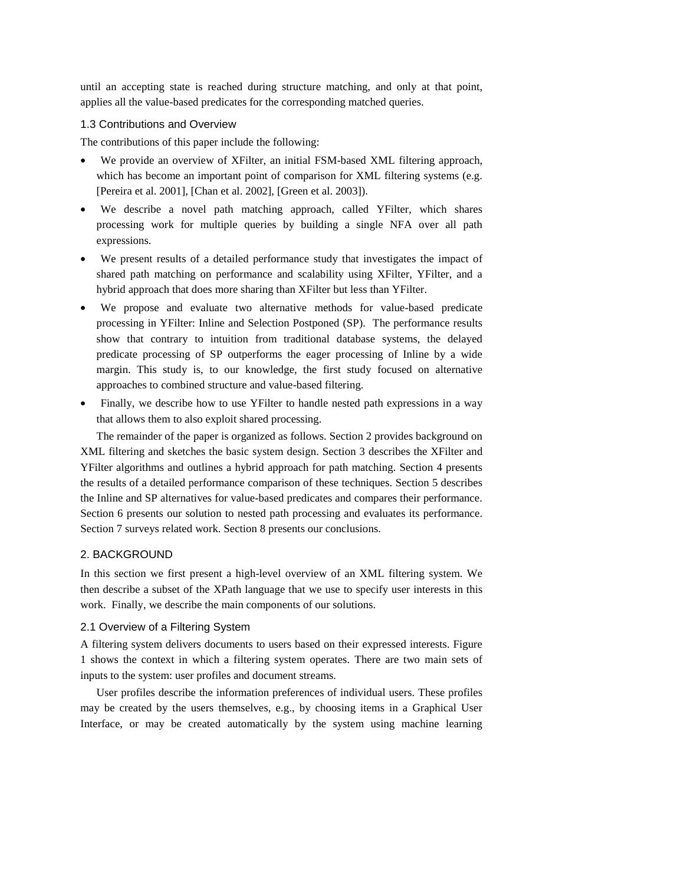until an accepting state is reached during structure matching, and only at that point, applies all the value-based predicates for the corresponding matched queries.

### 1.3 Contributions and Overview

The contributions of this paper include the following:

- We provide an overview of XFilter, an initial FSM-based XML filtering approach, which has become an important point of comparison for XML filtering systems (e.g. [Pereira et al. 2001], [Chan et al. 2002], [Green et al. 2003]).
- We describe a novel path matching approach, called YFilter, which shares processing work for multiple queries by building a single NFA over all path expressions.
- We present results of a detailed performance study that investigates the impact of shared path matching on performance and scalability using XFilter, YFilter, and a hybrid approach that does more sharing than XFilter but less than YFilter.
- We propose and evaluate two alternative methods for value-based predicate processing in YFilter: Inline and Selection Postponed (SP). The performance results show that contrary to intuition from traditional database systems, the delayed predicate processing of SP outperforms the eager processing of Inline by a wide margin. This study is, to our knowledge, the first study focused on alternative approaches to combined structure and value-based filtering.
- Finally, we describe how to use YFilter to handle nested path expressions in a way that allows them to also exploit shared processing.

The remainder of the paper is organized as follows. Section 2 provides background on XML filtering and sketches the basic system design. Section 3 describes the XFilter and YFilter algorithms and outlines a hybrid approach for path matching. Section 4 presents the results of a detailed performance comparison of these techniques. Section 5 describes the Inline and SP alternatives for value-based predicates and compares their performance. Section 6 presents our solution to nested path processing and evaluates its performance. Section 7 surveys related work. Section 8 presents our conclusions.

## 2. BACKGROUND

In this section we first present a high-level overview of an XML filtering system. We then describe a subset of the XPath language that we use to specify user interests in this work. Finally, we describe the main components of our solutions.

### 2.1 Overview of a Filtering System

A filtering system delivers documents to users based on their expressed interests. Figure 1 shows the context in which a filtering system operates. There are two main sets of inputs to the system: user profiles and document streams.

User profiles describe the information preferences of individual users. These profiles may be created by the users themselves, e.g., by choosing items in a Graphical User Interface, or may be created automatically by the system using machine learning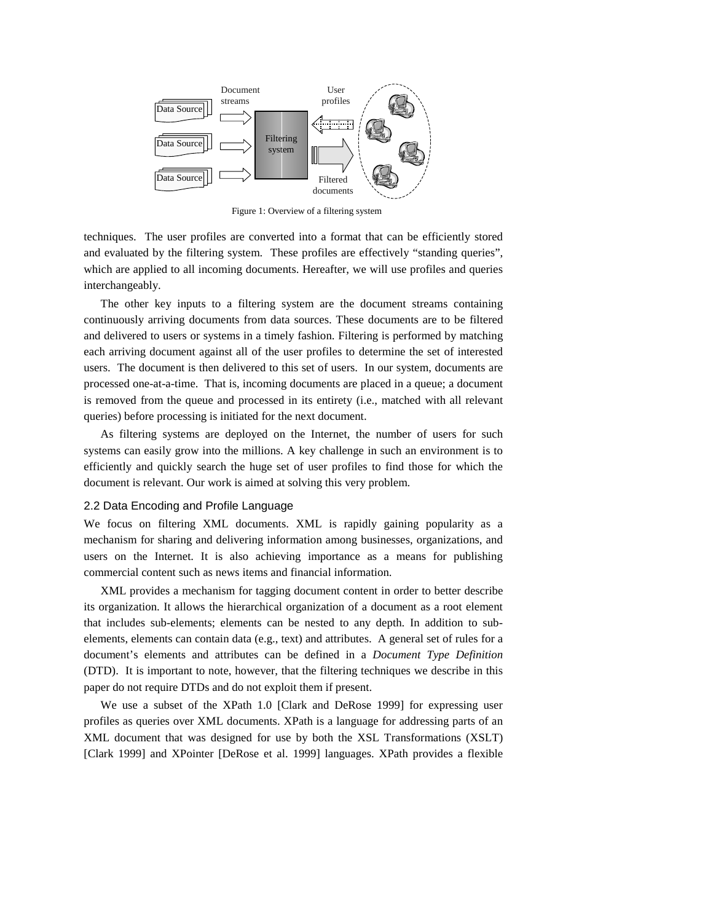Figure 1: Overview of a filtering system

techniques. The user profiles are converted into a format that can be efficiently stored and evaluated by the filtering system. These profiles are effectively "standing queries", which are applied to all incoming documents. Hereafter, we will use profiles and queries interchangeably.

The other key inputs to a filtering system are the document streams containing continuously arriving documents from data sources. These documents are to be filtered and delivered to users or systems in a timely fashion. Filtering is performed by matching each arriving document against all of the user profiles to determine the set of interested users. The document is then delivered to this set of users. In our system, documents are processed one-at-a-time. That is, incoming documents are placed in a queue; a document is removed from the queue and processed in its entirety (i.e., matched with all relevant queries) before processing is initiated for the next document.

As filtering systems are deployed on the Internet, the number of users for such systems can easily grow into the millions. A key challenge in such an environment is to efficiently and quickly search the huge set of user profiles to find those for which the document is relevant. Our work is aimed at solving this very problem.

## 2.2 Data Encoding and Profile Language

We focus on filtering XML documents. XML is rapidly gaining popularity as a mechanism for sharing and delivering information among businesses, organizations, and users on the Internet. It is also achieving importance as a means for publishing commercial content such as news items and financial information.

XML provides a mechanism for tagging document content in order to better describe its organization. It allows the hierarchical organization of a document as a root element that includes sub-elements; elements can be nested to any depth. In addition to sub-elements, elements can contain data (e.g., text) and attributes. A general set of rules for a document's elements and attributes can be defined in a *Document Type Definition* (DTD). It is important to note, however, that the filtering techniques we describe in this paper do not require DTDs and do not exploit them if present.

We use a subset of the XPath 1.0 [Clark and DeRose 1999] for expressing user profiles as queries over XML documents. XPath is a language for addressing parts of an XML document that was designed for use by both the XSL Transformations (XSLT) [Clark 1999] and XPointer [DeRose et al. 1999] languages. XPath provides a flexible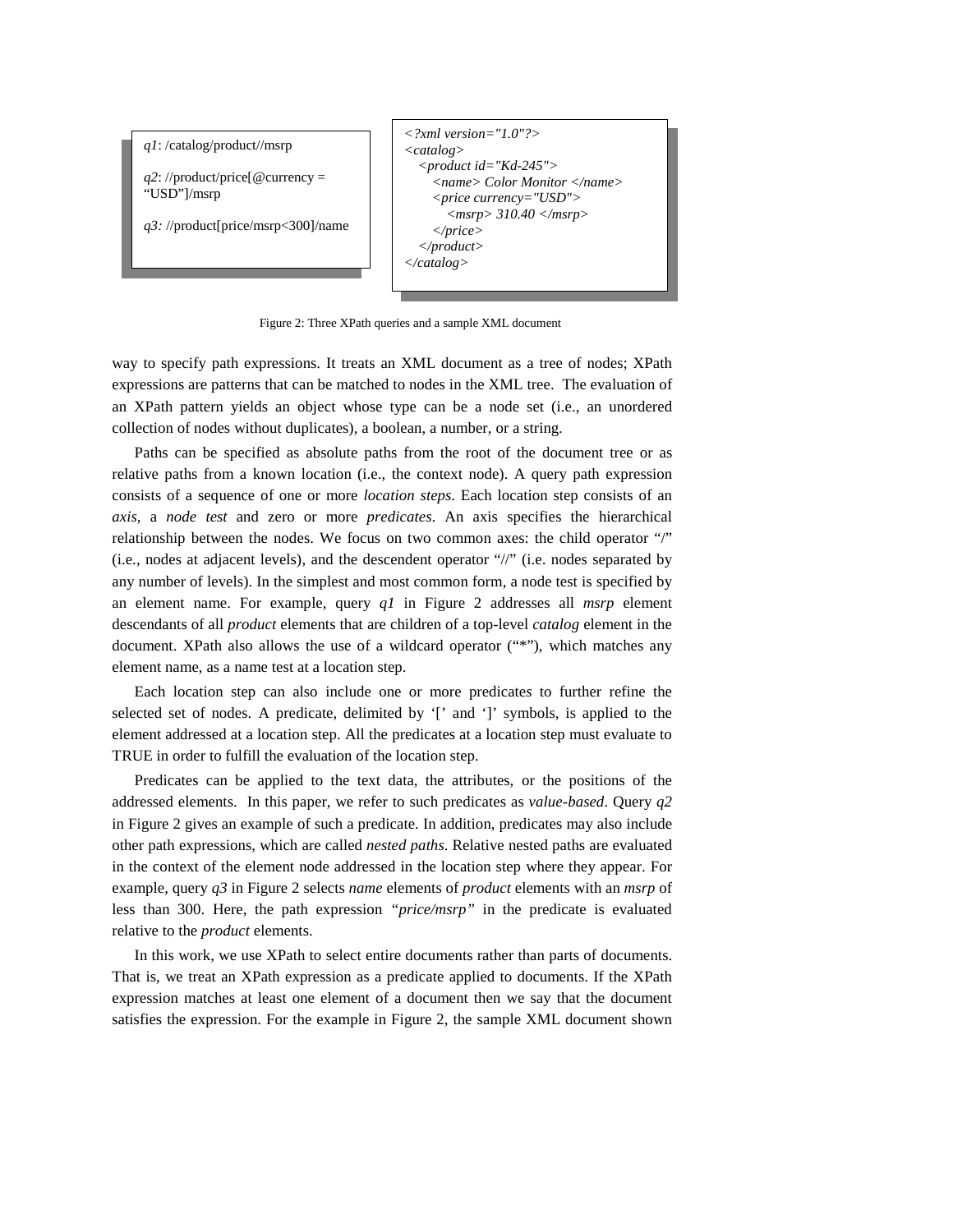*q1*: /catalog/product//msrp

*q2*: //product/price[@currency = "USD"]/msrp

*q3:* //product[price/msrp<300]/name

```
<?xml version="1.0"?>
<catalog>
  <product id="Kd-245">
    <name> Color Monitor </name>
    <price currency="USD">
      <msrp> 310.40 </msrp>
    </price>
  </product>
</catalog>
```

Figure 2: Three XPath queries and a sample XML document

way to specify path expressions. It treats an XML document as a tree of nodes; XPath expressions are patterns that can be matched to nodes in the XML tree. The evaluation of an XPath pattern yields an object whose type can be a node set (i.e., an unordered collection of nodes without duplicates), a boolean, a number, or a string.

Paths can be specified as absolute paths from the root of the document tree or as relative paths from a known location (i.e., the context node). A query path expression consists of a sequence of one or more *location steps*. Each location step consists of an *axis*, a *node test* and zero or more *predicates*. An axis specifies the hierarchical relationship between the nodes. We focus on two common axes: the child operator "/" (i.e., nodes at adjacent levels), and the descendent operator "//" (i.e. nodes separated by any number of levels). In the simplest and most common form, a node test is specified by an element name. For example, query *q1* in Figure 2 addresses all *msrp* element descendants of all *product* elements that are children of a top-level *catalog* element in the document. XPath also allows the use of a wildcard operator ("*"), which matches any element name, as a name test at a location step.

Each location step can also include one or more predicates to further refine the selected set of nodes. A predicate, delimited by '[' and ']' symbols, is applied to the element addressed at a location step. All the predicates at a location step must evaluate to TRUE in order to fulfill the evaluation of the location step.

Predicates can be applied to the text data, the attributes, or the positions of the addressed elements. In this paper, we refer to such predicates as *value-based*. Query *q2* in Figure 2 gives an example of such a predicate. In addition, predicates may also include other path expressions, which are called *nested paths*. Relative nested paths are evaluated in the context of the element node addressed in the location step where they appear. For example, query *q3* in Figure 2 selects *name* elements of *product* elements with an *msrp* of less than 300. Here, the path expression *"price/msrp"* in the predicate is evaluated relative to the *product* elements.

In this work, we use XPath to select entire documents rather than parts of documents. That is, we treat an XPath expression as a predicate applied to documents. If the XPath expression matches at least one element of a document then we say that the document satisfies the expression. For the example in Figure 2, the sample XML document shown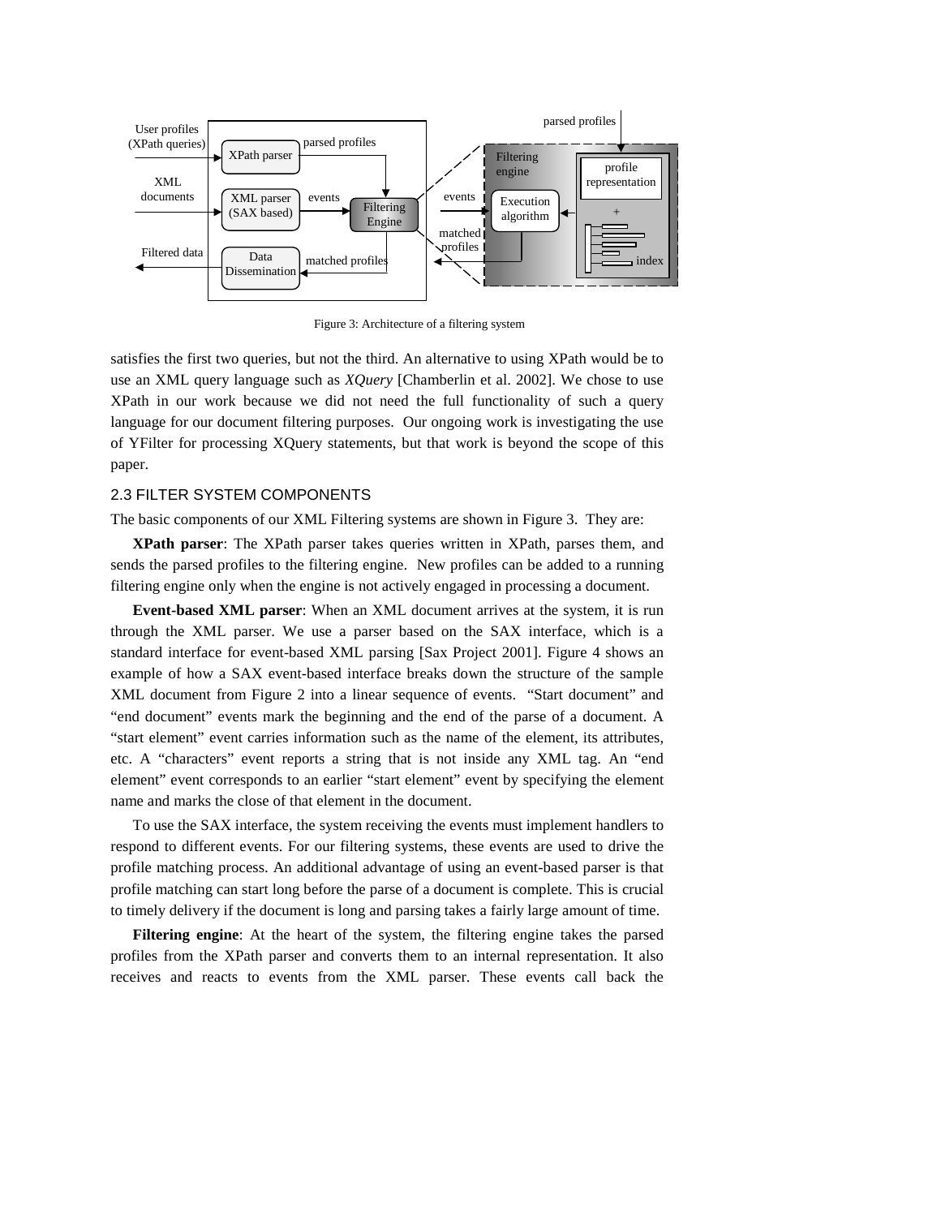Figure 3: Architecture of a filtering system

satisfies the first two queries, but not the third. An alternative to using XPath would be to use an XML query language such as *XQuery* [Chamberlin et al. 2002]. We chose to use XPath in our work because we did not need the full functionality of such a query language for our document filtering purposes. Our ongoing work is investigating the use of YFilter for processing XQuery statements, but that work is beyond the scope of this paper.

## 2.3 FILTER SYSTEM COMPONENTS

The basic components of our XML Filtering systems are shown in Figure 3. They are:

**XPath parser**: The XPath parser takes queries written in XPath, parses them, and sends the parsed profiles to the filtering engine. New profiles can be added to a running filtering engine only when the engine is not actively engaged in processing a document.

**Event-based XML parser**: When an XML document arrives at the system, it is run through the XML parser. We use a parser based on the SAX interface, which is a standard interface for event-based XML parsing [Sax Project 2001]. Figure 4 shows an example of how a SAX event-based interface breaks down the structure of the sample XML document from Figure 2 into a linear sequence of events. "Start document" and "end document" events mark the beginning and the end of the parse of a document. A "start element" event carries information such as the name of the element, its attributes, etc. A "characters" event reports a string that is not inside any XML tag. An "end element" event corresponds to an earlier "start element" event by specifying the element name and marks the close of that element in the document.

To use the SAX interface, the system receiving the events must implement handlers to respond to different events. For our filtering systems, these events are used to drive the profile matching process. An additional advantage of using an event-based parser is that profile matching can start long before the parse of a document is complete. This is crucial to timely delivery if the document is long and parsing takes a fairly large amount of time.

**Filtering engine**: At the heart of the system, the filtering engine takes the parsed profiles from the XPath parser and converts them to an internal representation. It also receives and reacts to events from the XML parser. These events call back the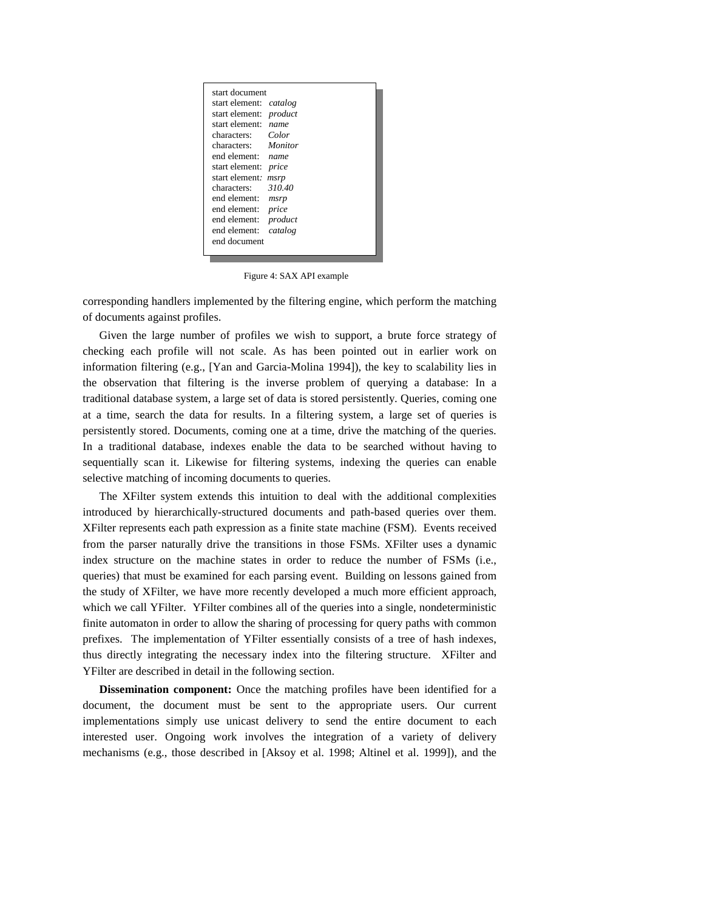```
start document
start element:   catalog
start element:   product
start element:   name
characters:      Color
characters:      Monitor
end element:     name
start element:   price
start element:   msrp
characters:      310.40
end element:     msrp
end element:     price
end element:     product
end element:     catalog
end document
```

Figure 4: SAX API example

corresponding handlers implemented by the filtering engine, which perform the matching of documents against profiles.

Given the large number of profiles we wish to support, a brute force strategy of checking each profile will not scale. As has been pointed out in earlier work on information filtering (e.g., [Yan and Garcia-Molina 1994]), the key to scalability lies in the observation that filtering is the inverse problem of querying a database: In a traditional database system, a large set of data is stored persistently. Queries, coming one at a time, search the data for results. In a filtering system, a large set of queries is persistently stored. Documents, coming one at a time, drive the matching of the queries. In a traditional database, indexes enable the data to be searched without having to sequentially scan it. Likewise for filtering systems, indexing the queries can enable selective matching of incoming documents to queries.

The XFilter system extends this intuition to deal with the additional complexities introduced by hierarchically-structured documents and path-based queries over them. XFilter represents each path expression as a finite state machine (FSM). Events received from the parser naturally drive the transitions in those FSMs. XFilter uses a dynamic index structure on the machine states in order to reduce the number of FSMs (i.e., queries) that must be examined for each parsing event. Building on lessons gained from the study of XFilter, we have more recently developed a much more efficient approach, which we call YFilter. YFilter combines all of the queries into a single, nondeterministic finite automaton in order to allow the sharing of processing for query paths with common prefixes. The implementation of YFilter essentially consists of a tree of hash indexes, thus directly integrating the necessary index into the filtering structure. XFilter and YFilter are described in detail in the following section.

**Dissemination component:** Once the matching profiles have been identified for a document, the document must be sent to the appropriate users. Our current implementations simply use unicast delivery to send the entire document to each interested user. Ongoing work involves the integration of a variety of delivery mechanisms (e.g., those described in [Aksoy et al. 1998; Altinel et al. 1999]), and the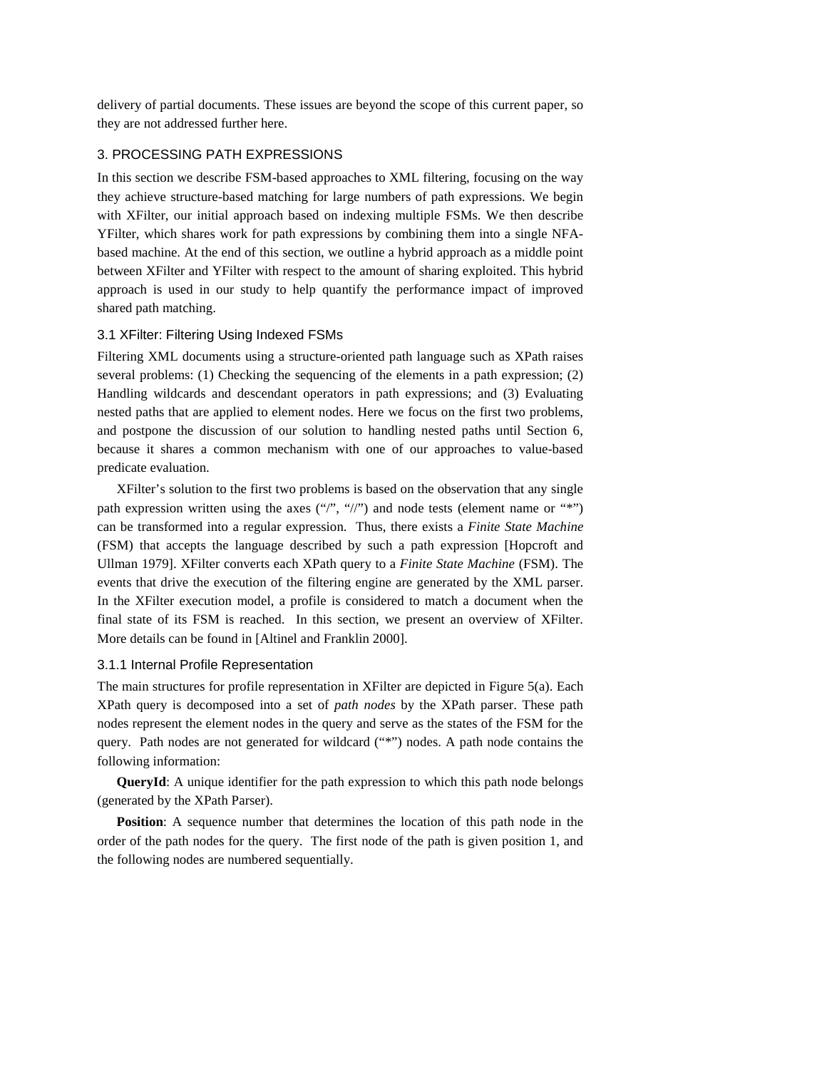delivery of partial documents. These issues are beyond the scope of this current paper, so they are not addressed further here.

## 3. PROCESSING PATH EXPRESSIONS

In this section we describe FSM-based approaches to XML filtering, focusing on the way they achieve structure-based matching for large numbers of path expressions. We begin with XFilter, our initial approach based on indexing multiple FSMs. We then describe YFilter, which shares work for path expressions by combining them into a single NFA-based machine. At the end of this section, we outline a hybrid approach as a middle point between XFilter and YFilter with respect to the amount of sharing exploited. This hybrid approach is used in our study to help quantify the performance impact of improved shared path matching.

### 3.1 XFilter: Filtering Using Indexed FSMs

Filtering XML documents using a structure-oriented path language such as XPath raises several problems: (1) Checking the sequencing of the elements in a path expression; (2) Handling wildcards and descendant operators in path expressions; and (3) Evaluating nested paths that are applied to element nodes. Here we focus on the first two problems, and postpone the discussion of our solution to handling nested paths until Section 6, because it shares a common mechanism with one of our approaches to value-based predicate evaluation.

XFilter's solution to the first two problems is based on the observation that any single path expression written using the axes ("/", "//") and node tests (element name or "*") can be transformed into a regular expression. Thus, there exists a *Finite State Machine* (FSM) that accepts the language described by such a path expression [Hopcroft and Ullman 1979]. XFilter converts each XPath query to a *Finite State Machine* (FSM). The events that drive the execution of the filtering engine are generated by the XML parser. In the XFilter execution model, a profile is considered to match a document when the final state of its FSM is reached. In this section, we present an overview of XFilter. More details can be found in [Altinel and Franklin 2000].

#### 3.1.1 Internal Profile Representation

The main structures for profile representation in XFilter are depicted in Figure 5(a). Each XPath query is decomposed into a set of *path nodes* by the XPath parser. These path nodes represent the element nodes in the query and serve as the states of the FSM for the query. Path nodes are not generated for wildcard ("*") nodes. A path node contains the following information:

**QueryId**: A unique identifier for the path expression to which this path node belongs (generated by the XPath Parser).

**Position**: A sequence number that determines the location of this path node in the order of the path nodes for the query. The first node of the path is given position 1, and the following nodes are numbered sequentially.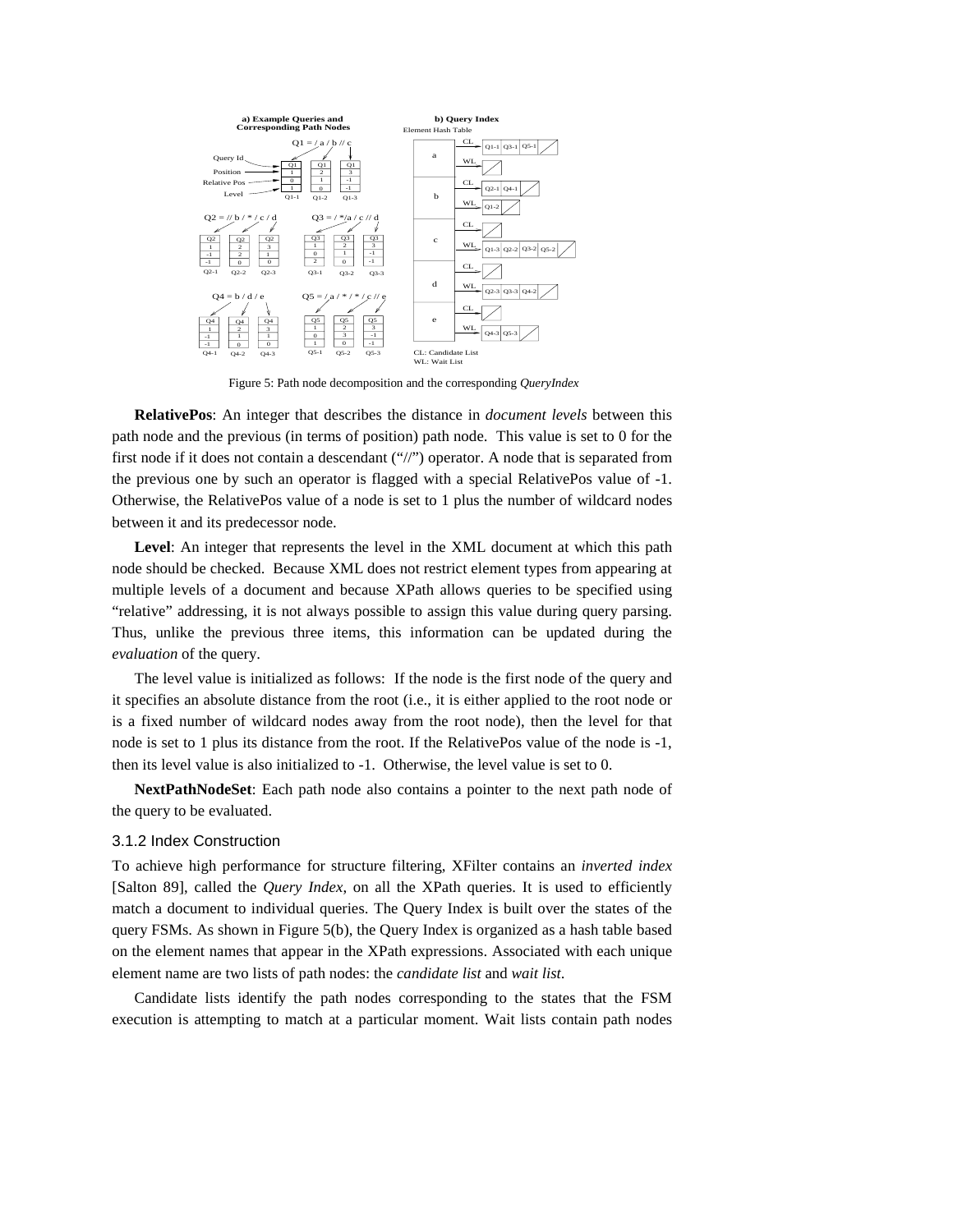Figure 5: Path node decomposition and the corresponding *QueryIndex*

**RelativePos**: An integer that describes the distance in *document levels* between this path node and the previous (in terms of position) path node. This value is set to 0 for the first node if it does not contain a descendant ("//") operator. A node that is separated from the previous one by such an operator is flagged with a special RelativePos value of -1. Otherwise, the RelativePos value of a node is set to 1 plus the number of wildcard nodes between it and its predecessor node.

**Level**: An integer that represents the level in the XML document at which this path node should be checked. Because XML does not restrict element types from appearing at multiple levels of a document and because XPath allows queries to be specified using "relative" addressing, it is not always possible to assign this value during query parsing. Thus, unlike the previous three items, this information can be updated during the *evaluation* of the query.

The level value is initialized as follows: If the node is the first node of the query and it specifies an absolute distance from the root (i.e., it is either applied to the root node or is a fixed number of wildcard nodes away from the root node), then the level for that node is set to 1 plus its distance from the root. If the RelativePos value of the node is -1, then its level value is also initialized to -1. Otherwise, the level value is set to 0.

**NextPathNodeSet**: Each path node also contains a pointer to the next path node of the query to be evaluated.

### 3.1.2 Index Construction

To achieve high performance for structure filtering, XFilter contains an *inverted index* [Salton 89], called the *Query Index*, on all the XPath queries. It is used to efficiently match a document to individual queries. The Query Index is built over the states of the query FSMs. As shown in Figure 5(b), the Query Index is organized as a hash table based on the element names that appear in the XPath expressions. Associated with each unique element name are two lists of path nodes: the *candidate list* and *wait list*.

Candidate lists identify the path nodes corresponding to the states that the FSM execution is attempting to match at a particular moment. Wait lists contain path nodes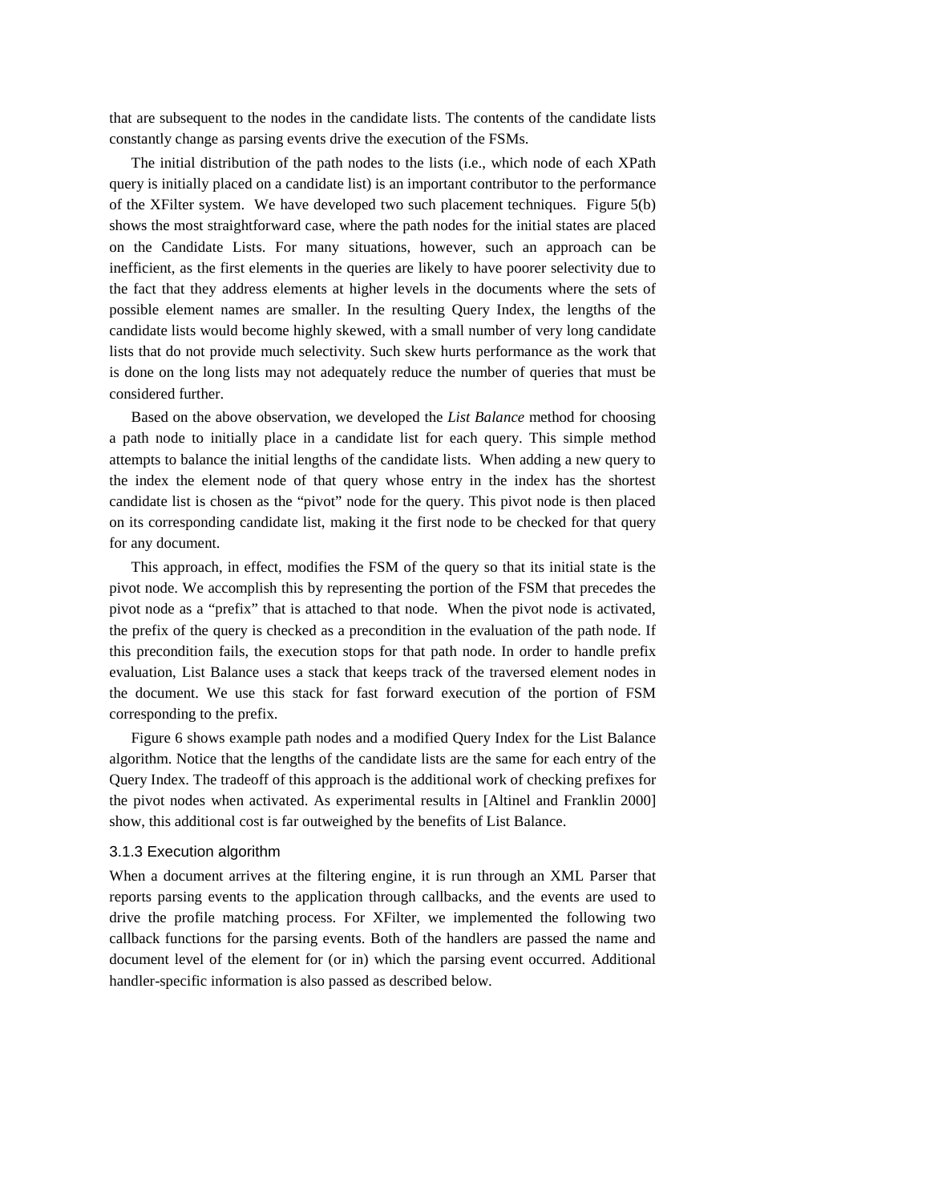that are subsequent to the nodes in the candidate lists. The contents of the candidate lists constantly change as parsing events drive the execution of the FSMs.

The initial distribution of the path nodes to the lists (i.e., which node of each XPath query is initially placed on a candidate list) is an important contributor to the performance of the XFilter system. We have developed two such placement techniques. Figure 5(b) shows the most straightforward case, where the path nodes for the initial states are placed on the Candidate Lists. For many situations, however, such an approach can be inefficient, as the first elements in the queries are likely to have poorer selectivity due to the fact that they address elements at higher levels in the documents where the sets of possible element names are smaller. In the resulting Query Index, the lengths of the candidate lists would become highly skewed, with a small number of very long candidate lists that do not provide much selectivity. Such skew hurts performance as the work that is done on the long lists may not adequately reduce the number of queries that must be considered further.

Based on the above observation, we developed the *List Balance* method for choosing a path node to initially place in a candidate list for each query. This simple method attempts to balance the initial lengths of the candidate lists. When adding a new query to the index the element node of that query whose entry in the index has the shortest candidate list is chosen as the "pivot" node for the query. This pivot node is then placed on its corresponding candidate list, making it the first node to be checked for that query for any document.

This approach, in effect, modifies the FSM of the query so that its initial state is the pivot node. We accomplish this by representing the portion of the FSM that precedes the pivot node as a "prefix" that is attached to that node. When the pivot node is activated, the prefix of the query is checked as a precondition in the evaluation of the path node. If this precondition fails, the execution stops for that path node. In order to handle prefix evaluation, List Balance uses a stack that keeps track of the traversed element nodes in the document. We use this stack for fast forward execution of the portion of FSM corresponding to the prefix.

Figure 6 shows example path nodes and a modified Query Index for the List Balance algorithm. Notice that the lengths of the candidate lists are the same for each entry of the Query Index. The tradeoff of this approach is the additional work of checking prefixes for the pivot nodes when activated. As experimental results in [Altinel and Franklin 2000] show, this additional cost is far outweighed by the benefits of List Balance.

### 3.1.3 Execution algorithm

When a document arrives at the filtering engine, it is run through an XML Parser that reports parsing events to the application through callbacks, and the events are used to drive the profile matching process. For XFilter, we implemented the following two callback functions for the parsing events. Both of the handlers are passed the name and document level of the element for (or in) which the parsing event occurred. Additional handler-specific information is also passed as described below.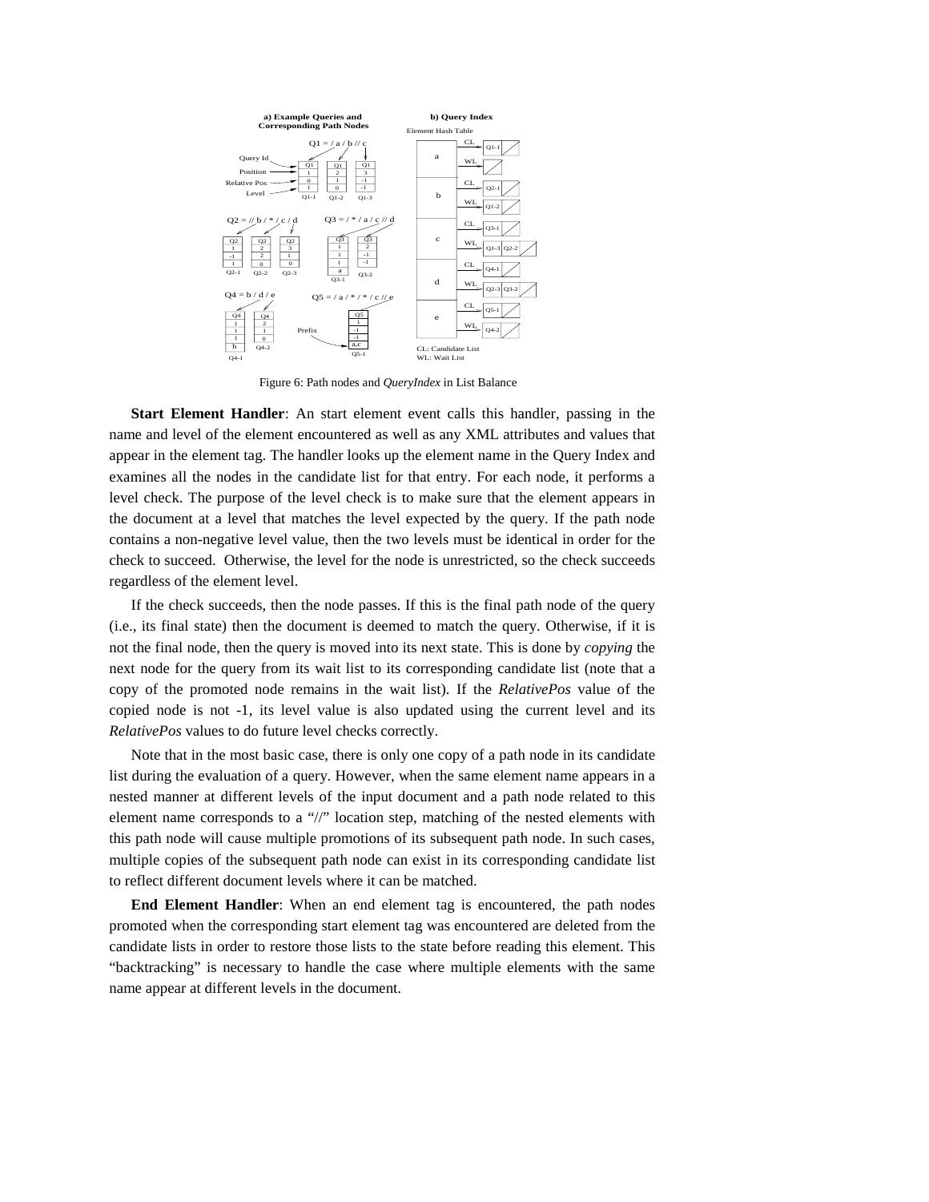Figure 6: Path nodes and *QueryIndex* in List Balance

**Start Element Handler**: An start element event calls this handler, passing in the name and level of the element encountered as well as any XML attributes and values that appear in the element tag. The handler looks up the element name in the Query Index and examines all the nodes in the candidate list for that entry. For each node, it performs a level check. The purpose of the level check is to make sure that the element appears in the document at a level that matches the level expected by the query. If the path node contains a non-negative level value, then the two levels must be identical in order for the check to succeed. Otherwise, the level for the node is unrestricted, so the check succeeds regardless of the element level.

If the check succeeds, then the node passes. If this is the final path node of the query (i.e., its final state) then the document is deemed to match the query. Otherwise, if it is not the final node, then the query is moved into its next state. This is done by *copying* the next node for the query from its wait list to its corresponding candidate list (note that a copy of the promoted node remains in the wait list). If the *RelativePos* value of the copied node is not -1, its level value is also updated using the current level and its *RelativePos* values to do future level checks correctly.

Note that in the most basic case, there is only one copy of a path node in its candidate list during the evaluation of a query. However, when the same element name appears in a nested manner at different levels of the input document and a path node related to this element name corresponds to a "//" location step, matching of the nested elements with this path node will cause multiple promotions of its subsequent path node. In such cases, multiple copies of the subsequent path node can exist in its corresponding candidate list to reflect different document levels where it can be matched.

**End Element Handler**: When an end element tag is encountered, the path nodes promoted when the corresponding start element tag was encountered are deleted from the candidate lists in order to restore those lists to the state before reading this element. This "backtracking" is necessary to handle the case where multiple elements with the same name appear at different levels in the document.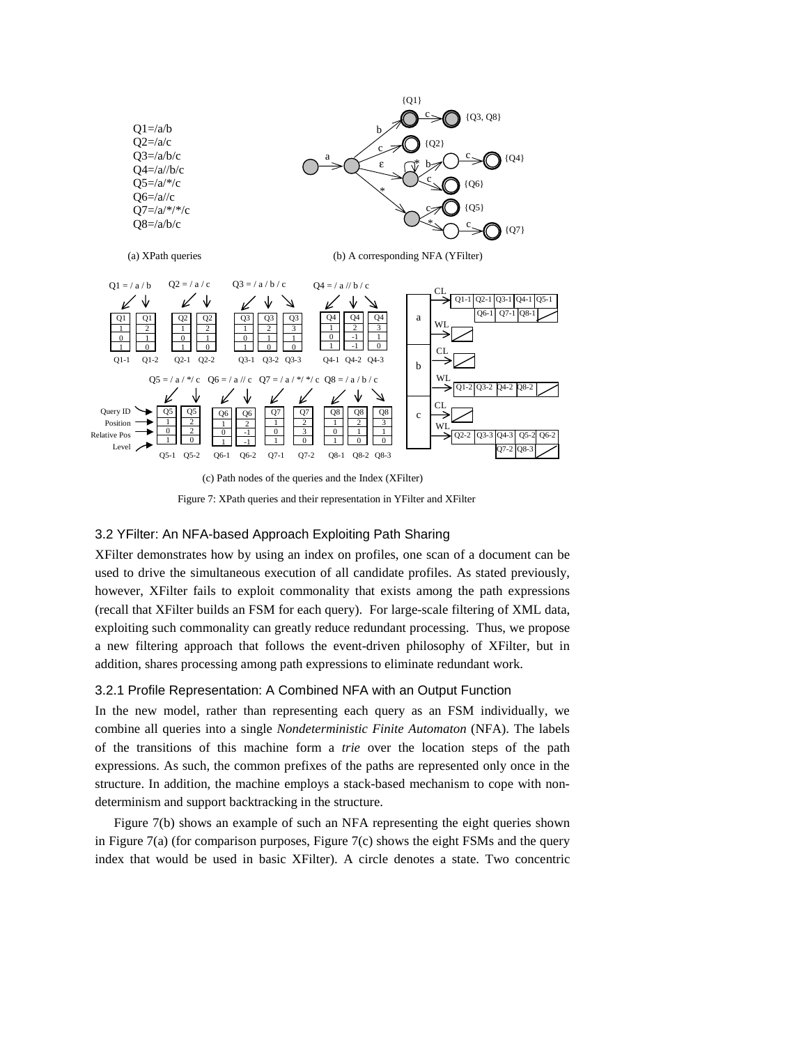Q1=/a/b
Q2=/a/c
Q3=/a/b/c
Q4=/a//b/c
Q5=/a/*/c
Q6=/a//c
Q7=/a/*/*/c
Q8=/a/b/c

(a) XPath queries

(b) A corresponding NFA (YFilter)

(c) Path nodes of the queries and the Index (XFilter)

Figure 7: XPath queries and their representation in YFilter and XFilter

### 3.2 YFilter: An NFA-based Approach Exploiting Path Sharing

XFilter demonstrates how by using an index on profiles, one scan of a document can be used to drive the simultaneous execution of all candidate profiles. As stated previously, however, XFilter fails to exploit commonality that exists among the path expressions (recall that XFilter builds an FSM for each query). For large-scale filtering of XML data, exploiting such commonality can greatly reduce redundant processing. Thus, we propose a new filtering approach that follows the event-driven philosophy of XFilter, but in addition, shares processing among path expressions to eliminate redundant work.

#### 3.2.1 Profile Representation: A Combined NFA with an Output Function

In the new model, rather than representing each query as an FSM individually, we combine all queries into a single *Nondeterministic Finite Automaton* (NFA). The labels of the transitions of this machine form a *trie* over the location steps of the path expressions. As such, the common prefixes of the paths are represented only once in the structure. In addition, the machine employs a stack-based mechanism to cope with non-determinism and support backtracking in the structure.

Figure 7(b) shows an example of such an NFA representing the eight queries shown in Figure 7(a) (for comparison purposes, Figure 7(c) shows the eight FSMs and the query index that would be used in basic XFilter). A circle denotes a state. Two concentric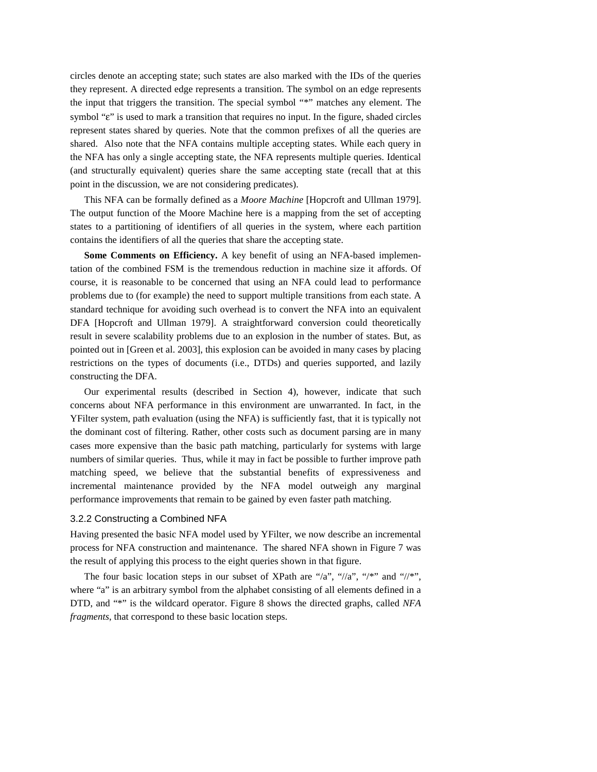circles denote an accepting state; such states are also marked with the IDs of the queries they represent. A directed edge represents a transition. The symbol on an edge represents the input that triggers the transition. The special symbol "*" matches any element. The symbol "ε" is used to mark a transition that requires no input. In the figure, shaded circles represent states shared by queries. Note that the common prefixes of all the queries are shared. Also note that the NFA contains multiple accepting states. While each query in the NFA has only a single accepting state, the NFA represents multiple queries. Identical (and structurally equivalent) queries share the same accepting state (recall that at this point in the discussion, we are not considering predicates).

This NFA can be formally defined as a *Moore Machine* [Hopcroft and Ullman 1979]. The output function of the Moore Machine here is a mapping from the set of accepting states to a partitioning of identifiers of all queries in the system, where each partition contains the identifiers of all the queries that share the accepting state.

**Some Comments on Efficiency.** A key benefit of using an NFA-based implementation of the combined FSM is the tremendous reduction in machine size it affords. Of course, it is reasonable to be concerned that using an NFA could lead to performance problems due to (for example) the need to support multiple transitions from each state. A standard technique for avoiding such overhead is to convert the NFA into an equivalent DFA [Hopcroft and Ullman 1979]. A straightforward conversion could theoretically result in severe scalability problems due to an explosion in the number of states. But, as pointed out in [Green et al. 2003], this explosion can be avoided in many cases by placing restrictions on the types of documents (i.e., DTDs) and queries supported, and lazily constructing the DFA.

Our experimental results (described in Section 4), however, indicate that such concerns about NFA performance in this environment are unwarranted. In fact, in the YFilter system, path evaluation (using the NFA) is sufficiently fast, that it is typically not the dominant cost of filtering. Rather, other costs such as document parsing are in many cases more expensive than the basic path matching, particularly for systems with large numbers of similar queries. Thus, while it may in fact be possible to further improve path matching speed, we believe that the substantial benefits of expressiveness and incremental maintenance provided by the NFA model outweigh any marginal performance improvements that remain to be gained by even faster path matching.

### 3.2.2 Constructing a Combined NFA

Having presented the basic NFA model used by YFilter, we now describe an incremental process for NFA construction and maintenance. The shared NFA shown in Figure 7 was the result of applying this process to the eight queries shown in that figure.

The four basic location steps in our subset of XPath are "/a", "//a", "/*" and "//*", where "a" is an arbitrary symbol from the alphabet consisting of all elements defined in a DTD, and "*" is the wildcard operator. Figure 8 shows the directed graphs, called *NFA fragments*, that correspond to these basic location steps.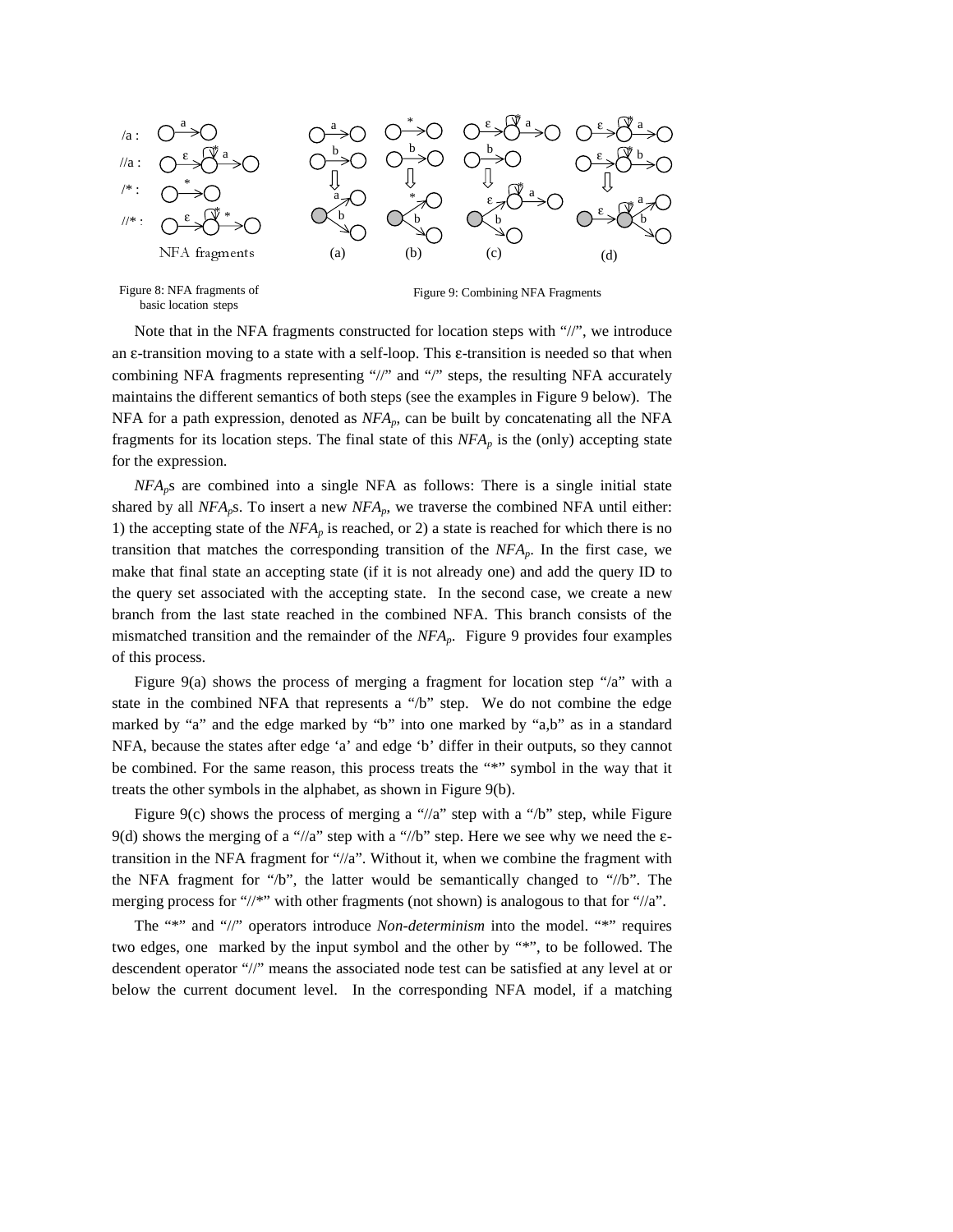Figure 8: NFA fragments of basic location steps

Figure 9: Combining NFA Fragments

Note that in the NFA fragments constructed for location steps with "//", we introduce an ε-transition moving to a state with a self-loop. This ε-transition is needed so that when combining NFA fragments representing "//" and "/" steps, the resulting NFA accurately maintains the different semantics of both steps (see the examples in Figure 9 below). The NFA for a path expression, denoted as $NFA_p$, can be built by concatenating all the NFA fragments for its location steps. The final state of this $NFA_p$ is the (only) accepting state for the expression.

$NFA_p$s are combined into a single NFA as follows: There is a single initial state shared by all $NFA_p$s. To insert a new $NFA_p$, we traverse the combined NFA until either: 1) the accepting state of the $NFA_p$ is reached, or 2) a state is reached for which there is no transition that matches the corresponding transition of the $NFA_p$. In the first case, we make that final state an accepting state (if it is not already one) and add the query ID to the query set associated with the accepting state. In the second case, we create a new branch from the last state reached in the combined NFA. This branch consists of the mismatched transition and the remainder of the $NFA_p$. Figure 9 provides four examples of this process.

Figure 9(a) shows the process of merging a fragment for location step "/a" with a state in the combined NFA that represents a "/b" step. We do not combine the edge marked by "a" and the edge marked by "b" into one marked by "a,b" as in a standard NFA, because the states after edge 'a' and edge 'b' differ in their outputs, so they cannot be combined. For the same reason, this process treats the "*" symbol in the way that it treats the other symbols in the alphabet, as shown in Figure 9(b).

Figure 9(c) shows the process of merging a "//a" step with a "/b" step, while Figure 9(d) shows the merging of a "//a" step with a "//b" step. Here we see why we need the ε-transition in the NFA fragment for "//a". Without it, when we combine the fragment with the NFA fragment for "/b", the latter would be semantically changed to "//b". The merging process for "//*" with other fragments (not shown) is analogous to that for "//a".

The "*" and "//" operators introduce *Non-determinism* into the model. "*" requires two edges, one marked by the input symbol and the other by "*", to be followed. The descendent operator "//" means the associated node test can be satisfied at any level at or below the current document level. In the corresponding NFA model, if a matching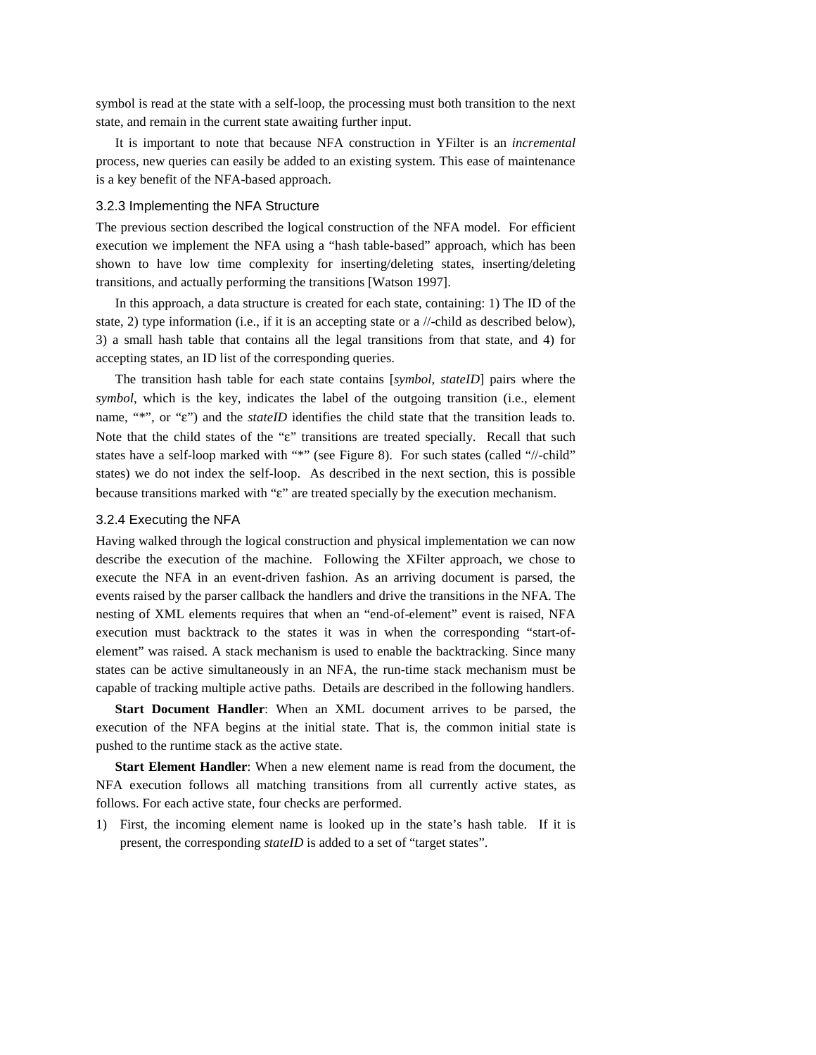symbol is read at the state with a self-loop, the processing must both transition to the next state, and remain in the current state awaiting further input.

It is important to note that because NFA construction in YFilter is an *incremental* process, new queries can easily be added to an existing system. This ease of maintenance is a key benefit of the NFA-based approach.

### 3.2.3 Implementing the NFA Structure

The previous section described the logical construction of the NFA model. For efficient execution we implement the NFA using a "hash table-based" approach, which has been shown to have low time complexity for inserting/deleting states, inserting/deleting transitions, and actually performing the transitions [Watson 1997].

In this approach, a data structure is created for each state, containing: 1) The ID of the state, 2) type information (i.e., if it is an accepting state or a //-child as described below), 3) a small hash table that contains all the legal transitions from that state, and 4) for accepting states, an ID list of the corresponding queries.

The transition hash table for each state contains [*symbol, stateID*] pairs where the *symbol*, which is the key, indicates the label of the outgoing transition (i.e., element name, "*", or "ε") and the *stateID* identifies the child state that the transition leads to. Note that the child states of the "ε" transitions are treated specially. Recall that such states have a self-loop marked with "*" (see Figure 8). For such states (called "//-child" states) we do not index the self-loop. As described in the next section, this is possible because transitions marked with "ε" are treated specially by the execution mechanism.

### 3.2.4 Executing the NFA

Having walked through the logical construction and physical implementation we can now describe the execution of the machine. Following the XFilter approach, we chose to execute the NFA in an event-driven fashion. As an arriving document is parsed, the events raised by the parser callback the handlers and drive the transitions in the NFA. The nesting of XML elements requires that when an "end-of-element" event is raised, NFA execution must backtrack to the states it was in when the corresponding "start-of-element" was raised. A stack mechanism is used to enable the backtracking. Since many states can be active simultaneously in an NFA, the run-time stack mechanism must be capable of tracking multiple active paths. Details are described in the following handlers.

**Start Document Handler**: When an XML document arrives to be parsed, the execution of the NFA begins at the initial state. That is, the common initial state is pushed to the runtime stack as the active state.

**Start Element Handler**: When a new element name is read from the document, the NFA execution follows all matching transitions from all currently active states, as follows. For each active state, four checks are performed.

1) First, the incoming element name is looked up in the state's hash table. If it is present, the corresponding *stateID* is added to a set of "target states".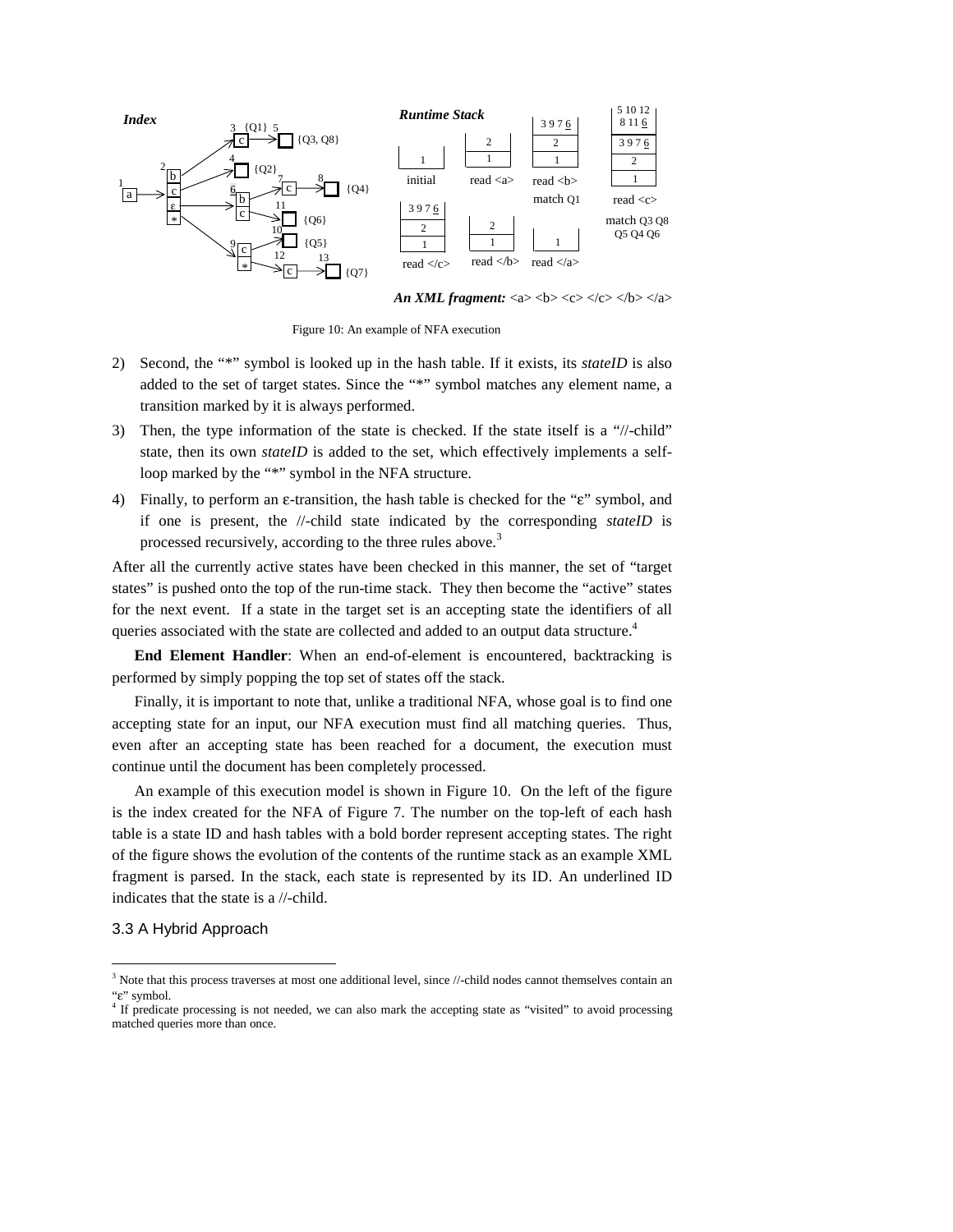Figure 10: An example of NFA execution

2) Second, the "*" symbol is looked up in the hash table. If it exists, its *stateID* is also added to the set of target states. Since the "*" symbol matches any element name, a transition marked by it is always performed.

3) Then, the type information of the state is checked. If the state itself is a "//-child" state, then its own *stateID* is added to the set, which effectively implements a self-loop marked by the "*" symbol in the NFA structure.

4) Finally, to perform an ε-transition, the hash table is checked for the "ε" symbol, and if one is present, the //-child state indicated by the corresponding *stateID* is processed recursively, according to the three rules above.[3]

After all the currently active states have been checked in this manner, the set of "target states" is pushed onto the top of the run-time stack. They then become the "active" states for the next event. If a state in the target set is an accepting state the identifiers of all queries associated with the state are collected and added to an output data structure.[4]

**End Element Handler**: When an end-of-element is encountered, backtracking is performed by simply popping the top set of states off the stack.

Finally, it is important to note that, unlike a traditional NFA, whose goal is to find one accepting state for an input, our NFA execution must find all matching queries. Thus, even after an accepting state has been reached for a document, the execution must continue until the document has been completely processed.

An example of this execution model is shown in Figure 10. On the left of the figure is the index created for the NFA of Figure 7. The number on the top-left of each hash table is a state ID and hash tables with a bold border represent accepting states. The right of the figure shows the evolution of the contents of the runtime stack as an example XML fragment is parsed. In the stack, each state is represented by its ID. An underlined ID indicates that the state is a //-child.

### 3.3 A Hybrid Approach

[3] Note that this process traverses at most one additional level, since //-child nodes cannot themselves contain an "ε" symbol.

[4] If predicate processing is not needed, we can also mark the accepting state as "visited" to avoid processing matched queries more than once.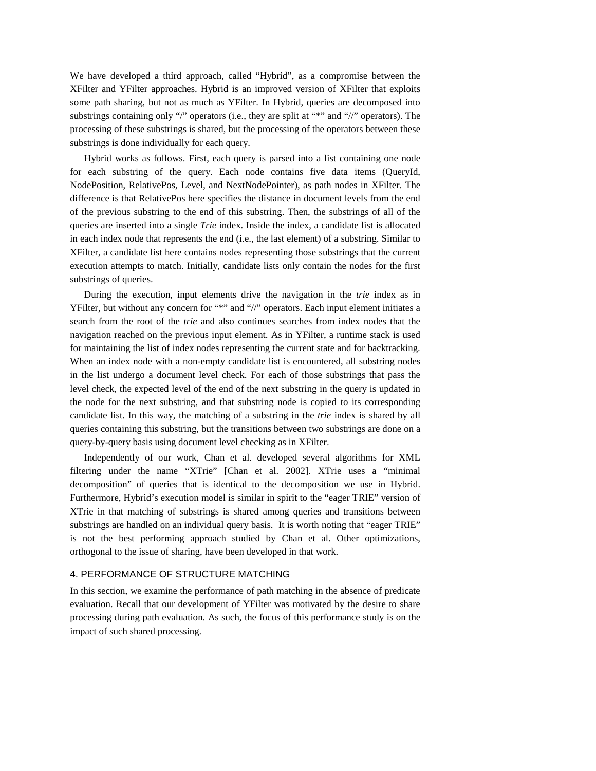We have developed a third approach, called “Hybrid”, as a compromise between the XFilter and YFilter approaches. Hybrid is an improved version of XFilter that exploits some path sharing, but not as much as YFilter. In Hybrid, queries are decomposed into substrings containing only “/” operators (i.e., they are split at “*” and “//” operators). The processing of these substrings is shared, but the processing of the operators between these substrings is done individually for each query.

Hybrid works as follows. First, each query is parsed into a list containing one node for each substring of the query. Each node contains five data items (QueryId, NodePosition, RelativePos, Level, and NextNodePointer), as path nodes in XFilter. The difference is that RelativePos here specifies the distance in document levels from the end of the previous substring to the end of this substring. Then, the substrings of all of the queries are inserted into a single *Trie* index. Inside the index, a candidate list is allocated in each index node that represents the end (i.e., the last element) of a substring. Similar to XFilter, a candidate list here contains nodes representing those substrings that the current execution attempts to match. Initially, candidate lists only contain the nodes for the first substrings of queries.

During the execution, input elements drive the navigation in the *trie* index as in YFilter, but without any concern for “*” and “//” operators. Each input element initiates a search from the root of the *trie* and also continues searches from index nodes that the navigation reached on the previous input element. As in YFilter, a runtime stack is used for maintaining the list of index nodes representing the current state and for backtracking. When an index node with a non-empty candidate list is encountered, all substring nodes in the list undergo a document level check. For each of those substrings that pass the level check, the expected level of the end of the next substring in the query is updated in the node for the next substring, and that substring node is copied to its corresponding candidate list. In this way, the matching of a substring in the *trie* index is shared by all queries containing this substring, but the transitions between two substrings are done on a query-by-query basis using document level checking as in XFilter.

Independently of our work, Chan et al. developed several algorithms for XML filtering under the name “XTrie” [Chan et al. 2002]. XTrie uses a “minimal decomposition” of queries that is identical to the decomposition we use in Hybrid. Furthermore, Hybrid’s execution model is similar in spirit to the “eager TRIE” version of XTrie in that matching of substrings is shared among queries and transitions between substrings are handled on an individual query basis. It is worth noting that “eager TRIE” is not the best performing approach studied by Chan et al. Other optimizations, orthogonal to the issue of sharing, have been developed in that work.

## 4. PERFORMANCE OF STRUCTURE MATCHING

In this section, we examine the performance of path matching in the absence of predicate evaluation. Recall that our development of YFilter was motivated by the desire to share processing during path evaluation. As such, the focus of this performance study is on the impact of such shared processing.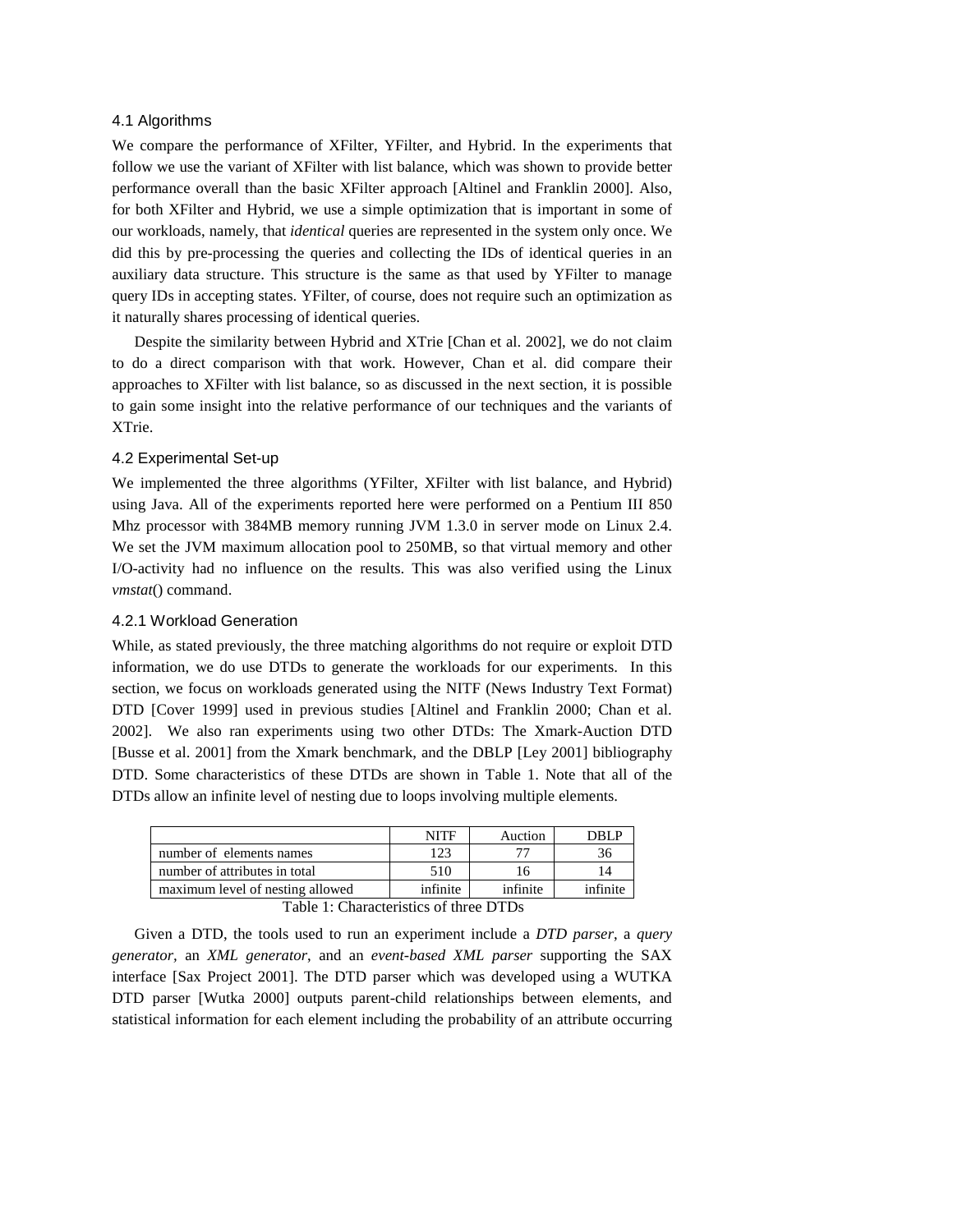### 4.1 Algorithms

We compare the performance of XFilter, YFilter, and Hybrid. In the experiments that follow we use the variant of XFilter with list balance, which was shown to provide better performance overall than the basic XFilter approach [Altinel and Franklin 2000]. Also, for both XFilter and Hybrid, we use a simple optimization that is important in some of our workloads, namely, that *identical* queries are represented in the system only once. We did this by pre-processing the queries and collecting the IDs of identical queries in an auxiliary data structure. This structure is the same as that used by YFilter to manage query IDs in accepting states. YFilter, of course, does not require such an optimization as it naturally shares processing of identical queries.

Despite the similarity between Hybrid and XTrie [Chan et al. 2002], we do not claim to do a direct comparison with that work. However, Chan et al. did compare their approaches to XFilter with list balance, so as discussed in the next section, it is possible to gain some insight into the relative performance of our techniques and the variants of XTrie.

### 4.2 Experimental Set-up

We implemented the three algorithms (YFilter, XFilter with list balance, and Hybrid) using Java. All of the experiments reported here were performed on a Pentium III 850 Mhz processor with 384MB memory running JVM 1.3.0 in server mode on Linux 2.4. We set the JVM maximum allocation pool to 250MB, so that virtual memory and other I/O-activity had no influence on the results. This was also verified using the Linux *vmstat*() command.

#### 4.2.1 Workload Generation

While, as stated previously, the three matching algorithms do not require or exploit DTD information, we do use DTDs to generate the workloads for our experiments. In this section, we focus on workloads generated using the NITF (News Industry Text Format) DTD [Cover 1999] used in previous studies [Altinel and Franklin 2000; Chan et al. 2002]. We also ran experiments using two other DTDs: The Xmark-Auction DTD [Busse et al. 2001] from the Xmark benchmark, and the DBLP [Ley 2001] bibliography DTD. Some characteristics of these DTDs are shown in Table 1. Note that all of the DTDs allow an infinite level of nesting due to loops involving multiple elements.

| | NITF | Auction | DBLP |
|---|---|---|---|
| number of elements names | 123 | 77 | 36 |
| number of attributes in total | 510 | 16 | 14 |
| maximum level of nesting allowed | infinite | infinite | infinite |

Table 1: Characteristics of three DTDs

Given a DTD, the tools used to run an experiment include a *DTD parser*, a *query generator*, an *XML generator*, and an *event-based XML parser* supporting the SAX interface [Sax Project 2001]. The DTD parser which was developed using a WUTKA DTD parser [Wutka 2000] outputs parent-child relationships between elements, and statistical information for each element including the probability of an attribute occurring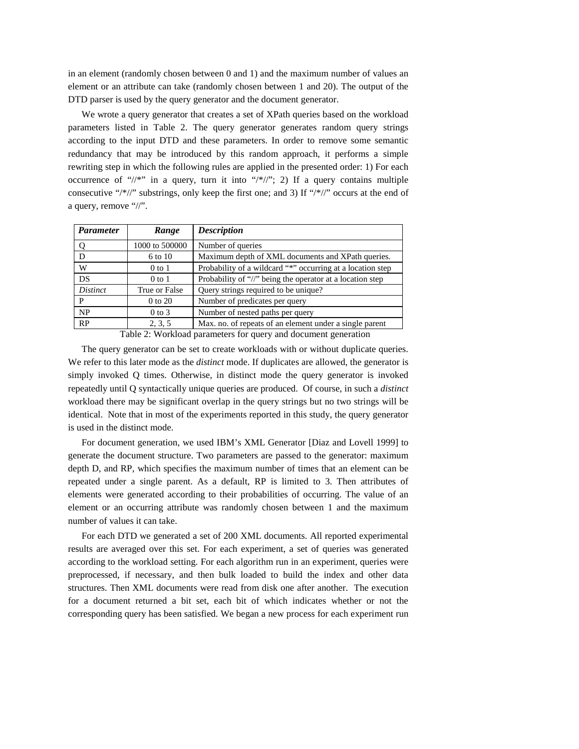in an element (randomly chosen between 0 and 1) and the maximum number of values an element or an attribute can take (randomly chosen between 1 and 20). The output of the DTD parser is used by the query generator and the document generator.

We wrote a query generator that creates a set of XPath queries based on the workload parameters listed in Table 2. The query generator generates random query strings according to the input DTD and these parameters. In order to remove some semantic redundancy that may be introduced by this random approach, it performs a simple rewriting step in which the following rules are applied in the presented order: 1) For each occurrence of "//*" in a query, turn it into "/*//"; 2) If a query contains multiple consecutive "/*//" substrings, only keep the first one; and 3) If "/*//" occurs at the end of a query, remove "//".

| *Parameter* | *Range* | *Description* |
|---|---|---|
| Q | 1000 to 500000 | Number of queries |
| D | 6 to 10 | Maximum depth of XML documents and XPath queries. |
| W | 0 to 1 | Probability of a wildcard "*" occurring at a location step |
| DS | 0 to 1 | Probability of "//" being the operator at a location step |
| *Distinct* | True or False | Query strings required to be unique? |
| P | 0 to 20 | Number of predicates per query |
| NP | 0 to 3 | Number of nested paths per query |
| RP | 2, 3, 5 | Max. no. of repeats of an element under a single parent |

Table 2: Workload parameters for query and document generation

The query generator can be set to create workloads with or without duplicate queries. We refer to this later mode as the *distinct* mode. If duplicates are allowed, the generator is simply invoked Q times. Otherwise, in distinct mode the query generator is invoked repeatedly until Q syntactically unique queries are produced. Of course, in such a *distinct* workload there may be significant overlap in the query strings but no two strings will be identical. Note that in most of the experiments reported in this study, the query generator is used in the distinct mode.

For document generation, we used IBM's XML Generator [Diaz and Lovell 1999] to generate the document structure. Two parameters are passed to the generator: maximum depth D, and RP, which specifies the maximum number of times that an element can be repeated under a single parent. As a default, RP is limited to 3. Then attributes of elements were generated according to their probabilities of occurring. The value of an element or an occurring attribute was randomly chosen between 1 and the maximum number of values it can take.

For each DTD we generated a set of 200 XML documents. All reported experimental results are averaged over this set. For each experiment, a set of queries was generated according to the workload setting. For each algorithm run in an experiment, queries were preprocessed, if necessary, and then bulk loaded to build the index and other data structures. Then XML documents were read from disk one after another. The execution for a document returned a bit set, each bit of which indicates whether or not the corresponding query has been satisfied. We began a new process for each experiment run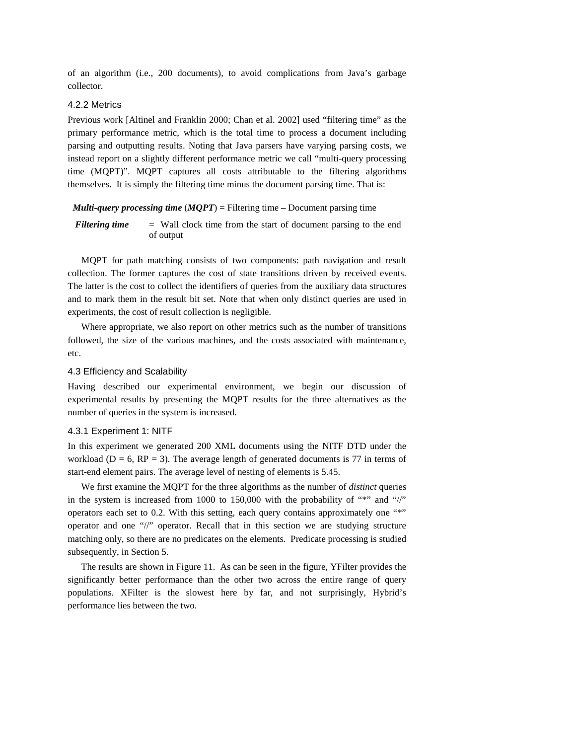of an algorithm (i.e., 200 documents), to avoid complications from Java's garbage collector.

### 4.2.2 Metrics

Previous work [Altinel and Franklin 2000; Chan et al. 2002] used "filtering time" as the primary performance metric, which is the total time to process a document including parsing and outputting results. Noting that Java parsers have varying parsing costs, we instead report on a slightly different performance metric we call "multi-query processing time (MQPT)". MQPT captures all costs attributable to the filtering algorithms themselves. It is simply the filtering time minus the document parsing time. That is:

***Multi-query processing time*** (***MQPT***) = Filtering time – Document parsing time

***Filtering time*** = Wall clock time from the start of document parsing to the end of output

MQPT for path matching consists of two components: path navigation and result collection. The former captures the cost of state transitions driven by received events. The latter is the cost to collect the identifiers of queries from the auxiliary data structures and to mark them in the result bit set. Note that when only distinct queries are used in experiments, the cost of result collection is negligible.

Where appropriate, we also report on other metrics such as the number of transitions followed, the size of the various machines, and the costs associated with maintenance, etc.

## 4.3 Efficiency and Scalability

Having described our experimental environment, we begin our discussion of experimental results by presenting the MQPT results for the three alternatives as the number of queries in the system is increased.

### 4.3.1 Experiment 1: NITF

In this experiment we generated 200 XML documents using the NITF DTD under the workload (D = 6, RP = 3). The average length of generated documents is 77 in terms of start-end element pairs. The average level of nesting of elements is 5.45.

We first examine the MQPT for the three algorithms as the number of *distinct* queries in the system is increased from 1000 to 150,000 with the probability of "*" and "//" operators each set to 0.2. With this setting, each query contains approximately one "*" operator and one "//" operator. Recall that in this section we are studying structure matching only, so there are no predicates on the elements. Predicate processing is studied subsequently, in Section 5.

The results are shown in Figure 11. As can be seen in the figure, YFilter provides the significantly better performance than the other two across the entire range of query populations. XFilter is the slowest here by far, and not surprisingly, Hybrid's performance lies between the two.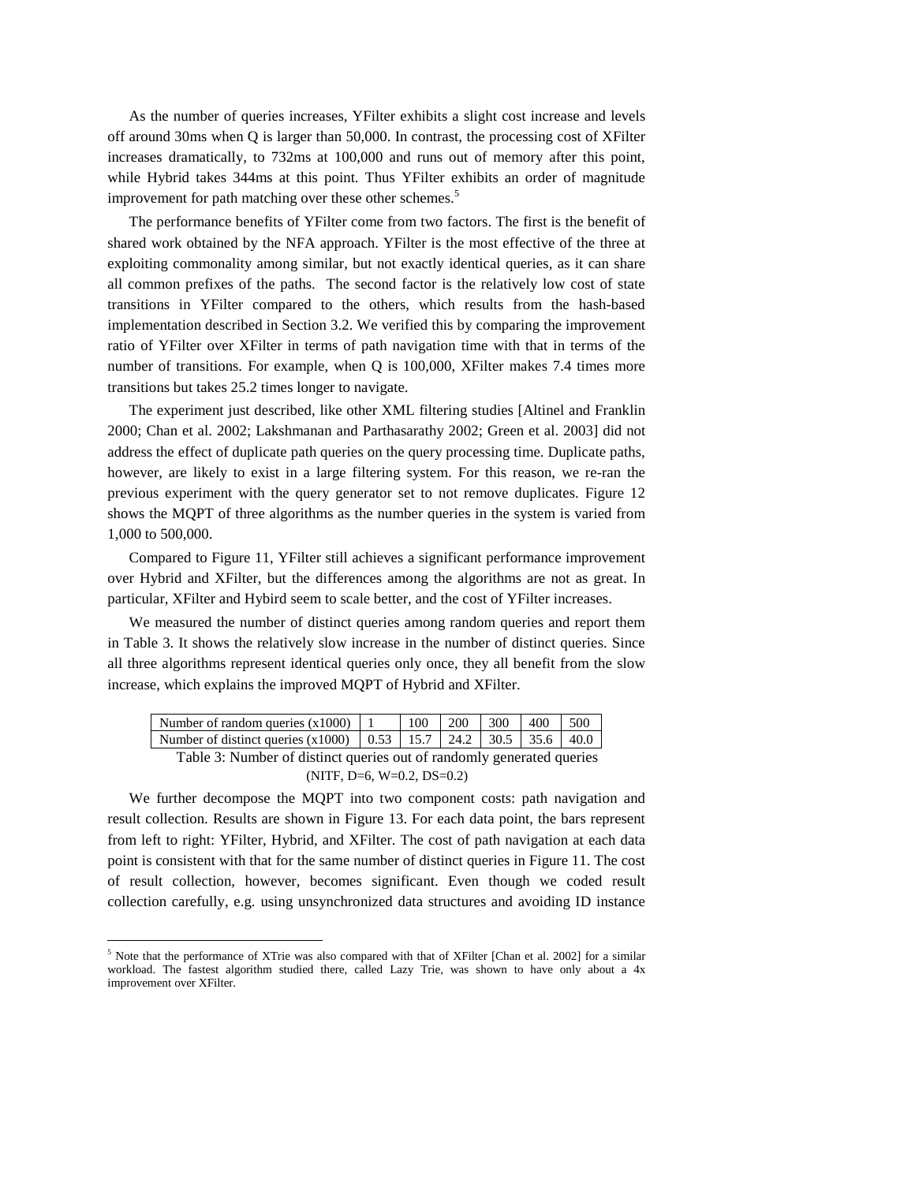As the number of queries increases, YFilter exhibits a slight cost increase and levels off around 30ms when Q is larger than 50,000. In contrast, the processing cost of XFilter increases dramatically, to 732ms at 100,000 and runs out of memory after this point, while Hybrid takes 344ms at this point. Thus YFilter exhibits an order of magnitude improvement for path matching over these other schemes.[5]

The performance benefits of YFilter come from two factors. The first is the benefit of shared work obtained by the NFA approach. YFilter is the most effective of the three at exploiting commonality among similar, but not exactly identical queries, as it can share all common prefixes of the paths. The second factor is the relatively low cost of state transitions in YFilter compared to the others, which results from the hash-based implementation described in Section 3.2. We verified this by comparing the improvement ratio of YFilter over XFilter in terms of path navigation time with that in terms of the number of transitions. For example, when Q is 100,000, XFilter makes 7.4 times more transitions but takes 25.2 times longer to navigate.

The experiment just described, like other XML filtering studies [Altinel and Franklin 2000; Chan et al. 2002; Lakshmanan and Parthasarathy 2002; Green et al. 2003] did not address the effect of duplicate path queries on the query processing time. Duplicate paths, however, are likely to exist in a large filtering system. For this reason, we re-ran the previous experiment with the query generator set to not remove duplicates. Figure 12 shows the MQPT of three algorithms as the number queries in the system is varied from 1,000 to 500,000.

Compared to Figure 11, YFilter still achieves a significant performance improvement over Hybrid and XFilter, but the differences among the algorithms are not as great. In particular, XFilter and Hybird seem to scale better, and the cost of YFilter increases.

We measured the number of distinct queries among random queries and report them in Table 3. It shows the relatively slow increase in the number of distinct queries. Since all three algorithms represent identical queries only once, they all benefit from the slow increase, which explains the improved MQPT of Hybrid and XFilter.

| Number of random queries (x1000) | 1 | 100 | 200 | 300 | 400 | 500 |
|---|---|---|---|---|---|---|
| Number of distinct queries (x1000) | 0.53 | 15.7 | 24.2 | 30.5 | 35.6 | 40.0 |

Table 3: Number of distinct queries out of randomly generated queries
(NITF, D=6, W=0.2, DS=0.2)

We further decompose the MQPT into two component costs: path navigation and result collection. Results are shown in Figure 13. For each data point, the bars represent from left to right: YFilter, Hybrid, and XFilter. The cost of path navigation at each data point is consistent with that for the same number of distinct queries in Figure 11. The cost of result collection, however, becomes significant. Even though we coded result collection carefully, e.g. using unsynchronized data structures and avoiding ID instance

[5] Note that the performance of XTrie was also compared with that of XFilter [Chan et al. 2002] for a similar workload. The fastest algorithm studied there, called Lazy Trie, was shown to have only about a 4x improvement over XFilter.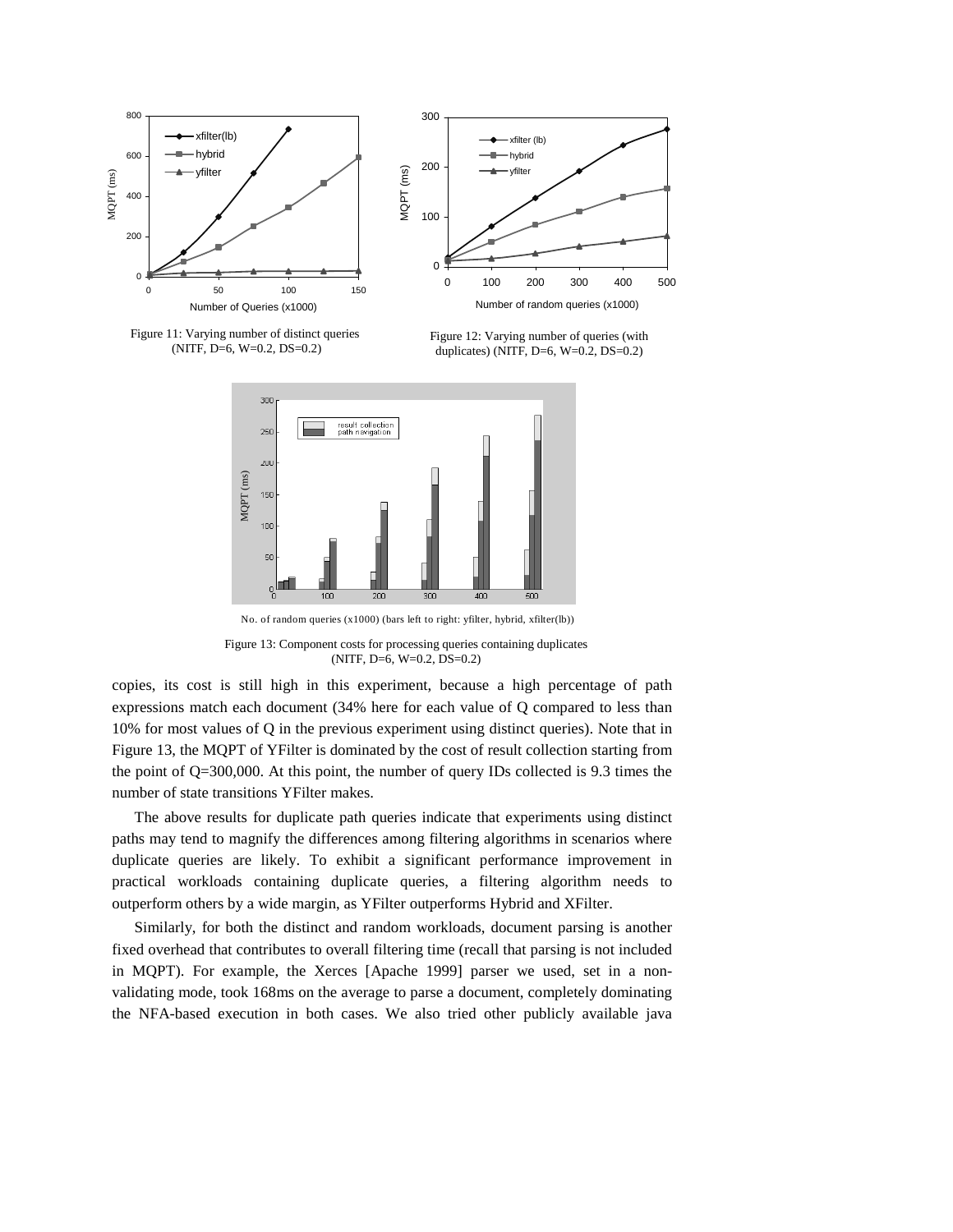Figure 11: Varying number of distinct queries (NITF, D=6, W=0.2, DS=0.2)

Figure 12: Varying number of queries (with duplicates) (NITF, D=6, W=0.2, DS=0.2)

No. of random queries (x1000) (bars left to right: yfilter, hybrid, xfilter(lb))

Figure 13: Component costs for processing queries containing duplicates (NITF, D=6, W=0.2, DS=0.2)

copies, its cost is still high in this experiment, because a high percentage of path expressions match each document (34% here for each value of Q compared to less than 10% for most values of Q in the previous experiment using distinct queries). Note that in Figure 13, the MQPT of YFilter is dominated by the cost of result collection starting from the point of Q=300,000. At this point, the number of query IDs collected is 9.3 times the number of state transitions YFilter makes.

The above results for duplicate path queries indicate that experiments using distinct paths may tend to magnify the differences among filtering algorithms in scenarios where duplicate queries are likely. To exhibit a significant performance improvement in practical workloads containing duplicate queries, a filtering algorithm needs to outperform others by a wide margin, as YFilter outperforms Hybrid and XFilter.

Similarly, for both the distinct and random workloads, document parsing is another fixed overhead that contributes to overall filtering time (recall that parsing is not included in MQPT). For example, the Xerces [Apache 1999] parser we used, set in a non-validating mode, took 168ms on the average to parse a document, completely dominating the NFA-based execution in both cases. We also tried other publicly available java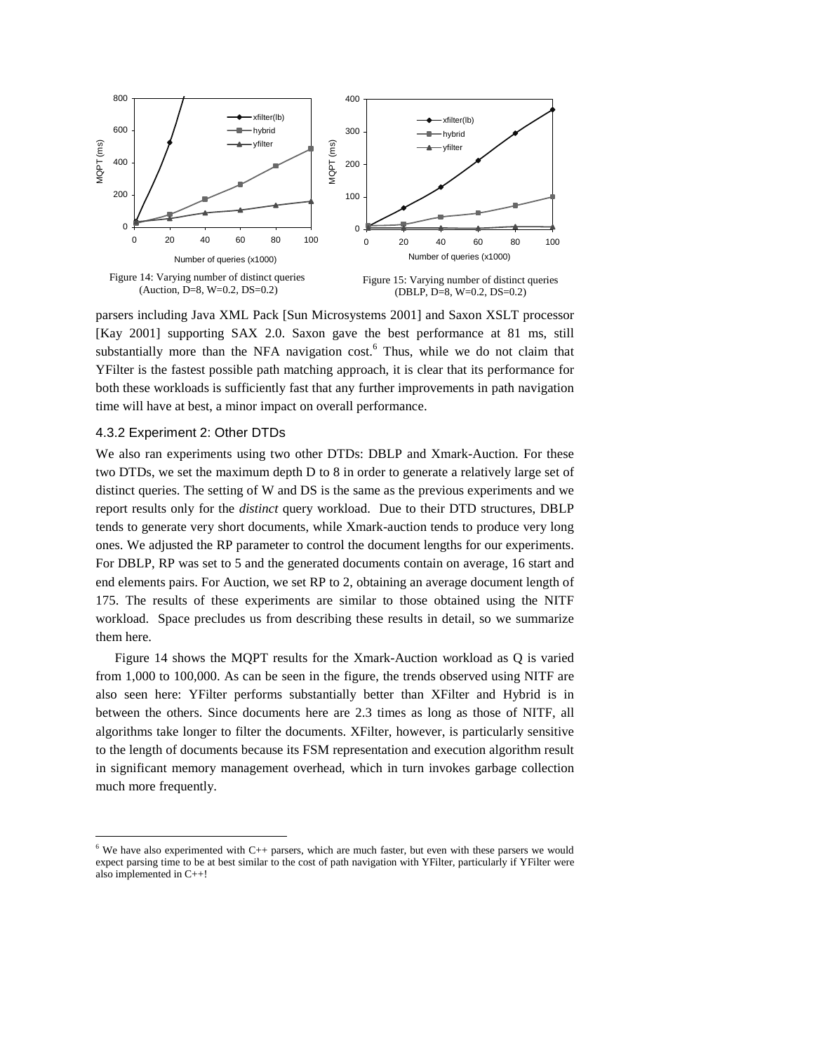Figure 14: Varying number of distinct queries (Auction, D=8, W=0.2, DS=0.2)

Figure 15: Varying number of distinct queries (DBLP, D=8, W=0.2, DS=0.2)

parsers including Java XML Pack [Sun Microsystems 2001] and Saxon XSLT processor [Kay 2001] supporting SAX 2.0. Saxon gave the best performance at 81 ms, still substantially more than the NFA navigation cost.[6] Thus, while we do not claim that YFilter is the fastest possible path matching approach, it is clear that its performance for both these workloads is sufficiently fast that any further improvements in path navigation time will have at best, a minor impact on overall performance.

### 4.3.2 Experiment 2: Other DTDs

We also ran experiments using two other DTDs: DBLP and Xmark-Auction. For these two DTDs, we set the maximum depth D to 8 in order to generate a relatively large set of distinct queries. The setting of W and DS is the same as the previous experiments and we report results only for the *distinct* query workload. Due to their DTD structures, DBLP tends to generate very short documents, while Xmark-auction tends to produce very long ones. We adjusted the RP parameter to control the document lengths for our experiments. For DBLP, RP was set to 5 and the generated documents contain on average, 16 start and end elements pairs. For Auction, we set RP to 2, obtaining an average document length of 175. The results of these experiments are similar to those obtained using the NITF workload. Space precludes us from describing these results in detail, so we summarize them here.

Figure 14 shows the MQPT results for the Xmark-Auction workload as Q is varied from 1,000 to 100,000. As can be seen in the figure, the trends observed using NITF are also seen here: YFilter performs substantially better than XFilter and Hybrid is in between the others. Since documents here are 2.3 times as long as those of NITF, all algorithms take longer to filter the documents. XFilter, however, is particularly sensitive to the length of documents because its FSM representation and execution algorithm result in significant memory management overhead, which in turn invokes garbage collection much more frequently.

[6] We have also experimented with C++ parsers, which are much faster, but even with these parsers we would expect parsing time to be at best similar to the cost of path navigation with YFilter, particularly if YFilter were also implemented in C++!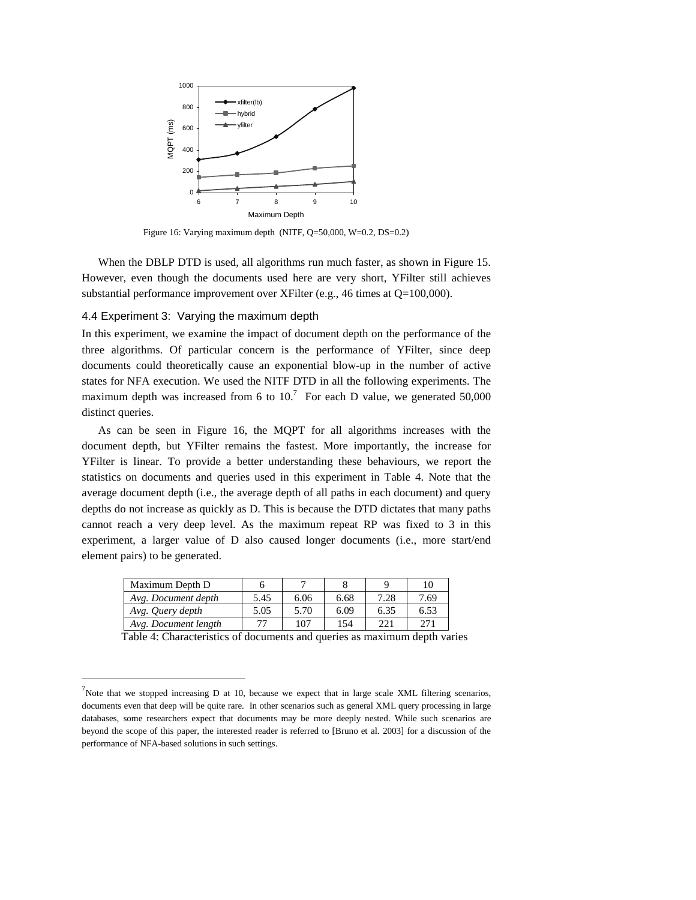Figure 16: Varying maximum depth (NITF, Q=50,000, W=0.2, DS=0.2)

When the DBLP DTD is used, all algorithms run much faster, as shown in Figure 15. However, even though the documents used here are very short, YFilter still achieves substantial performance improvement over XFilter (e.g., 46 times at Q=100,000).

### 4.4 Experiment 3: Varying the maximum depth

In this experiment, we examine the impact of document depth on the performance of the three algorithms. Of particular concern is the performance of YFilter, since deep documents could theoretically cause an exponential blow-up in the number of active states for NFA execution. We used the NITF DTD in all the following experiments. The maximum depth was increased from 6 to 10.[7] For each D value, we generated 50,000 distinct queries.

As can be seen in Figure 16, the MQPT for all algorithms increases with the document depth, but YFilter remains the fastest. More importantly, the increase for YFilter is linear. To provide a better understanding these behaviours, we report the statistics on documents and queries used in this experiment in Table 4. Note that the average document depth (i.e., the average depth of all paths in each document) and query depths do not increase as quickly as D. This is because the DTD dictates that many paths cannot reach a very deep level. As the maximum repeat RP was fixed to 3 in this experiment, a larger value of D also caused longer documents (i.e., more start/end element pairs) to be generated.

| Maximum Depth D | 6 | 7 | 8 | 9 | 10 |
|---|---|---|---|---|---|
| *Avg. Document depth* | 5.45 | 6.06 | 6.68 | 7.28 | 7.69 |
| *Avg. Query depth* | 5.05 | 5.70 | 6.09 | 6.35 | 6.53 |
| *Avg. Document length* | 77 | 107 | 154 | 221 | 271 |

Table 4: Characteristics of documents and queries as maximum depth varies

[7] Note that we stopped increasing D at 10, because we expect that in large scale XML filtering scenarios, documents even that deep will be quite rare. In other scenarios such as general XML query processing in large databases, some researchers expect that documents may be more deeply nested. While such scenarios are beyond the scope of this paper, the interested reader is referred to [Bruno et al. 2003] for a discussion of the performance of NFA-based solutions in such settings.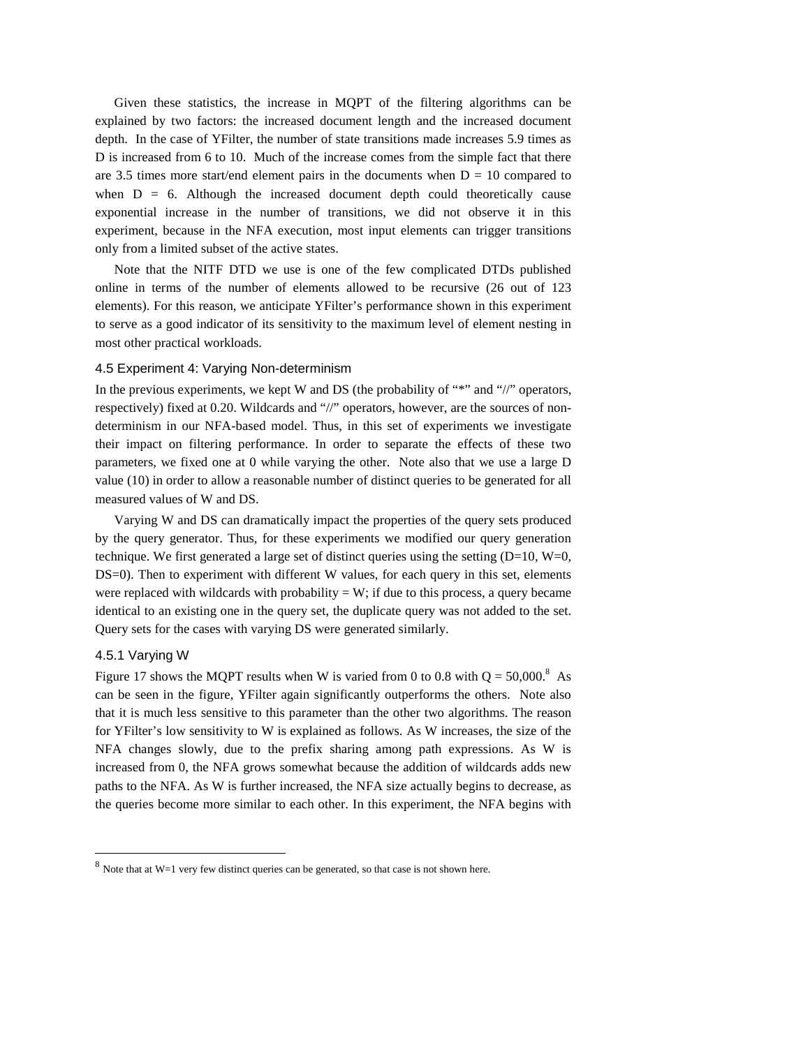Given these statistics, the increase in MQPT of the filtering algorithms can be explained by two factors: the increased document length and the increased document depth. In the case of YFilter, the number of state transitions made increases 5.9 times as D is increased from 6 to 10. Much of the increase comes from the simple fact that there are 3.5 times more start/end element pairs in the documents when D = 10 compared to when D = 6. Although the increased document depth could theoretically cause exponential increase in the number of transitions, we did not observe it in this experiment, because in the NFA execution, most input elements can trigger transitions only from a limited subset of the active states.

Note that the NITF DTD we use is one of the few complicated DTDs published online in terms of the number of elements allowed to be recursive (26 out of 123 elements). For this reason, we anticipate YFilter's performance shown in this experiment to serve as a good indicator of its sensitivity to the maximum level of element nesting in most other practical workloads.

### 4.5 Experiment 4: Varying Non-determinism

In the previous experiments, we kept W and DS (the probability of "*" and "//" operators, respectively) fixed at 0.20. Wildcards and "//" operators, however, are the sources of non-determinism in our NFA-based model. Thus, in this set of experiments we investigate their impact on filtering performance. In order to separate the effects of these two parameters, we fixed one at 0 while varying the other. Note also that we use a large D value (10) in order to allow a reasonable number of distinct queries to be generated for all measured values of W and DS.

Varying W and DS can dramatically impact the properties of the query sets produced by the query generator. Thus, for these experiments we modified our query generation technique. We first generated a large set of distinct queries using the setting (D=10, W=0, DS=0). Then to experiment with different W values, for each query in this set, elements were replaced with wildcards with probability = W; if due to this process, a query became identical to an existing one in the query set, the duplicate query was not added to the set. Query sets for the cases with varying DS were generated similarly.

#### 4.5.1 Varying W

Figure 17 shows the MQPT results when W is varied from 0 to 0.8 with Q = 50,000.[8] As can be seen in the figure, YFilter again significantly outperforms the others. Note also that it is much less sensitive to this parameter than the other two algorithms. The reason for YFilter's low sensitivity to W is explained as follows. As W increases, the size of the NFA changes slowly, due to the prefix sharing among path expressions. As W is increased from 0, the NFA grows somewhat because the addition of wildcards adds new paths to the NFA. As W is further increased, the NFA size actually begins to decrease, as the queries become more similar to each other. In this experiment, the NFA begins with

---

[8] Note that at W=1 very few distinct queries can be generated, so that case is not shown here.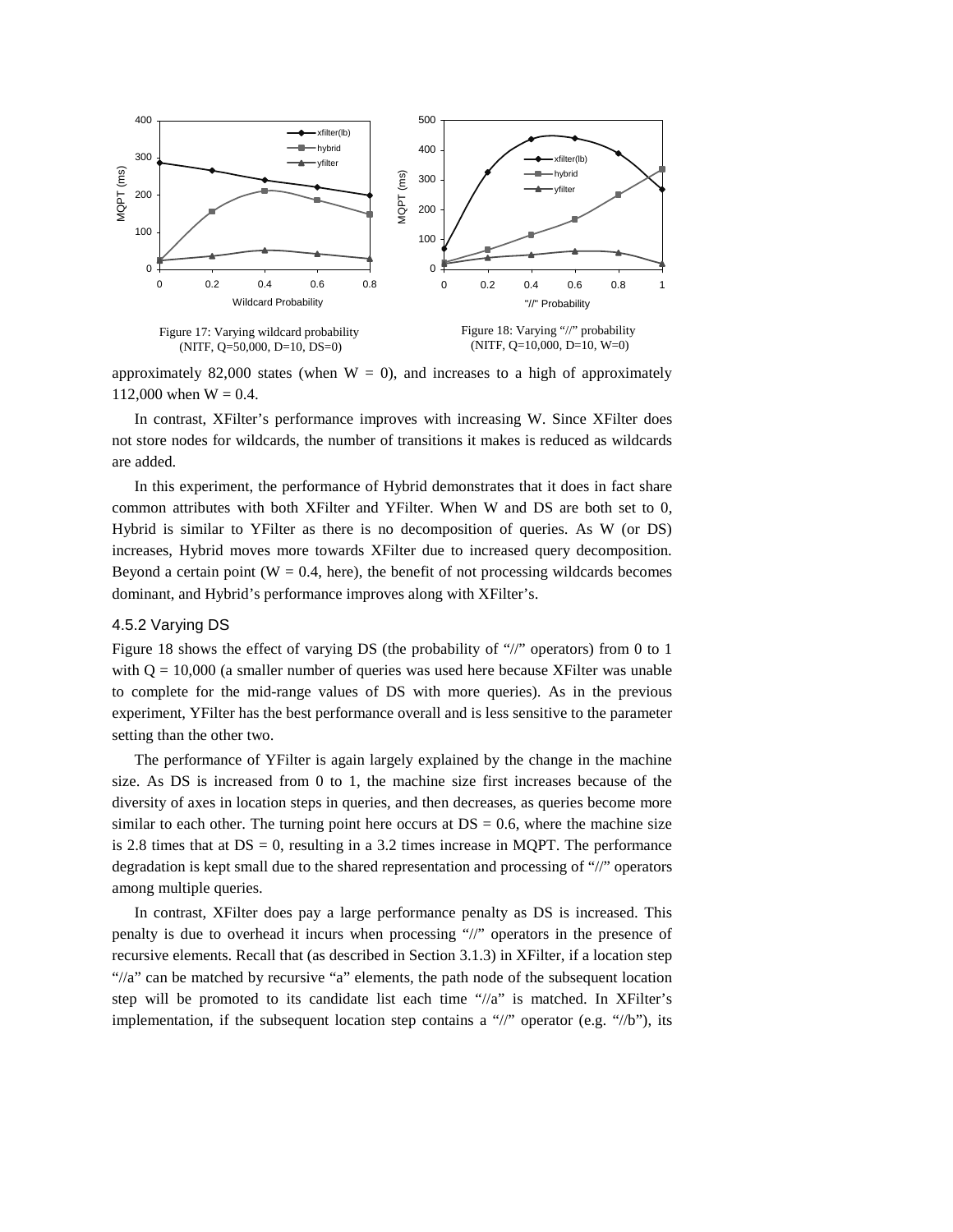Figure 17: Varying wildcard probability (NITF, Q=50,000, D=10, DS=0)

Figure 18: Varying "//" probability (NITF, Q=10,000, D=10, W=0)

approximately 82,000 states (when W = 0), and increases to a high of approximately 112,000 when W = 0.4.

In contrast, XFilter's performance improves with increasing W. Since XFilter does not store nodes for wildcards, the number of transitions it makes is reduced as wildcards are added.

In this experiment, the performance of Hybrid demonstrates that it does in fact share common attributes with both XFilter and YFilter. When W and DS are both set to 0, Hybrid is similar to YFilter as there is no decomposition of queries. As W (or DS) increases, Hybrid moves more towards XFilter due to increased query decomposition. Beyond a certain point (W = 0.4, here), the benefit of not processing wildcards becomes dominant, and Hybrid's performance improves along with XFilter's.

### 4.5.2 Varying DS

Figure 18 shows the effect of varying DS (the probability of "//" operators) from 0 to 1 with Q = 10,000 (a smaller number of queries was used here because XFilter was unable to complete for the mid-range values of DS with more queries). As in the previous experiment, YFilter has the best performance overall and is less sensitive to the parameter setting than the other two.

The performance of YFilter is again largely explained by the change in the machine size. As DS is increased from 0 to 1, the machine size first increases because of the diversity of axes in location steps in queries, and then decreases, as queries become more similar to each other. The turning point here occurs at DS = 0.6, where the machine size is 2.8 times that at DS = 0, resulting in a 3.2 times increase in MQPT. The performance degradation is kept small due to the shared representation and processing of "//" operators among multiple queries.

In contrast, XFilter does pay a large performance penalty as DS is increased. This penalty is due to overhead it incurs when processing "//" operators in the presence of recursive elements. Recall that (as described in Section 3.1.3) in XFilter, if a location step "//a" can be matched by recursive "a" elements, the path node of the subsequent location step will be promoted to its candidate list each time "//a" is matched. In XFilter's implementation, if the subsequent location step contains a "//" operator (e.g. "//b"), its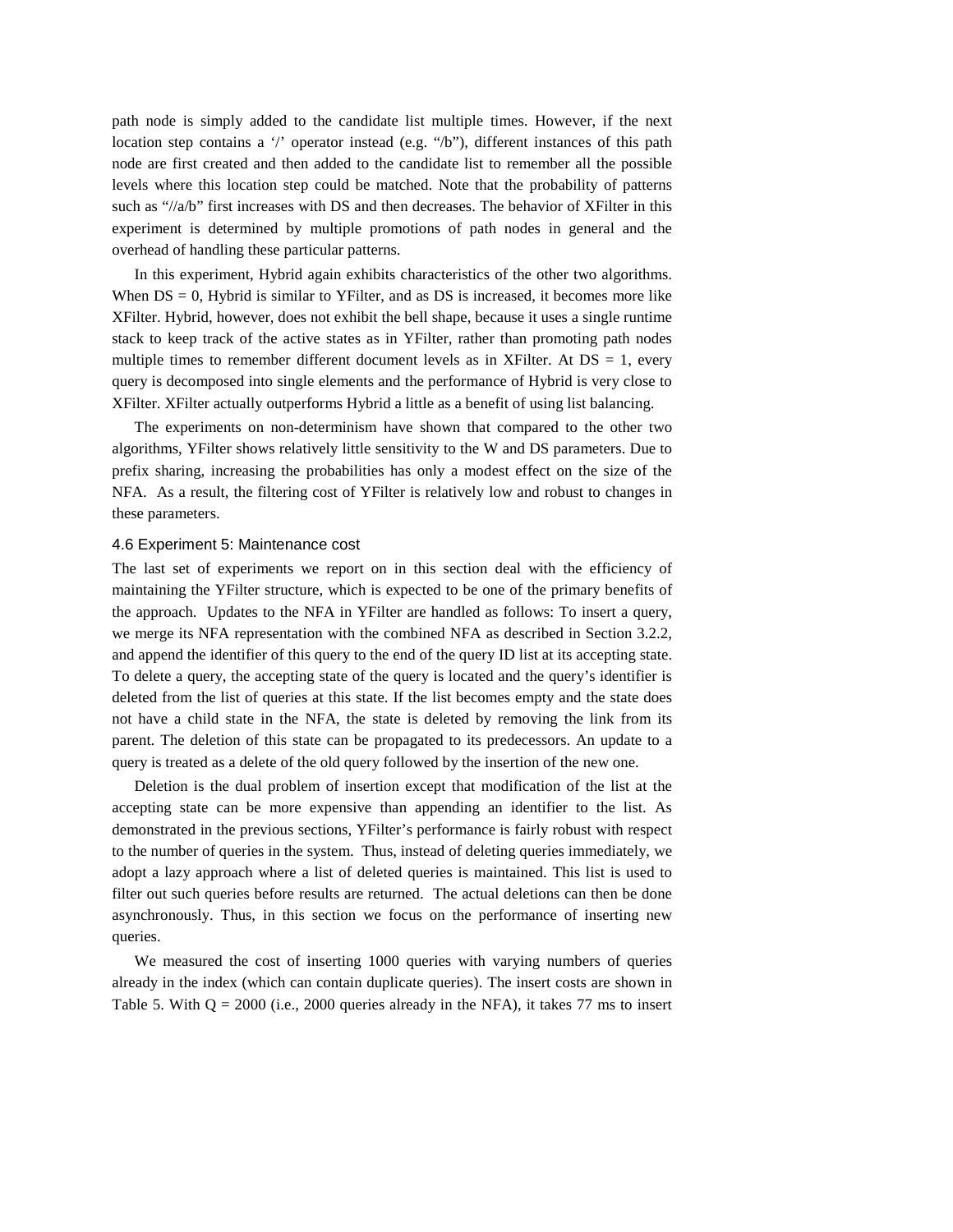path node is simply added to the candidate list multiple times. However, if the next location step contains a '/' operator instead (e.g. "/b"), different instances of this path node are first created and then added to the candidate list to remember all the possible levels where this location step could be matched. Note that the probability of patterns such as "//a/b" first increases with DS and then decreases. The behavior of XFilter in this experiment is determined by multiple promotions of path nodes in general and the overhead of handling these particular patterns.

In this experiment, Hybrid again exhibits characteristics of the other two algorithms. When DS = 0, Hybrid is similar to YFilter, and as DS is increased, it becomes more like XFilter. Hybrid, however, does not exhibit the bell shape, because it uses a single runtime stack to keep track of the active states as in YFilter, rather than promoting path nodes multiple times to remember different document levels as in XFilter. At DS = 1, every query is decomposed into single elements and the performance of Hybrid is very close to XFilter. XFilter actually outperforms Hybrid a little as a benefit of using list balancing.

The experiments on non-determinism have shown that compared to the other two algorithms, YFilter shows relatively little sensitivity to the W and DS parameters. Due to prefix sharing, increasing the probabilities has only a modest effect on the size of the NFA. As a result, the filtering cost of YFilter is relatively low and robust to changes in these parameters.

### 4.6 Experiment 5: Maintenance cost

The last set of experiments we report on in this section deal with the efficiency of maintaining the YFilter structure, which is expected to be one of the primary benefits of the approach. Updates to the NFA in YFilter are handled as follows: To insert a query, we merge its NFA representation with the combined NFA as described in Section 3.2.2, and append the identifier of this query to the end of the query ID list at its accepting state. To delete a query, the accepting state of the query is located and the query's identifier is deleted from the list of queries at this state. If the list becomes empty and the state does not have a child state in the NFA, the state is deleted by removing the link from its parent. The deletion of this state can be propagated to its predecessors. An update to a query is treated as a delete of the old query followed by the insertion of the new one.

Deletion is the dual problem of insertion except that modification of the list at the accepting state can be more expensive than appending an identifier to the list. As demonstrated in the previous sections, YFilter's performance is fairly robust with respect to the number of queries in the system. Thus, instead of deleting queries immediately, we adopt a lazy approach where a list of deleted queries is maintained. This list is used to filter out such queries before results are returned. The actual deletions can then be done asynchronously. Thus, in this section we focus on the performance of inserting new queries.

We measured the cost of inserting 1000 queries with varying numbers of queries already in the index (which can contain duplicate queries). The insert costs are shown in Table 5. With Q = 2000 (i.e., 2000 queries already in the NFA), it takes 77 ms to insert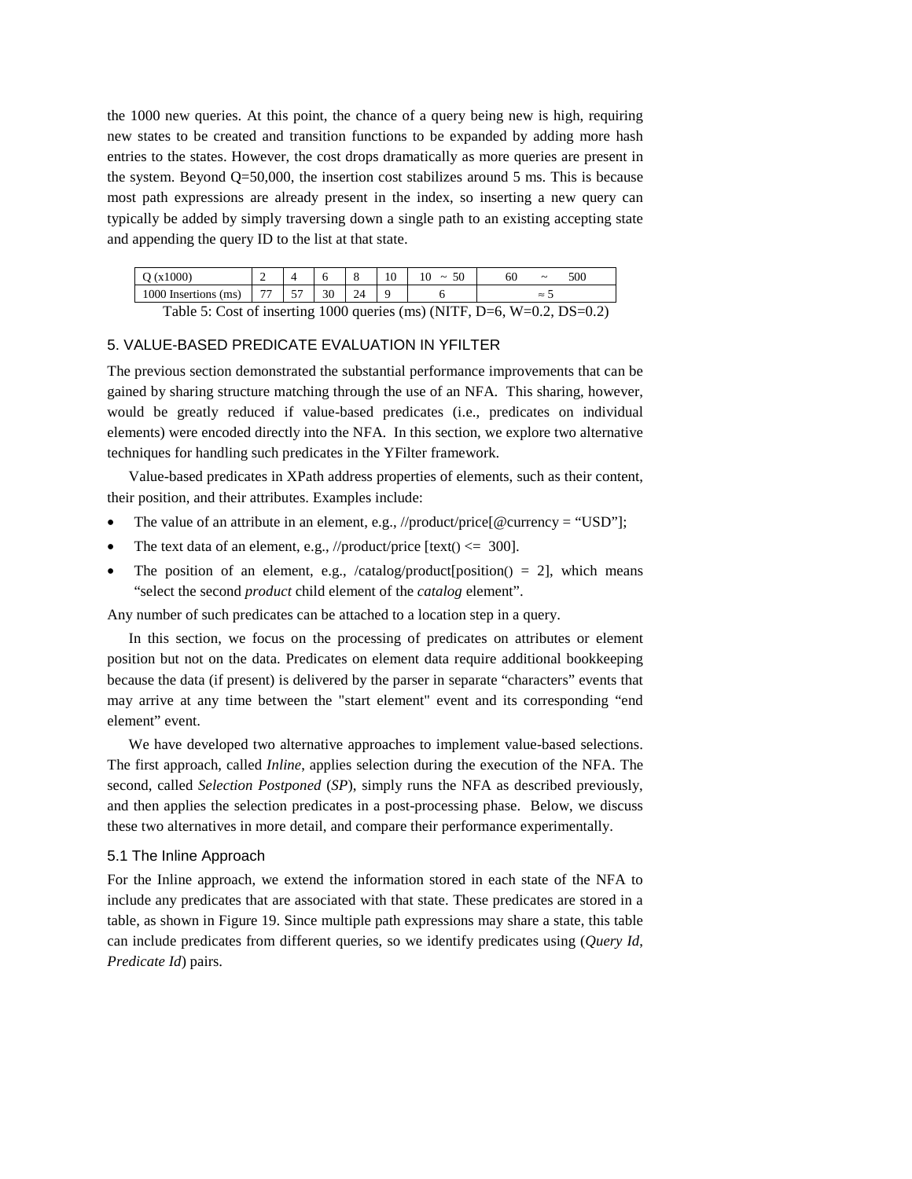the 1000 new queries. At this point, the chance of a query being new is high, requiring new states to be created and transition functions to be expanded by adding more hash entries to the states. However, the cost drops dramatically as more queries are present in the system. Beyond Q=50,000, the insertion cost stabilizes around 5 ms. This is because most path expressions are already present in the index, so inserting a new query can typically be added by simply traversing down a single path to an existing accepting state and appending the query ID to the list at that state.

| Q (x1000) | 2 | 4 | 6 | 8 | 10 | 10 ~ 50 | 60 ~ 500 |
|---|---|---|---|---|---|---|---|
| 1000 Insertions (ms) | 77 | 57 | 30 | 24 | 9 | 6 | ≈ 5 |

Table 5: Cost of inserting 1000 queries (ms) (NITF, D=6, W=0.2, DS=0.2)

## 5. VALUE-BASED PREDICATE EVALUATION IN YFILTER

The previous section demonstrated the substantial performance improvements that can be gained by sharing structure matching through the use of an NFA. This sharing, however, would be greatly reduced if value-based predicates (i.e., predicates on individual elements) were encoded directly into the NFA. In this section, we explore two alternative techniques for handling such predicates in the YFilter framework.

Value-based predicates in XPath address properties of elements, such as their content, their position, and their attributes. Examples include:

- The value of an attribute in an element, e.g., //product/price[@currency = "USD"];
- The text data of an element, e.g., //product/price [text() <= 300].
- The position of an element, e.g., /catalog/product[position() = 2], which means "select the second *product* child element of the *catalog* element".

Any number of such predicates can be attached to a location step in a query.

In this section, we focus on the processing of predicates on attributes or element position but not on the data. Predicates on element data require additional bookkeeping because the data (if present) is delivered by the parser in separate "characters" events that may arrive at any time between the "start element" event and its corresponding "end element" event.

We have developed two alternative approaches to implement value-based selections. The first approach, called *Inline*, applies selection during the execution of the NFA. The second, called *Selection Postponed* (*SP*), simply runs the NFA as described previously, and then applies the selection predicates in a post-processing phase. Below, we discuss these two alternatives in more detail, and compare their performance experimentally.

### 5.1 The Inline Approach

For the Inline approach, we extend the information stored in each state of the NFA to include any predicates that are associated with that state. These predicates are stored in a table, as shown in Figure 19. Since multiple path expressions may share a state, this table can include predicates from different queries, so we identify predicates using (*Query Id*, *Predicate Id*) pairs.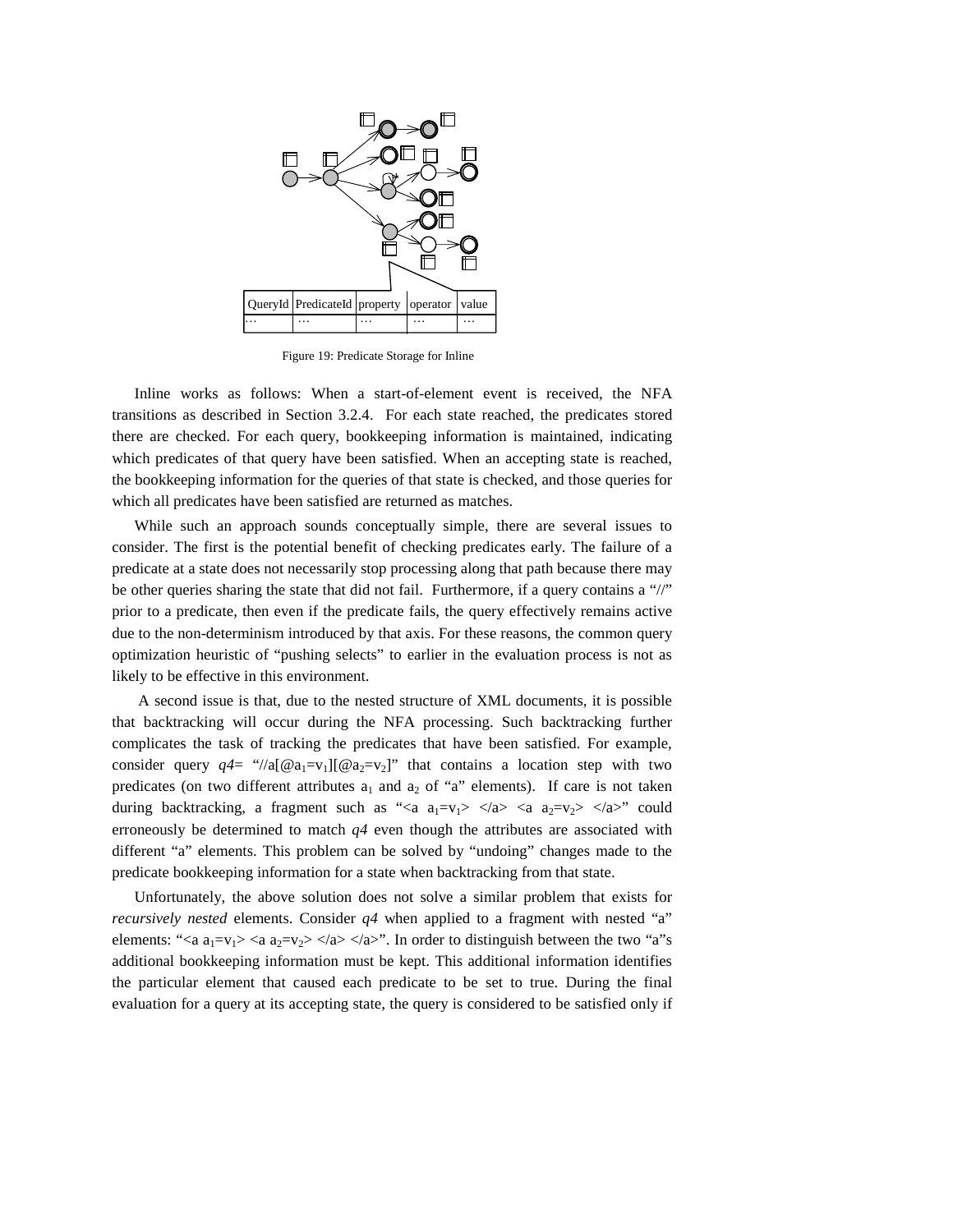| QueryId | PredicateId | property | operator | value |
|---|---|---|---|---|
| … | … | … | … | … |

Figure 19: Predicate Storage for Inline

Inline works as follows: When a start-of-element event is received, the NFA transitions as described in Section 3.2.4. For each state reached, the predicates stored there are checked. For each query, bookkeeping information is maintained, indicating which predicates of that query have been satisfied. When an accepting state is reached, the bookkeeping information for the queries of that state is checked, and those queries for which all predicates have been satisfied are returned as matches.

While such an approach sounds conceptually simple, there are several issues to consider. The first is the potential benefit of checking predicates early. The failure of a predicate at a state does not necessarily stop processing along that path because there may be other queries sharing the state that did not fail. Furthermore, if a query contains a "//" prior to a predicate, then even if the predicate fails, the query effectively remains active due to the non-determinism introduced by that axis. For these reasons, the common query optimization heuristic of "pushing selects" to earlier in the evaluation process is not as likely to be effective in this environment.

A second issue is that, due to the nested structure of XML documents, it is possible that backtracking will occur during the NFA processing. Such backtracking further complicates the task of tracking the predicates that have been satisfied. For example, consider query *q4*= "//a[@$a_1$=$v_1$][@$a_2$=$v_2$]" that contains a location step with two predicates (on two different attributes $a_1$ and $a_2$ of "a" elements). If care is not taken during backtracking, a fragment such as "<a $a_1$=$v_1$> </a> <a $a_2$=$v_2$> </a>" could erroneously be determined to match *q4* even though the attributes are associated with different "a" elements. This problem can be solved by "undoing" changes made to the predicate bookkeeping information for a state when backtracking from that state.

Unfortunately, the above solution does not solve a similar problem that exists for *recursively nested* elements. Consider *q4* when applied to a fragment with nested "a" elements: "<a $a_1$=$v_1$> <a $a_2$=$v_2$> </a> </a>". In order to distinguish between the two "a"s additional bookkeeping information must be kept. This additional information identifies the particular element that caused each predicate to be set to true. During the final evaluation for a query at its accepting state, the query is considered to be satisfied only if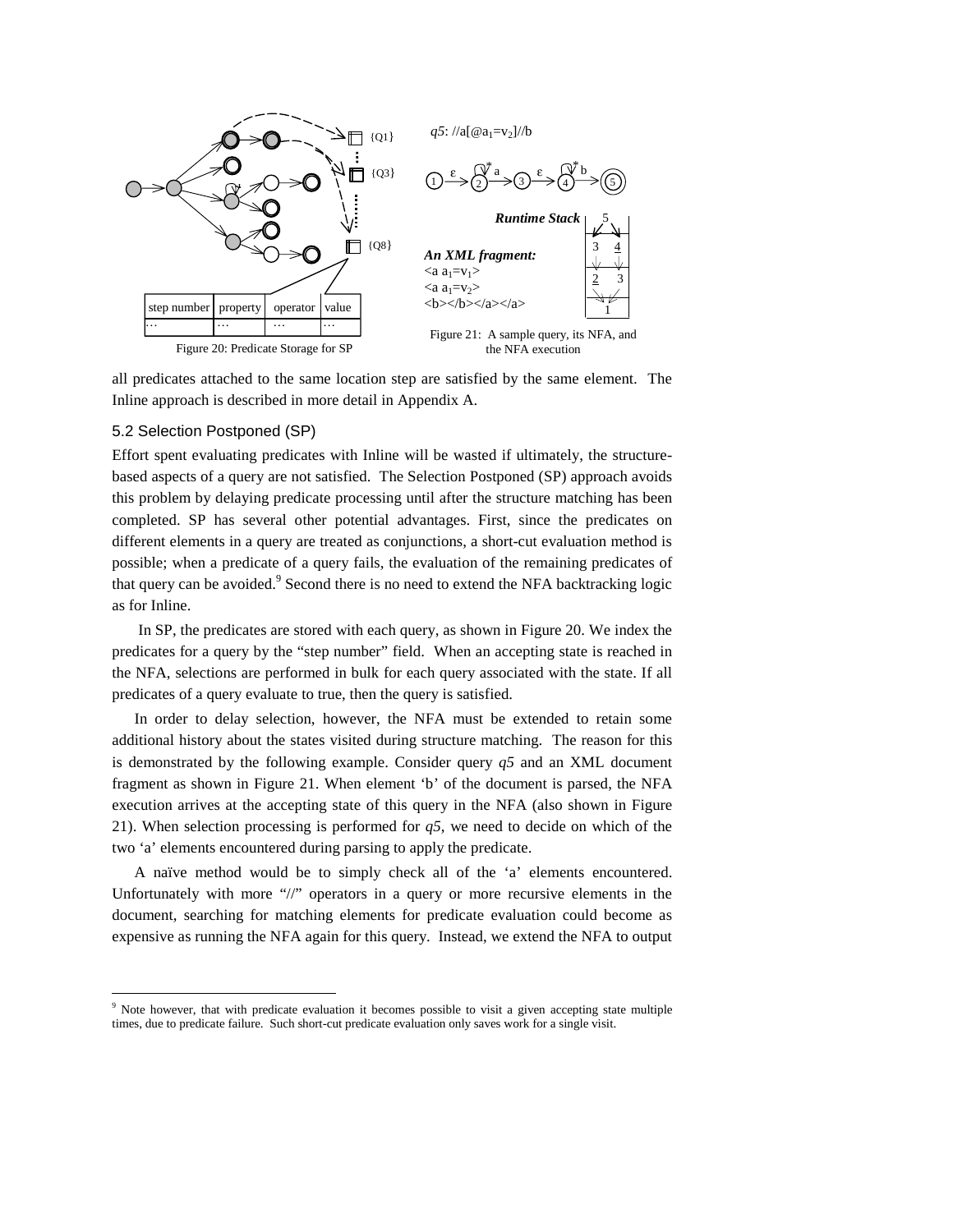Figure 20: Predicate Storage for SP

| step number | property | operator | value |
| --- | --- | --- | --- |
| … | … | … | … |

*q5*: //a[@a$_1$=v$_2$]//b

**Runtime Stack**

***An XML fragment:***
<a a$_1$=v$_1$>
<a a$_1$=v$_2$>
<b></b></a></a>

Figure 21: A sample query, its NFA, and the NFA execution

all predicates attached to the same location step are satisfied by the same element. The Inline approach is described in more detail in Appendix A.

### 5.2 Selection Postponed (SP)

Effort spent evaluating predicates with Inline will be wasted if ultimately, the structure-based aspects of a query are not satisfied. The Selection Postponed (SP) approach avoids this problem by delaying predicate processing until after the structure matching has been completed. SP has several other potential advantages. First, since the predicates on different elements in a query are treated as conjunctions, a short-cut evaluation method is possible; when a predicate of a query fails, the evaluation of the remaining predicates of that query can be avoided.[9] Second there is no need to extend the NFA backtracking logic as for Inline.

In SP, the predicates are stored with each query, as shown in Figure 20. We index the predicates for a query by the "step number" field. When an accepting state is reached in the NFA, selections are performed in bulk for each query associated with the state. If all predicates of a query evaluate to true, then the query is satisfied.

In order to delay selection, however, the NFA must be extended to retain some additional history about the states visited during structure matching. The reason for this is demonstrated by the following example. Consider query *q5* and an XML document fragment as shown in Figure 21. When element 'b' of the document is parsed, the NFA execution arrives at the accepting state of this query in the NFA (also shown in Figure 21). When selection processing is performed for *q5*, we need to decide on which of the two 'a' elements encountered during parsing to apply the predicate.

A naïve method would be to simply check all of the 'a' elements encountered. Unfortunately with more "//" operators in a query or more recursive elements in the document, searching for matching elements for predicate evaluation could become as expensive as running the NFA again for this query. Instead, we extend the NFA to output

[9] Note however, that with predicate evaluation it becomes possible to visit a given accepting state multiple times, due to predicate failure. Such short-cut predicate evaluation only saves work for a single visit.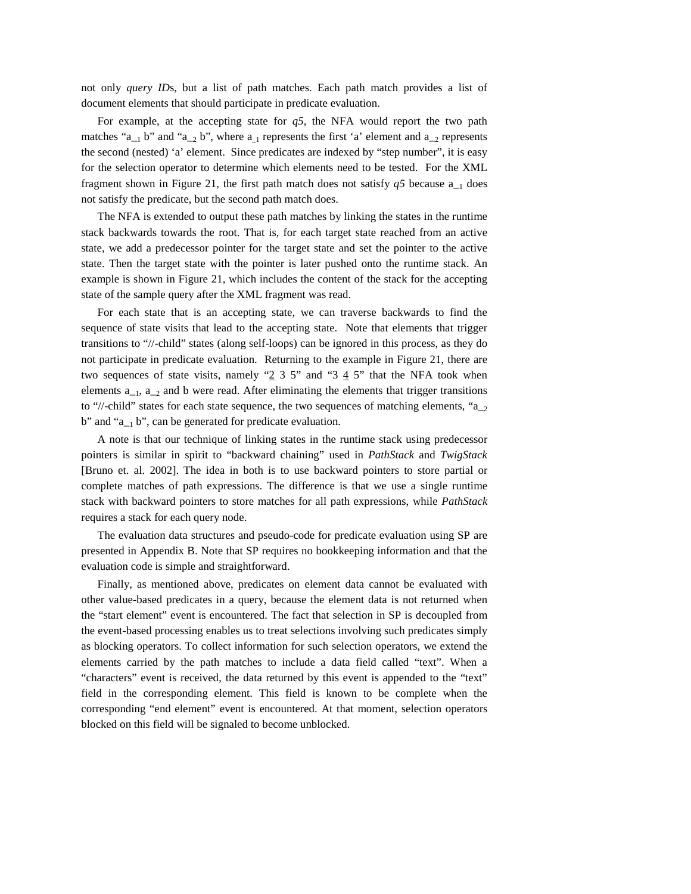not only *query ID*s, but a list of path matches. Each path match provides a list of document elements that should participate in predicate evaluation.

For example, at the accepting state for *q5*, the NFA would report the two path matches "$a\_{1}$ b" and "$a\_{2}$ b", where $a_{\_1}$ represents the first 'a' element and $a\_{2}$ represents the second (nested) 'a' element. Since predicates are indexed by "step number", it is easy for the selection operator to determine which elements need to be tested. For the XML fragment shown in Figure 21, the first path match does not satisfy *q5* because $a\_{1}$ does not satisfy the predicate, but the second path match does.

The NFA is extended to output these path matches by linking the states in the runtime stack backwards towards the root. That is, for each target state reached from an active state, we add a predecessor pointer for the target state and set the pointer to the active state. Then the target state with the pointer is later pushed onto the runtime stack. An example is shown in Figure 21, which includes the content of the stack for the accepting state of the sample query after the XML fragment was read.

For each state that is an accepting state, we can traverse backwards to find the sequence of state visits that lead to the accepting state. Note that elements that trigger transitions to "//-child" states (along self-loops) can be ignored in this process, as they do not participate in predicate evaluation. Returning to the example in Figure 21, there are two sequences of state visits, namely "<u>2</u> 3 5" and "3 <u>4</u> 5" that the NFA took when elements $a\_{1}$, $a\_{2}$ and b were read. After eliminating the elements that trigger transitions to "//-child" states for each state sequence, the two sequences of matching elements, "$a\_{2}$ b" and "$a\_{1}$ b", can be generated for predicate evaluation.

A note is that our technique of linking states in the runtime stack using predecessor pointers is similar in spirit to "backward chaining" used in *PathStack* and *TwigStack* [Bruno et. al. 2002]. The idea in both is to use backward pointers to store partial or complete matches of path expressions. The difference is that we use a single runtime stack with backward pointers to store matches for all path expressions, while *PathStack* requires a stack for each query node.

The evaluation data structures and pseudo-code for predicate evaluation using SP are presented in Appendix B. Note that SP requires no bookkeeping information and that the evaluation code is simple and straightforward.

Finally, as mentioned above, predicates on element data cannot be evaluated with other value-based predicates in a query, because the element data is not returned when the "start element" event is encountered. The fact that selection in SP is decoupled from the event-based processing enables us to treat selections involving such predicates simply as blocking operators. To collect information for such selection operators, we extend the elements carried by the path matches to include a data field called "text". When a "characters" event is received, the data returned by this event is appended to the "text" field in the corresponding element. This field is known to be complete when the corresponding "end element" event is encountered. At that moment, selection operators blocked on this field will be signaled to become unblocked.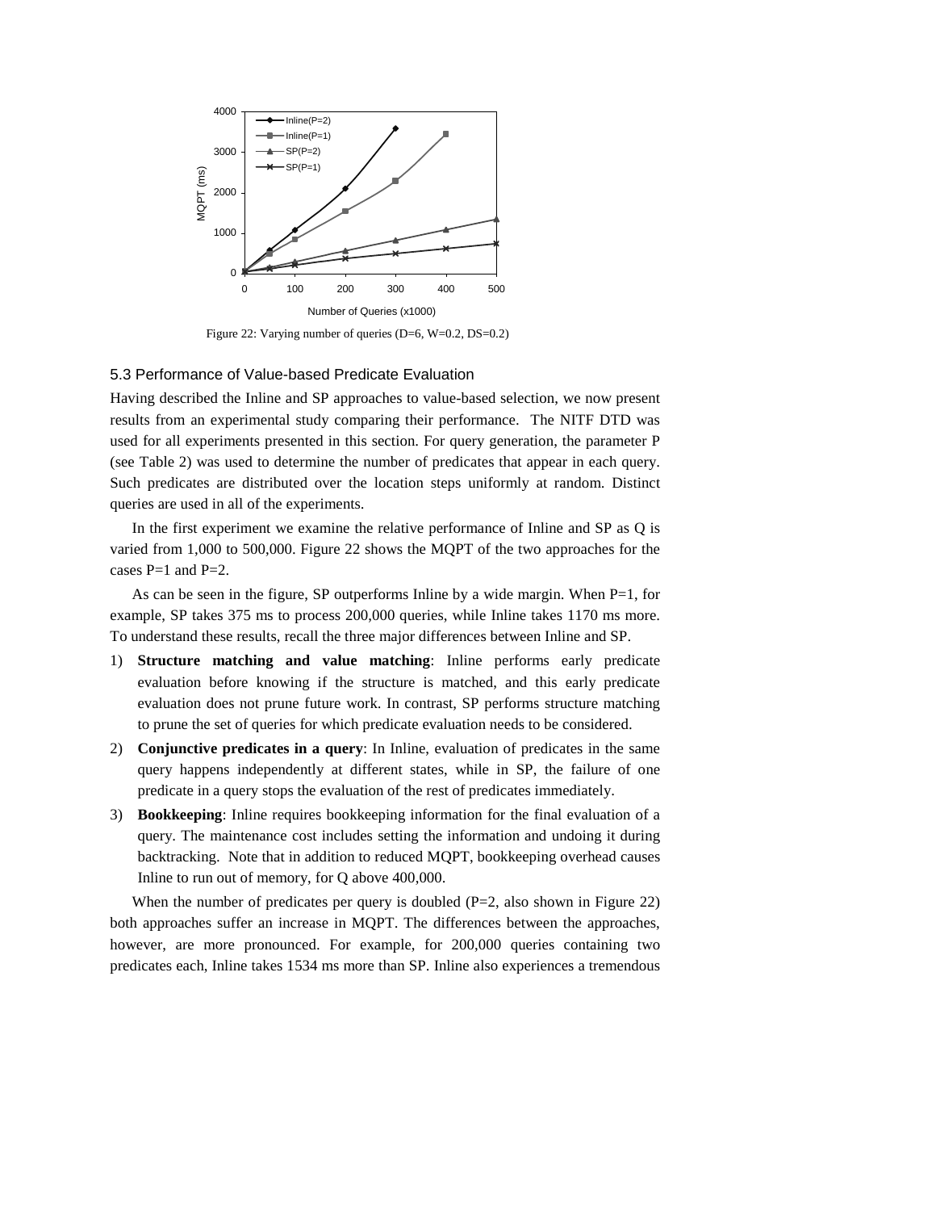Figure 22: Varying number of queries (D=6, W=0.2, DS=0.2)

### 5.3 Performance of Value-based Predicate Evaluation

Having described the Inline and SP approaches to value-based selection, we now present results from an experimental study comparing their performance. The NITF DTD was used for all experiments presented in this section. For query generation, the parameter P (see Table 2) was used to determine the number of predicates that appear in each query. Such predicates are distributed over the location steps uniformly at random. Distinct queries are used in all of the experiments.

In the first experiment we examine the relative performance of Inline and SP as Q is varied from 1,000 to 500,000. Figure 22 shows the MQPT of the two approaches for the cases P=1 and P=2.

As can be seen in the figure, SP outperforms Inline by a wide margin. When P=1, for example, SP takes 375 ms to process 200,000 queries, while Inline takes 1170 ms more. To understand these results, recall the three major differences between Inline and SP.

1) **Structure matching and value matching**: Inline performs early predicate evaluation before knowing if the structure is matched, and this early predicate evaluation does not prune future work. In contrast, SP performs structure matching to prune the set of queries for which predicate evaluation needs to be considered.
2) **Conjunctive predicates in a query**: In Inline, evaluation of predicates in the same query happens independently at different states, while in SP, the failure of one predicate in a query stops the evaluation of the rest of predicates immediately.
3) **Bookkeeping**: Inline requires bookkeeping information for the final evaluation of a query. The maintenance cost includes setting the information and undoing it during backtracking. Note that in addition to reduced MQPT, bookkeeping overhead causes Inline to run out of memory, for Q above 400,000.

When the number of predicates per query is doubled (P=2, also shown in Figure 22) both approaches suffer an increase in MQPT. The differences between the approaches, however, are more pronounced. For example, for 200,000 queries containing two predicates each, Inline takes 1534 ms more than SP. Inline also experiences a tremendous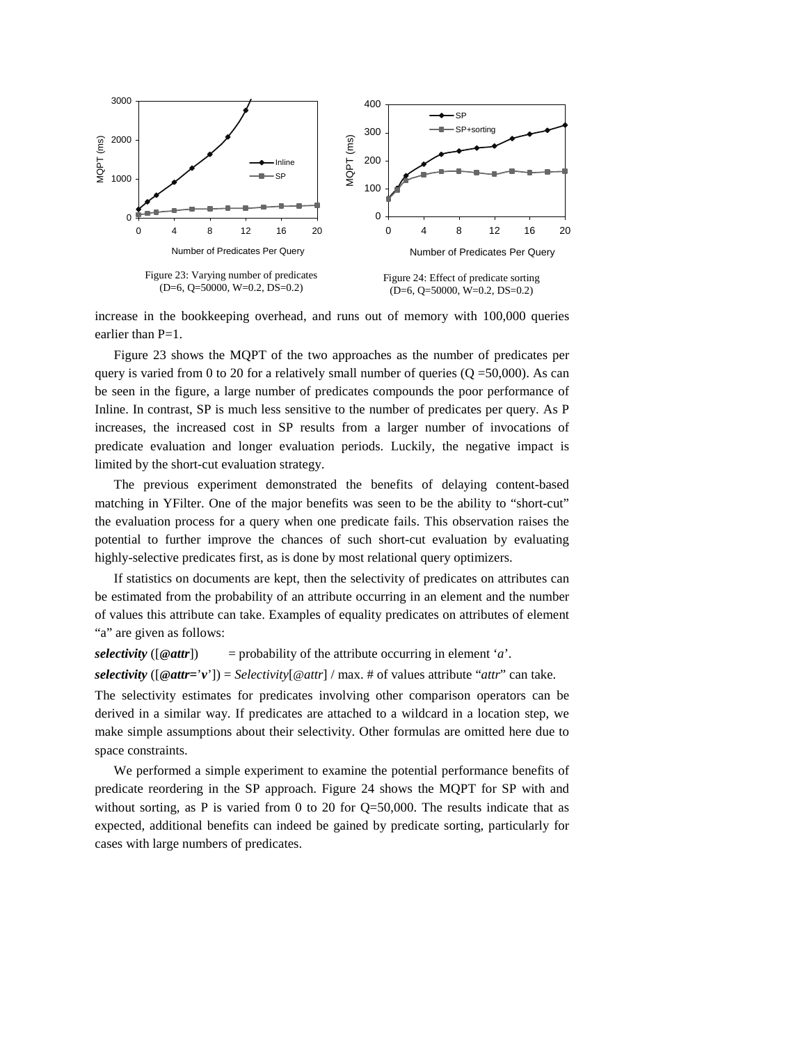Figure 23: Varying number of predicates (D=6, Q=50000, W=0.2, DS=0.2)

Figure 24: Effect of predicate sorting (D=6, Q=50000, W=0.2, DS=0.2)

increase in the bookkeeping overhead, and runs out of memory with 100,000 queries earlier than P=1.

Figure 23 shows the MQPT of the two approaches as the number of predicates per query is varied from 0 to 20 for a relatively small number of queries (Q =50,000). As can be seen in the figure, a large number of predicates compounds the poor performance of Inline. In contrast, SP is much less sensitive to the number of predicates per query. As P increases, the increased cost in SP results from a larger number of invocations of predicate evaluation and longer evaluation periods. Luckily, the negative impact is limited by the short-cut evaluation strategy.

The previous experiment demonstrated the benefits of delaying content-based matching in YFilter. One of the major benefits was seen to be the ability to "short-cut" the evaluation process for a query when one predicate fails. This observation raises the potential to further improve the chances of such short-cut evaluation by evaluating highly-selective predicates first, as is done by most relational query optimizers.

If statistics on documents are kept, then the selectivity of predicates on attributes can be estimated from the probability of an attribute occurring in an element and the number of values this attribute can take. Examples of equality predicates on attributes of element "a" are given as follows:

***selectivity*** ([***@attr***]) = probability of the attribute occurring in element '*a*'.

***selectivity*** ([***@attr***='***v***']) = *Selectivity*[*@attr*] / max. # of values attribute "*attr*" can take.

The selectivity estimates for predicates involving other comparison operators can be derived in a similar way. If predicates are attached to a wildcard in a location step, we make simple assumptions about their selectivity. Other formulas are omitted here due to space constraints.

We performed a simple experiment to examine the potential performance benefits of predicate reordering in the SP approach. Figure 24 shows the MQPT for SP with and without sorting, as P is varied from 0 to 20 for Q=50,000. The results indicate that as expected, additional benefits can indeed be gained by predicate sorting, particularly for cases with large numbers of predicates.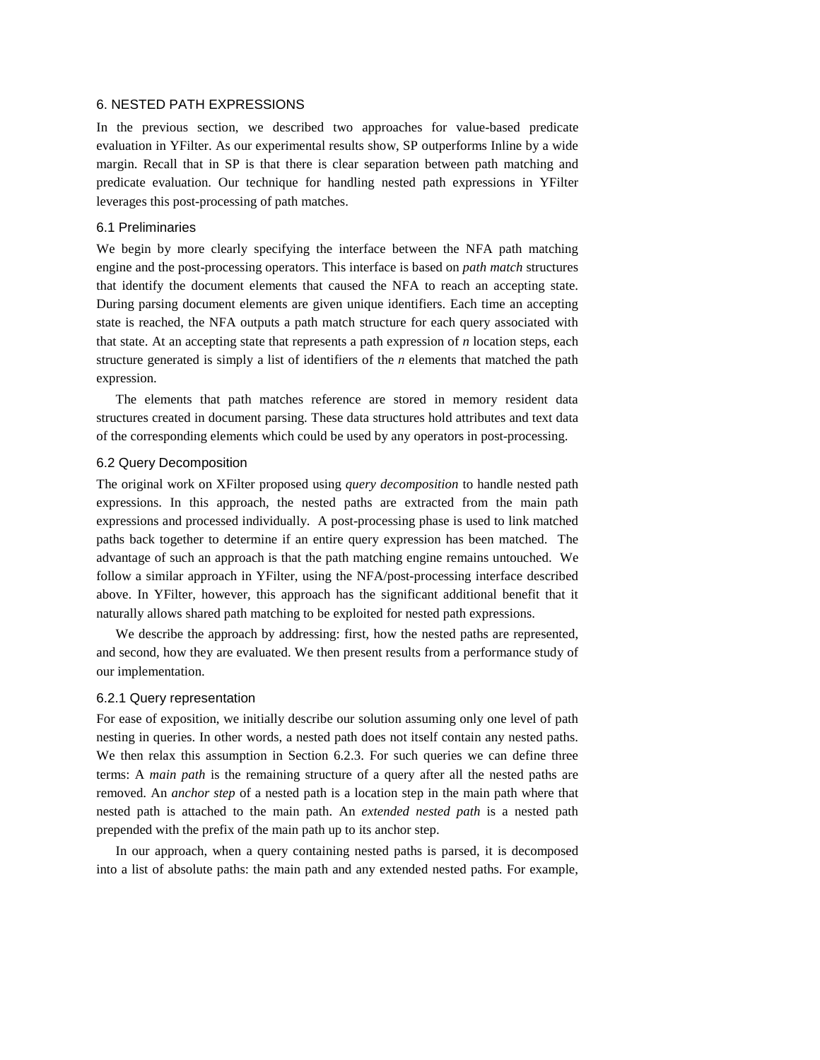## 6. NESTED PATH EXPRESSIONS

In the previous section, we described two approaches for value-based predicate evaluation in YFilter. As our experimental results show, SP outperforms Inline by a wide margin. Recall that in SP is that there is clear separation between path matching and predicate evaluation. Our technique for handling nested path expressions in YFilter leverages this post-processing of path matches.

### 6.1 Preliminaries

We begin by more clearly specifying the interface between the NFA path matching engine and the post-processing operators. This interface is based on *path match* structures that identify the document elements that caused the NFA to reach an accepting state. During parsing document elements are given unique identifiers. Each time an accepting state is reached, the NFA outputs a path match structure for each query associated with that state. At an accepting state that represents a path expression of *n* location steps, each structure generated is simply a list of identifiers of the *n* elements that matched the path expression.

The elements that path matches reference are stored in memory resident data structures created in document parsing. These data structures hold attributes and text data of the corresponding elements which could be used by any operators in post-processing.

### 6.2 Query Decomposition

The original work on XFilter proposed using *query decomposition* to handle nested path expressions. In this approach, the nested paths are extracted from the main path expressions and processed individually. A post-processing phase is used to link matched paths back together to determine if an entire query expression has been matched. The advantage of such an approach is that the path matching engine remains untouched. We follow a similar approach in YFilter, using the NFA/post-processing interface described above. In YFilter, however, this approach has the significant additional benefit that it naturally allows shared path matching to be exploited for nested path expressions.

We describe the approach by addressing: first, how the nested paths are represented, and second, how they are evaluated. We then present results from a performance study of our implementation.

#### 6.2.1 Query representation

For ease of exposition, we initially describe our solution assuming only one level of path nesting in queries. In other words, a nested path does not itself contain any nested paths. We then relax this assumption in Section 6.2.3. For such queries we can define three terms: A *main path* is the remaining structure of a query after all the nested paths are removed. An *anchor step* of a nested path is a location step in the main path where that nested path is attached to the main path. An *extended nested path* is a nested path prepended with the prefix of the main path up to its anchor step.

In our approach, when a query containing nested paths is parsed, it is decomposed into a list of absolute paths: the main path and any extended nested paths. For example,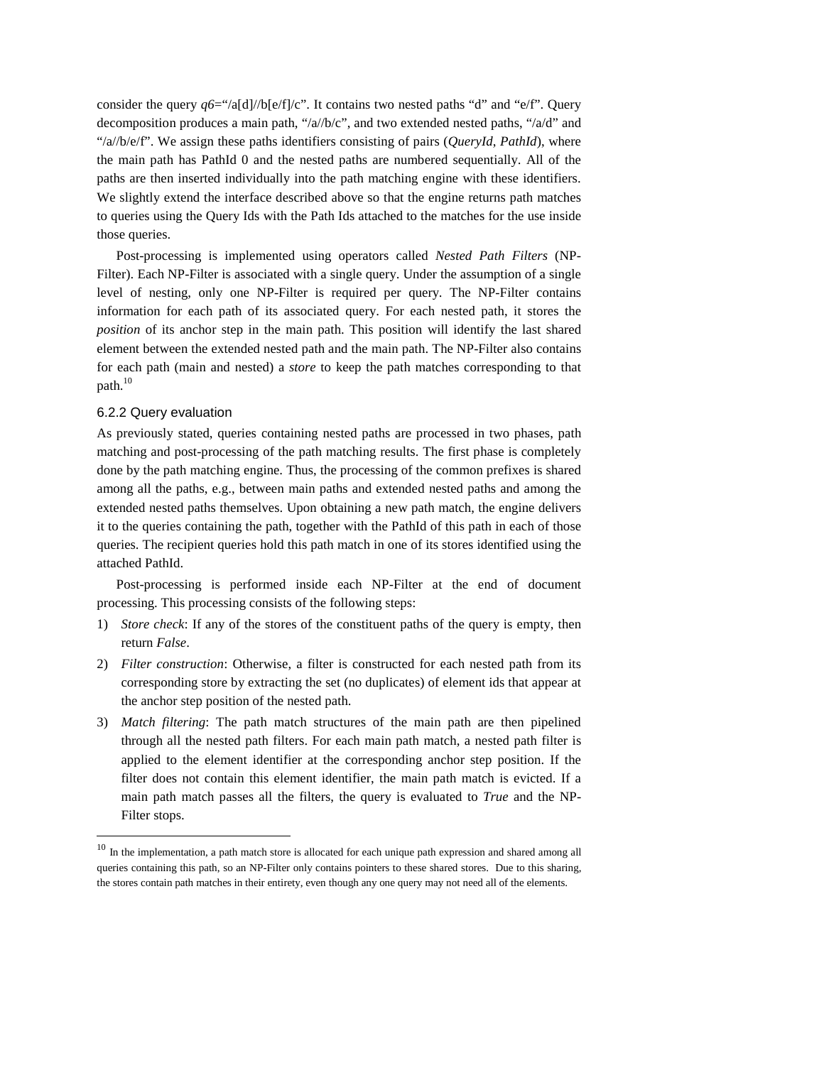consider the query *q6*="/a[d]//b[e/f]/c". It contains two nested paths "d" and "e/f". Query decomposition produces a main path, "/a//b/c", and two extended nested paths, "/a/d" and "/a//b/e/f". We assign these paths identifiers consisting of pairs (*QueryId*, *PathId*), where the main path has PathId 0 and the nested paths are numbered sequentially. All of the paths are then inserted individually into the path matching engine with these identifiers. We slightly extend the interface described above so that the engine returns path matches to queries using the Query Ids with the Path Ids attached to the matches for the use inside those queries.

Post-processing is implemented using operators called *Nested Path Filters* (NP-Filter). Each NP-Filter is associated with a single query. Under the assumption of a single level of nesting, only one NP-Filter is required per query. The NP-Filter contains information for each path of its associated query. For each nested path, it stores the *position* of its anchor step in the main path. This position will identify the last shared element between the extended nested path and the main path. The NP-Filter also contains for each path (main and nested) a *store* to keep the path matches corresponding to that path.[10]

### 6.2.2 Query evaluation

As previously stated, queries containing nested paths are processed in two phases, path matching and post-processing of the path matching results. The first phase is completely done by the path matching engine. Thus, the processing of the common prefixes is shared among all the paths, e.g., between main paths and extended nested paths and among the extended nested paths themselves. Upon obtaining a new path match, the engine delivers it to the queries containing the path, together with the PathId of this path in each of those queries. The recipient queries hold this path match in one of its stores identified using the attached PathId.

Post-processing is performed inside each NP-Filter at the end of document processing. This processing consists of the following steps:

1) *Store check*: If any of the stores of the constituent paths of the query is empty, then return *False*.
2) *Filter construction*: Otherwise, a filter is constructed for each nested path from its corresponding store by extracting the set (no duplicates) of element ids that appear at the anchor step position of the nested path.
3) *Match filtering*: The path match structures of the main path are then pipelined through all the nested path filters. For each main path match, a nested path filter is applied to the element identifier at the corresponding anchor step position. If the filter does not contain this element identifier, the main path match is evicted. If a main path match passes all the filters, the query is evaluated to *True* and the NP-Filter stops.

---

[10] In the implementation, a path match store is allocated for each unique path expression and shared among all queries containing this path, so an NP-Filter only contains pointers to these shared stores. Due to this sharing, the stores contain path matches in their entirety, even though any one query may not need all of the elements.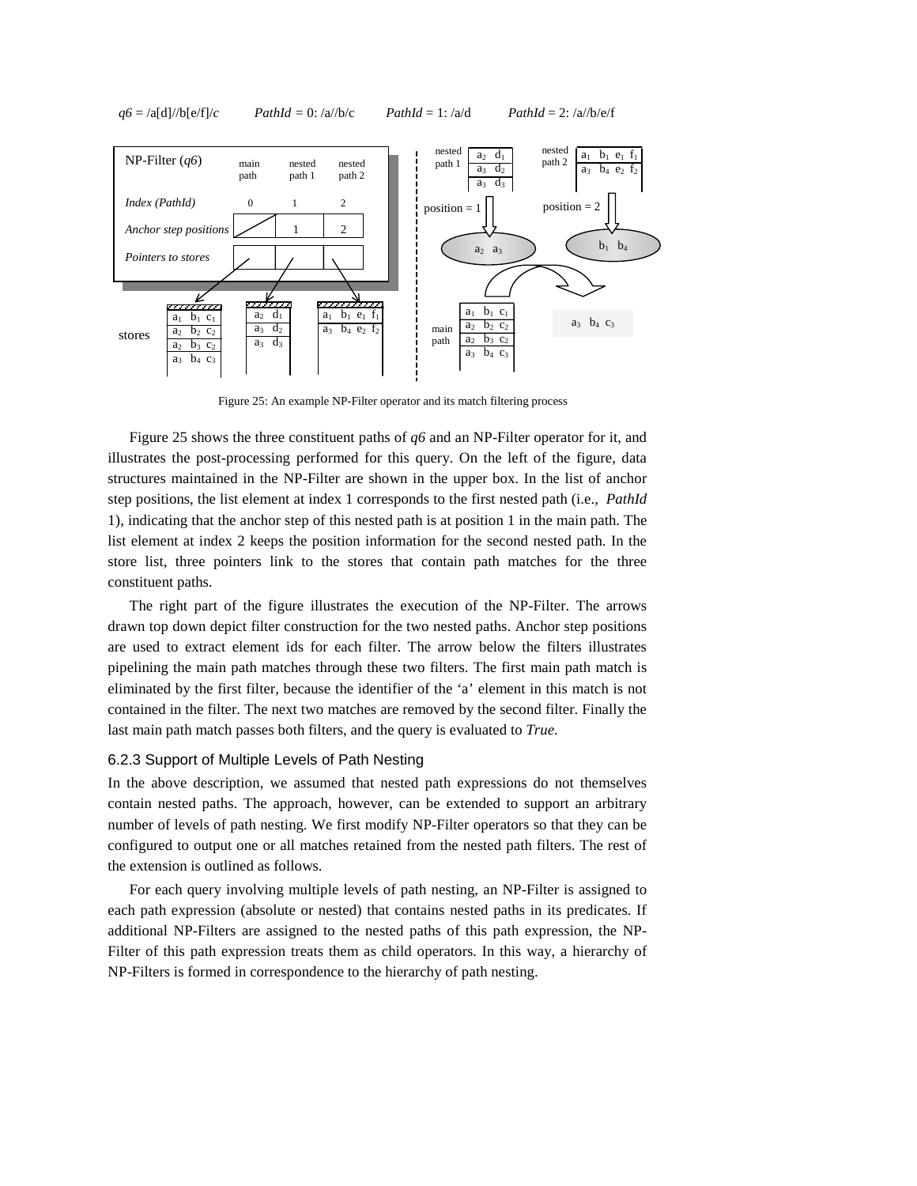$q6$ = /a[d]//b[e/f]/$c$ *PathId* = 0: /a//b/c *PathId* = 1: /a/d *PathId* = 2: /a//b/e/f

NP-Filter ($q6$)

main path | nested path 1 | nested path 2

*Index (PathId)* 0 1 2

*Anchor step positions* 1 2

*Pointers to stores*

stores

$a_1$ $b_1$ $c_1$
$a_2$ $b_2$ $c_2$
$a_2$ $b_3$ $c_2$
$a_3$ $b_4$ $c_3$

$a_2$ $d_1$
$a_3$ $d_2$
$a_3$ $d_3$

$a_1$ $b_1$ $e_1$ $f_1$
$a_3$ $b_4$ $e_2$ $f_2$

nested path 1

nested path 2

position = 1

position = 2

$a_2$ $a_3$

$b_1$ $b_4$

main path

$a_3$ $b_4$ $c_3$

Figure 25: An example NP-Filter operator and its match filtering process

Figure 25 shows the three constituent paths of *q6* and an NP-Filter operator for it, and illustrates the post-processing performed for this query. On the left of the figure, data structures maintained in the NP-Filter are shown in the upper box. In the list of anchor step positions, the list element at index 1 corresponds to the first nested path (i.e., *PathId* 1), indicating that the anchor step of this nested path is at position 1 in the main path. The list element at index 2 keeps the position information for the second nested path. In the store list, three pointers link to the stores that contain path matches for the three constituent paths.

The right part of the figure illustrates the execution of the NP-Filter. The arrows drawn top down depict filter construction for the two nested paths. Anchor step positions are used to extract element ids for each filter. The arrow below the filters illustrates pipelining the main path matches through these two filters. The first main path match is eliminated by the first filter, because the identifier of the 'a' element in this match is not contained in the filter. The next two matches are removed by the second filter. Finally the last main path match passes both filters, and the query is evaluated to *True*.

### 6.2.3 Support of Multiple Levels of Path Nesting

In the above description, we assumed that nested path expressions do not themselves contain nested paths. The approach, however, can be extended to support an arbitrary number of levels of path nesting. We first modify NP-Filter operators so that they can be configured to output one or all matches retained from the nested path filters. The rest of the extension is outlined as follows.

For each query involving multiple levels of path nesting, an NP-Filter is assigned to each path expression (absolute or nested) that contains nested paths in its predicates. If additional NP-Filters are assigned to the nested paths of this path expression, the NP-Filter of this path expression treats them as child operators. In this way, a hierarchy of NP-Filters is formed in correspondence to the hierarchy of path nesting.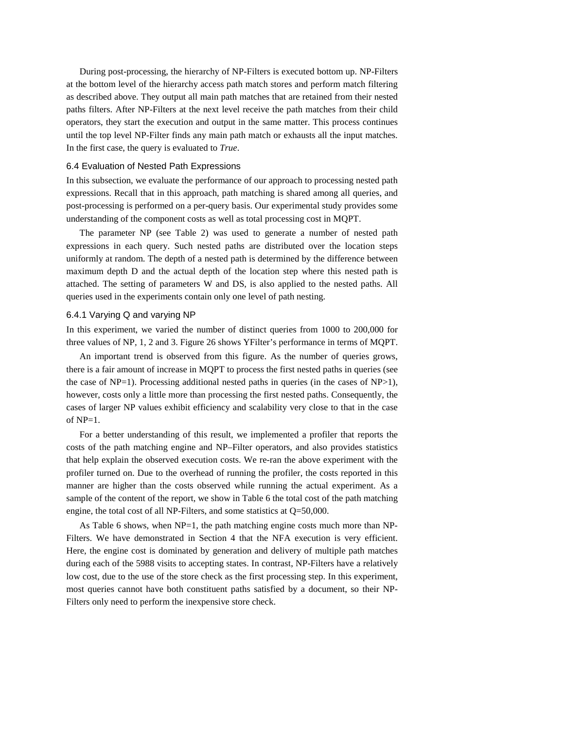During post-processing, the hierarchy of NP-Filters is executed bottom up. NP-Filters at the bottom level of the hierarchy access path match stores and perform match filtering as described above. They output all main path matches that are retained from their nested paths filters. After NP-Filters at the next level receive the path matches from their child operators, they start the execution and output in the same matter. This process continues until the top level NP-Filter finds any main path match or exhausts all the input matches. In the first case, the query is evaluated to *True*.

### 6.4 Evaluation of Nested Path Expressions

In this subsection, we evaluate the performance of our approach to processing nested path expressions. Recall that in this approach, path matching is shared among all queries, and post-processing is performed on a per-query basis. Our experimental study provides some understanding of the component costs as well as total processing cost in MQPT.

The parameter NP (see Table 2) was used to generate a number of nested path expressions in each query. Such nested paths are distributed over the location steps uniformly at random. The depth of a nested path is determined by the difference between maximum depth D and the actual depth of the location step where this nested path is attached. The setting of parameters W and DS, is also applied to the nested paths. All queries used in the experiments contain only one level of path nesting.

#### 6.4.1 Varying Q and varying NP

In this experiment, we varied the number of distinct queries from 1000 to 200,000 for three values of NP, 1, 2 and 3. Figure 26 shows YFilter's performance in terms of MQPT.

An important trend is observed from this figure. As the number of queries grows, there is a fair amount of increase in MQPT to process the first nested paths in queries (see the case of NP=1). Processing additional nested paths in queries (in the cases of NP>1), however, costs only a little more than processing the first nested paths. Consequently, the cases of larger NP values exhibit efficiency and scalability very close to that in the case of NP=1.

For a better understanding of this result, we implemented a profiler that reports the costs of the path matching engine and NP–Filter operators, and also provides statistics that help explain the observed execution costs. We re-ran the above experiment with the profiler turned on. Due to the overhead of running the profiler, the costs reported in this manner are higher than the costs observed while running the actual experiment. As a sample of the content of the report, we show in Table 6 the total cost of the path matching engine, the total cost of all NP-Filters, and some statistics at Q=50,000.

As Table 6 shows, when NP=1, the path matching engine costs much more than NP-Filters. We have demonstrated in Section 4 that the NFA execution is very efficient. Here, the engine cost is dominated by generation and delivery of multiple path matches during each of the 5988 visits to accepting states. In contrast, NP-Filters have a relatively low cost, due to the use of the store check as the first processing step. In this experiment, most queries cannot have both constituent paths satisfied by a document, so their NP-Filters only need to perform the inexpensive store check.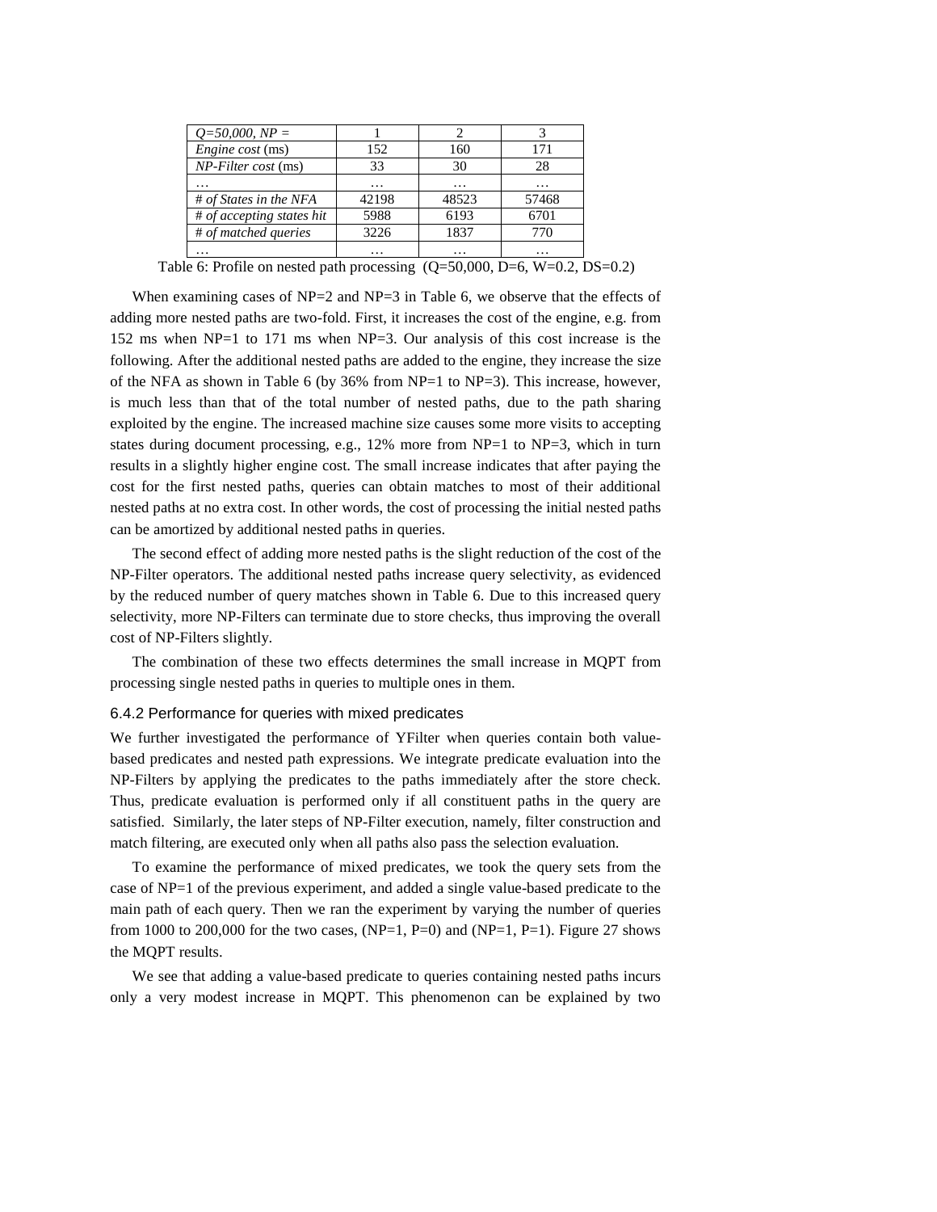| *Q=50,000, NP =* | 1 | 2 | 3 |
|---|---|---|---|
| *Engine cost* (ms) | 152 | 160 | 171 |
| *NP-Filter cost* (ms) | 33 | 30 | 28 |
| … | … | … | … |
| *# of States in the NFA* | 42198 | 48523 | 57468 |
| *# of accepting states hit* | 5988 | 6193 | 6701 |
| *# of matched queries* | 3226 | 1837 | 770 |
| … | … | … | … |

Table 6: Profile on nested path processing (Q=50,000, D=6, W=0.2, DS=0.2)

When examining cases of NP=2 and NP=3 in Table 6, we observe that the effects of adding more nested paths are two-fold. First, it increases the cost of the engine, e.g. from 152 ms when NP=1 to 171 ms when NP=3. Our analysis of this cost increase is the following. After the additional nested paths are added to the engine, they increase the size of the NFA as shown in Table 6 (by 36% from NP=1 to NP=3). This increase, however, is much less than that of the total number of nested paths, due to the path sharing exploited by the engine. The increased machine size causes some more visits to accepting states during document processing, e.g., 12% more from NP=1 to NP=3, which in turn results in a slightly higher engine cost. The small increase indicates that after paying the cost for the first nested paths, queries can obtain matches to most of their additional nested paths at no extra cost. In other words, the cost of processing the initial nested paths can be amortized by additional nested paths in queries.

The second effect of adding more nested paths is the slight reduction of the cost of the NP-Filter operators. The additional nested paths increase query selectivity, as evidenced by the reduced number of query matches shown in Table 6. Due to this increased query selectivity, more NP-Filters can terminate due to store checks, thus improving the overall cost of NP-Filters slightly.

The combination of these two effects determines the small increase in MQPT from processing single nested paths in queries to multiple ones in them.

### 6.4.2 Performance for queries with mixed predicates

We further investigated the performance of YFilter when queries contain both value-based predicates and nested path expressions. We integrate predicate evaluation into the NP-Filters by applying the predicates to the paths immediately after the store check. Thus, predicate evaluation is performed only if all constituent paths in the query are satisfied. Similarly, the later steps of NP-Filter execution, namely, filter construction and match filtering, are executed only when all paths also pass the selection evaluation.

To examine the performance of mixed predicates, we took the query sets from the case of NP=1 of the previous experiment, and added a single value-based predicate to the main path of each query. Then we ran the experiment by varying the number of queries from 1000 to 200,000 for the two cases, (NP=1, P=0) and (NP=1, P=1). Figure 27 shows the MQPT results.

We see that adding a value-based predicate to queries containing nested paths incurs only a very modest increase in MQPT. This phenomenon can be explained by two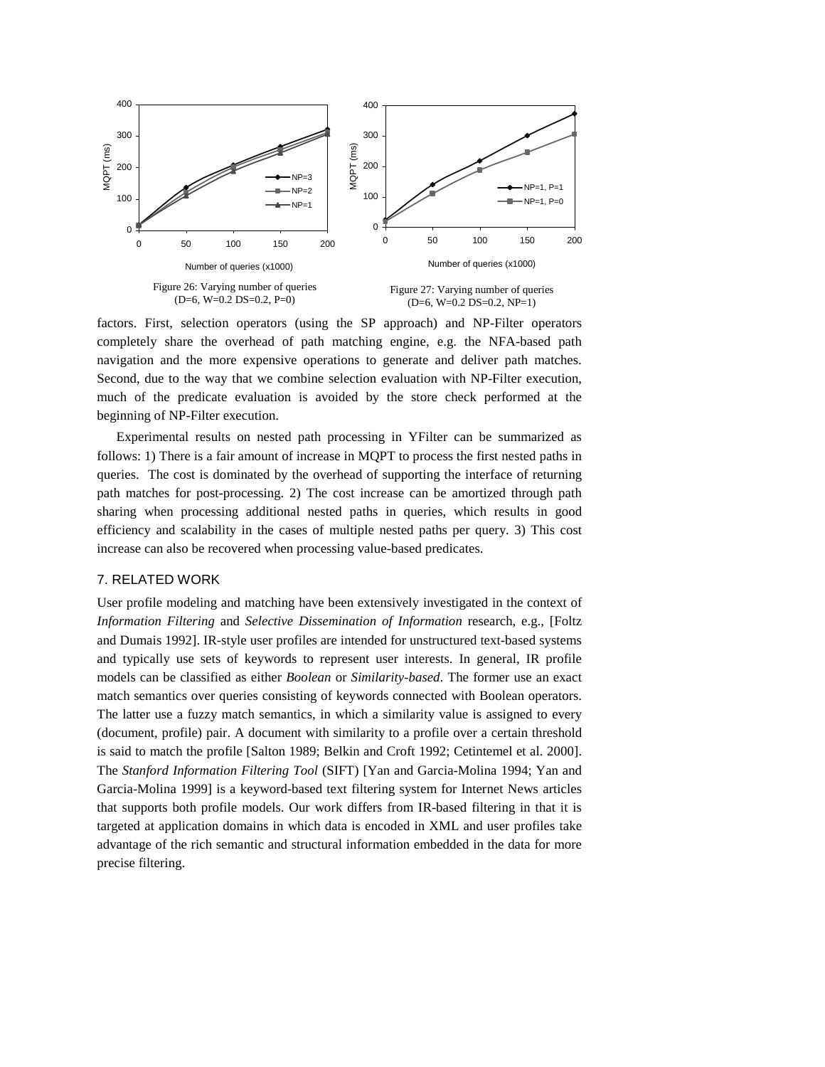Figure 26: Varying number of queries (D=6, W=0.2 DS=0.2, P=0)

Figure 27: Varying number of queries (D=6, W=0.2 DS=0.2, NP=1)

factors. First, selection operators (using the SP approach) and NP-Filter operators completely share the overhead of path matching engine, e.g. the NFA-based path navigation and the more expensive operations to generate and deliver path matches. Second, due to the way that we combine selection evaluation with NP-Filter execution, much of the predicate evaluation is avoided by the store check performed at the beginning of NP-Filter execution.

Experimental results on nested path processing in YFilter can be summarized as follows: 1) There is a fair amount of increase in MQPT to process the first nested paths in queries. The cost is dominated by the overhead of supporting the interface of returning path matches for post-processing. 2) The cost increase can be amortized through path sharing when processing additional nested paths in queries, which results in good efficiency and scalability in the cases of multiple nested paths per query. 3) This cost increase can also be recovered when processing value-based predicates.

## 7. RELATED WORK

User profile modeling and matching have been extensively investigated in the context of *Information Filtering* and *Selective Dissemination of Information* research, e.g., [Foltz and Dumais 1992]. IR-style user profiles are intended for unstructured text-based systems and typically use sets of keywords to represent user interests. In general, IR profile models can be classified as either *Boolean* or *Similarity-based*. The former use an exact match semantics over queries consisting of keywords connected with Boolean operators. The latter use a fuzzy match semantics, in which a similarity value is assigned to every (document, profile) pair. A document with similarity to a profile over a certain threshold is said to match the profile [Salton 1989; Belkin and Croft 1992; Cetintemel et al. 2000]. The *Stanford Information Filtering Tool* (SIFT) [Yan and Garcia-Molina 1994; Yan and Garcia-Molina 1999] is a keyword-based text filtering system for Internet News articles that supports both profile models. Our work differs from IR-based filtering in that it is targeted at application domains in which data is encoded in XML and user profiles take advantage of the rich semantic and structural information embedded in the data for more precise filtering.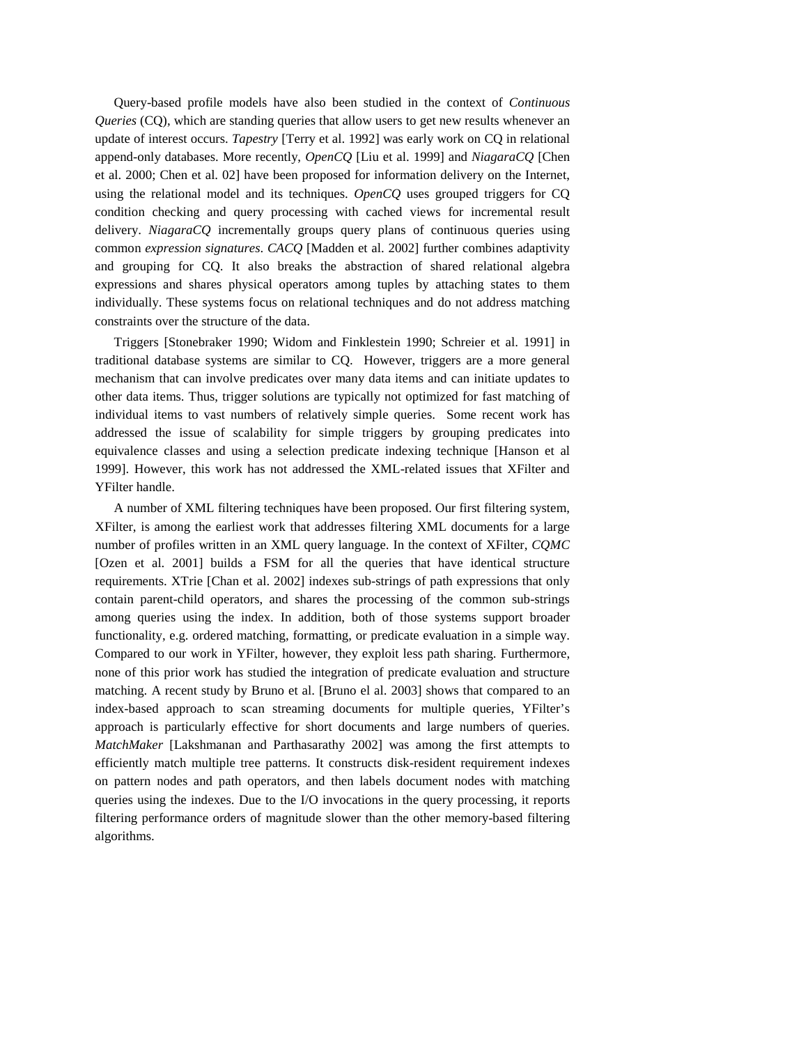Query-based profile models have also been studied in the context of *Continuous Queries* (CQ), which are standing queries that allow users to get new results whenever an update of interest occurs. *Tapestry* [Terry et al. 1992] was early work on CQ in relational append-only databases. More recently, *OpenCQ* [Liu et al. 1999] and *NiagaraCQ* [Chen et al. 2000; Chen et al. 02] have been proposed for information delivery on the Internet, using the relational model and its techniques. *OpenCQ* uses grouped triggers for CQ condition checking and query processing with cached views for incremental result delivery. *NiagaraCQ* incrementally groups query plans of continuous queries using common *expression signatures*. *CACQ* [Madden et al. 2002] further combines adaptivity and grouping for CQ. It also breaks the abstraction of shared relational algebra expressions and shares physical operators among tuples by attaching states to them individually. These systems focus on relational techniques and do not address matching constraints over the structure of the data.

Triggers [Stonebraker 1990; Widom and Finklestein 1990; Schreier et al. 1991] in traditional database systems are similar to CQ. However, triggers are a more general mechanism that can involve predicates over many data items and can initiate updates to other data items. Thus, trigger solutions are typically not optimized for fast matching of individual items to vast numbers of relatively simple queries. Some recent work has addressed the issue of scalability for simple triggers by grouping predicates into equivalence classes and using a selection predicate indexing technique [Hanson et al 1999]. However, this work has not addressed the XML-related issues that XFilter and YFilter handle.

A number of XML filtering techniques have been proposed. Our first filtering system, XFilter, is among the earliest work that addresses filtering XML documents for a large number of profiles written in an XML query language. In the context of XFilter, *CQMC* [Ozen et al. 2001] builds a FSM for all the queries that have identical structure requirements. XTrie [Chan et al. 2002] indexes sub-strings of path expressions that only contain parent-child operators, and shares the processing of the common sub-strings among queries using the index. In addition, both of those systems support broader functionality, e.g. ordered matching, formatting, or predicate evaluation in a simple way. Compared to our work in YFilter, however, they exploit less path sharing. Furthermore, none of this prior work has studied the integration of predicate evaluation and structure matching. A recent study by Bruno et al. [Bruno el al. 2003] shows that compared to an index-based approach to scan streaming documents for multiple queries, YFilter's approach is particularly effective for short documents and large numbers of queries. *MatchMaker* [Lakshmanan and Parthasarathy 2002] was among the first attempts to efficiently match multiple tree patterns. It constructs disk-resident requirement indexes on pattern nodes and path operators, and then labels document nodes with matching queries using the indexes. Due to the I/O invocations in the query processing, it reports filtering performance orders of magnitude slower than the other memory-based filtering algorithms.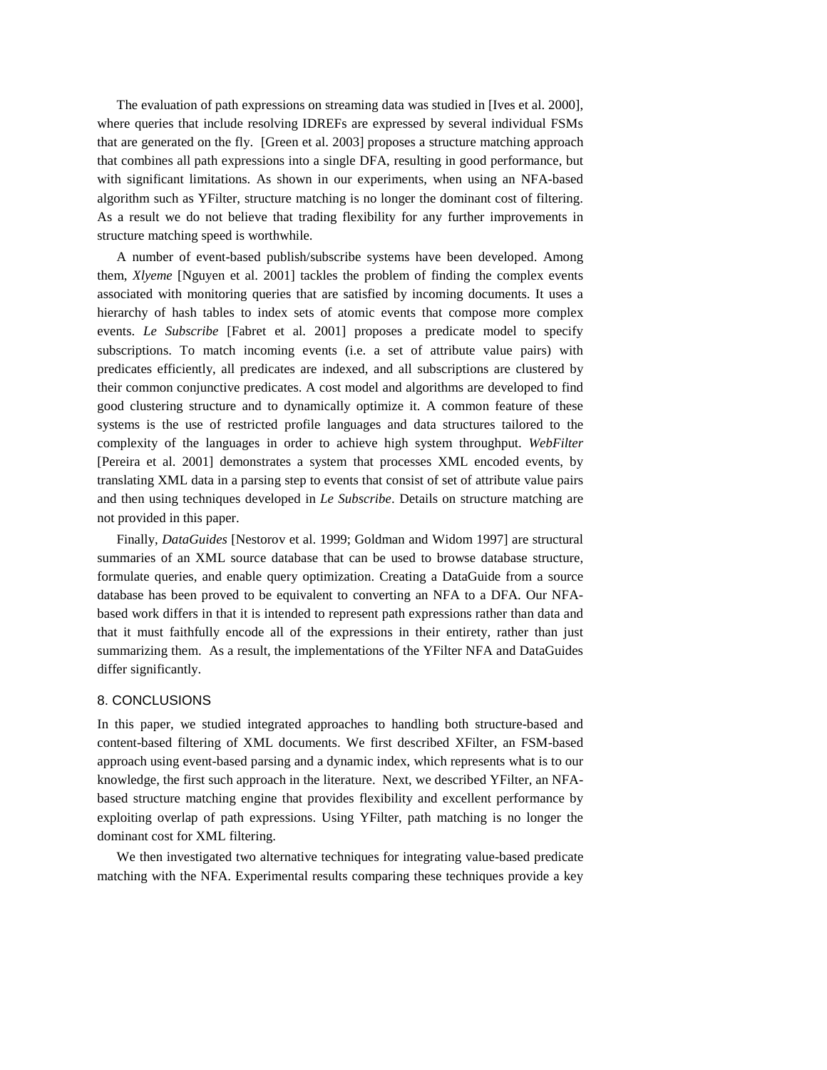The evaluation of path expressions on streaming data was studied in [Ives et al. 2000], where queries that include resolving IDREFs are expressed by several individual FSMs that are generated on the fly. [Green et al. 2003] proposes a structure matching approach that combines all path expressions into a single DFA, resulting in good performance, but with significant limitations. As shown in our experiments, when using an NFA-based algorithm such as YFilter, structure matching is no longer the dominant cost of filtering. As a result we do not believe that trading flexibility for any further improvements in structure matching speed is worthwhile.

A number of event-based publish/subscribe systems have been developed. Among them, *Xlyeme* [Nguyen et al. 2001] tackles the problem of finding the complex events associated with monitoring queries that are satisfied by incoming documents. It uses a hierarchy of hash tables to index sets of atomic events that compose more complex events. *Le Subscribe* [Fabret et al. 2001] proposes a predicate model to specify subscriptions. To match incoming events (i.e. a set of attribute value pairs) with predicates efficiently, all predicates are indexed, and all subscriptions are clustered by their common conjunctive predicates. A cost model and algorithms are developed to find good clustering structure and to dynamically optimize it. A common feature of these systems is the use of restricted profile languages and data structures tailored to the complexity of the languages in order to achieve high system throughput. *WebFilter* [Pereira et al. 2001] demonstrates a system that processes XML encoded events, by translating XML data in a parsing step to events that consist of set of attribute value pairs and then using techniques developed in *Le Subscribe*. Details on structure matching are not provided in this paper.

Finally, *DataGuides* [Nestorov et al. 1999; Goldman and Widom 1997] are structural summaries of an XML source database that can be used to browse database structure, formulate queries, and enable query optimization. Creating a DataGuide from a source database has been proved to be equivalent to converting an NFA to a DFA. Our NFA-based work differs in that it is intended to represent path expressions rather than data and that it must faithfully encode all of the expressions in their entirety, rather than just summarizing them. As a result, the implementations of the YFilter NFA and DataGuides differ significantly.

## 8. CONCLUSIONS

In this paper, we studied integrated approaches to handling both structure-based and content-based filtering of XML documents. We first described XFilter, an FSM-based approach using event-based parsing and a dynamic index, which represents what is to our knowledge, the first such approach in the literature. Next, we described YFilter, an NFA-based structure matching engine that provides flexibility and excellent performance by exploiting overlap of path expressions. Using YFilter, path matching is no longer the dominant cost for XML filtering.

We then investigated two alternative techniques for integrating value-based predicate matching with the NFA. Experimental results comparing these techniques provide a key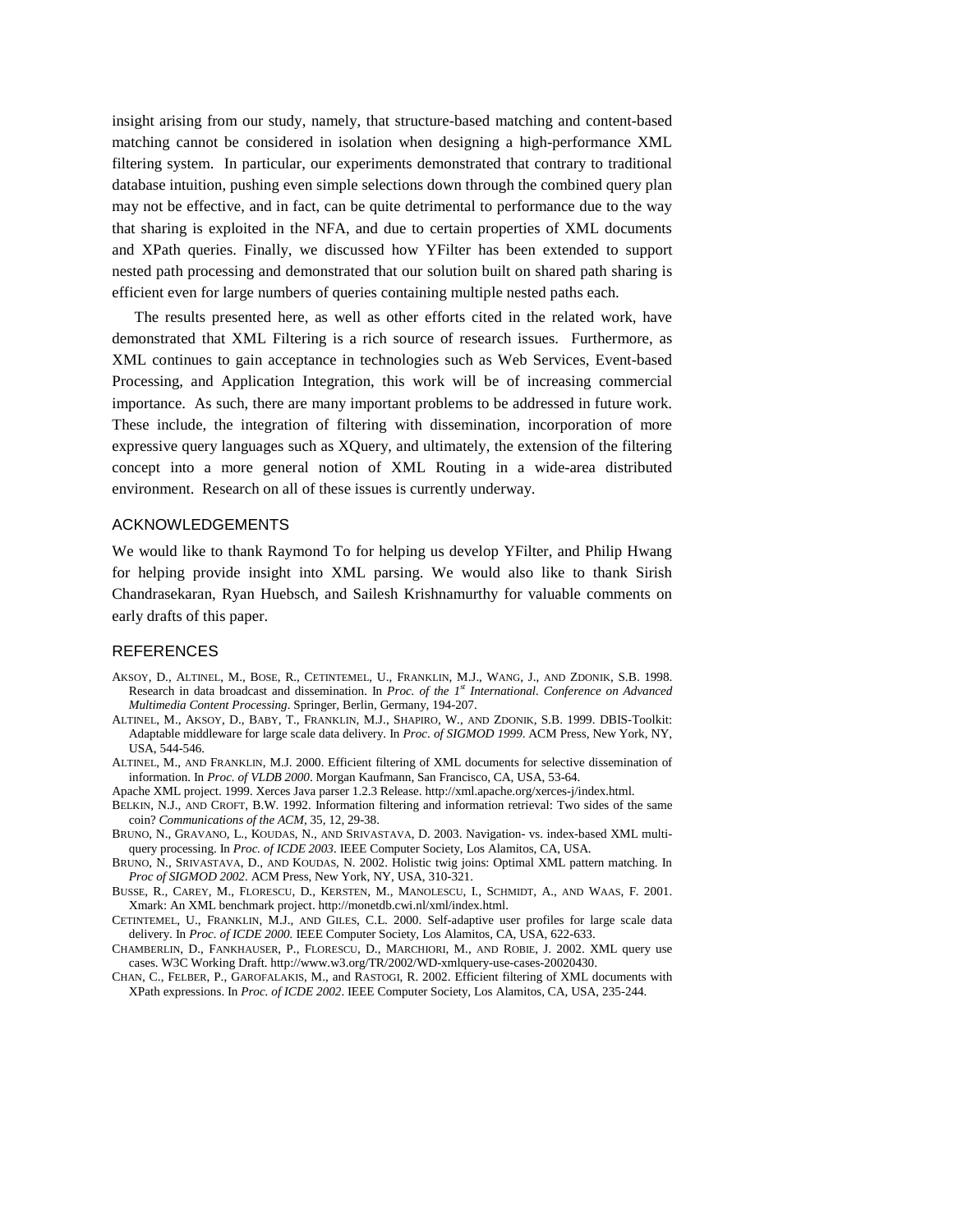insight arising from our study, namely, that structure-based matching and content-based matching cannot be considered in isolation when designing a high-performance XML filtering system. In particular, our experiments demonstrated that contrary to traditional database intuition, pushing even simple selections down through the combined query plan may not be effective, and in fact, can be quite detrimental to performance due to the way that sharing is exploited in the NFA, and due to certain properties of XML documents and XPath queries. Finally, we discussed how YFilter has been extended to support nested path processing and demonstrated that our solution built on shared path sharing is efficient even for large numbers of queries containing multiple nested paths each.

The results presented here, as well as other efforts cited in the related work, have demonstrated that XML Filtering is a rich source of research issues. Furthermore, as XML continues to gain acceptance in technologies such as Web Services, Event-based Processing, and Application Integration, this work will be of increasing commercial importance. As such, there are many important problems to be addressed in future work. These include, the integration of filtering with dissemination, incorporation of more expressive query languages such as XQuery, and ultimately, the extension of the filtering concept into a more general notion of XML Routing in a wide-area distributed environment. Research on all of these issues is currently underway.

## ACKNOWLEDGEMENTS

We would like to thank Raymond To for helping us develop YFilter, and Philip Hwang for helping provide insight into XML parsing. We would also like to thank Sirish Chandrasekaran, Ryan Huebsch, and Sailesh Krishnamurthy for valuable comments on early drafts of this paper.

## REFERENCES

AKSOY, D., ALTINEL, M., BOSE, R., CETINTEMEL, U., FRANKLIN, M.J., WANG, J., AND ZDONIK, S.B. 1998. Research in data broadcast and dissemination. In *Proc. of the 1st International. Conference on Advanced Multimedia Content Processing*. Springer, Berlin, Germany, 194-207.

ALTINEL, M., AKSOY, D., BABY, T., FRANKLIN, M.J., SHAPIRO, W., AND ZDONIK, S.B. 1999. DBIS-Toolkit: Adaptable middleware for large scale data delivery. In *Proc. of SIGMOD 1999*. ACM Press, New York, NY, USA, 544-546.

ALTINEL, M., AND FRANKLIN, M.J. 2000. Efficient filtering of XML documents for selective dissemination of information. In *Proc. of VLDB 2000*. Morgan Kaufmann, San Francisco, CA, USA, 53-64.

Apache XML project. 1999. Xerces Java parser 1.2.3 Release. http://xml.apache.org/xerces-j/index.html.

BELKIN, N.J., AND CROFT, B.W. 1992. Information filtering and information retrieval: Two sides of the same coin? *Communications of the ACM*, 35, 12, 29-38.

BRUNO, N., GRAVANO, L., KOUDAS, N., AND SRIVASTAVA, D. 2003. Navigation- vs. index-based XML multi-query processing. In *Proc. of ICDE 2003*. IEEE Computer Society, Los Alamitos, CA, USA.

BRUNO, N., SRIVASTAVA, D., AND KOUDAS, N. 2002. Holistic twig joins: Optimal XML pattern matching. In *Proc of SIGMOD 2002*. ACM Press, New York, NY, USA, 310-321.

BUSSE, R., CAREY, M., FLORESCU, D., KERSTEN, M., MANOLESCU, I., SCHMIDT, A., AND WAAS, F. 2001. Xmark: An XML benchmark project. http://monetdb.cwi.nl/xml/index.html.

CETINTEMEL, U., FRANKLIN, M.J., AND GILES, C.L. 2000. Self-adaptive user profiles for large scale data delivery. In *Proc. of ICDE 2000.* IEEE Computer Society, Los Alamitos, CA, USA, 622-633.

CHAMBERLIN, D., FANKHAUSER, P., FLORESCU, D., MARCHIORI, M., AND ROBIE, J. 2002. XML query use cases. W3C Working Draft. http://www.w3.org/TR/2002/WD-xmlquery-use-cases-20020430.

CHAN, C., FELBER, P., GAROFALAKIS, M., and RASTOGI, R. 2002. Efficient filtering of XML documents with XPath expressions. In *Proc. of ICDE 2002*. IEEE Computer Society, Los Alamitos, CA, USA, 235-244.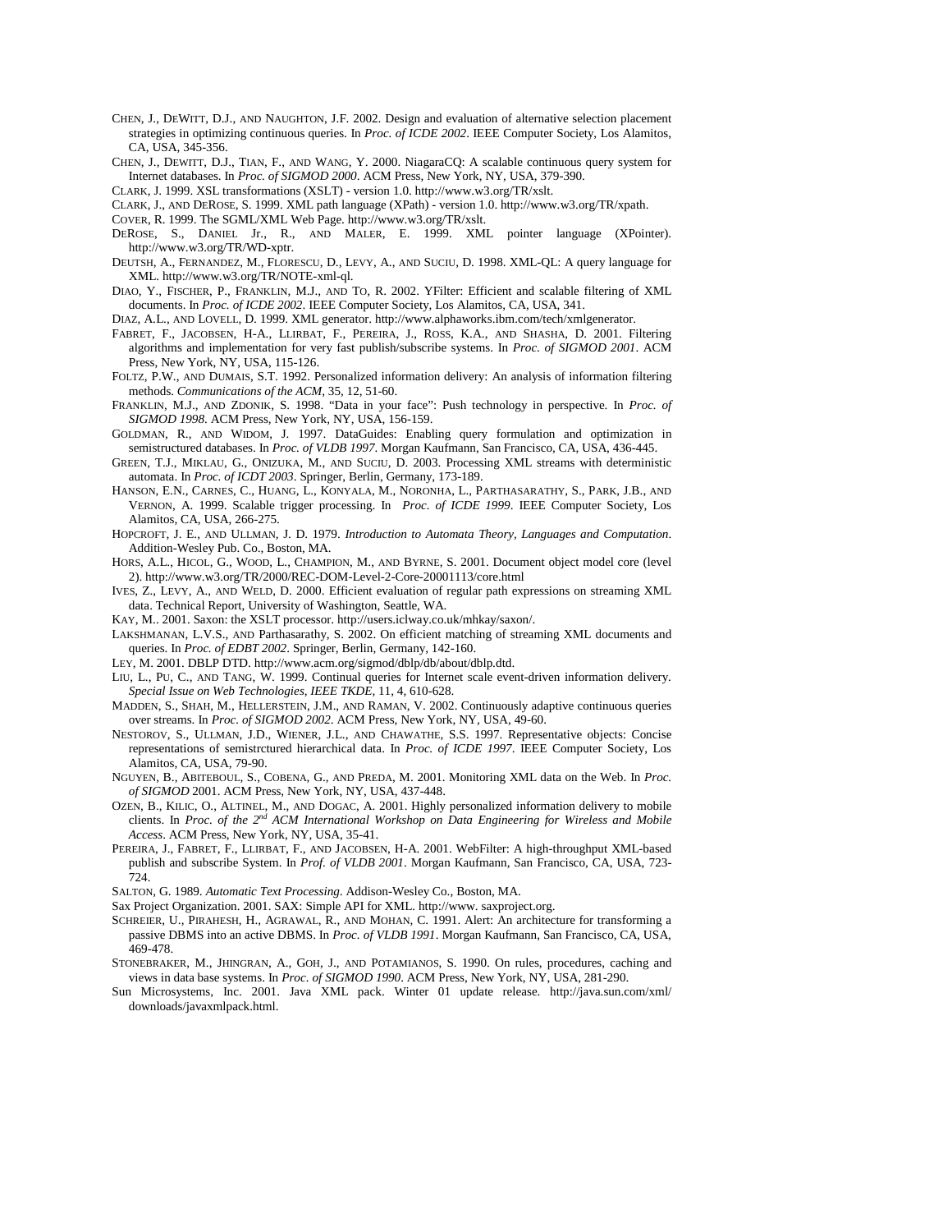CHEN, J., DEWITT, D.J., AND NAUGHTON, J.F. 2002. Design and evaluation of alternative selection placement strategies in optimizing continuous queries. In *Proc. of ICDE 2002*. IEEE Computer Society, Los Alamitos, CA, USA, 345-356.

CHEN, J., DEWITT, D.J., TIAN, F., AND WANG, Y. 2000. NiagaraCQ: A scalable continuous query system for Internet databases. In *Proc. of SIGMOD 2000*. ACM Press, New York, NY, USA, 379-390.

CLARK, J. 1999. XSL transformations (XSLT) - version 1.0. http://www.w3.org/TR/xslt.

CLARK, J., AND DEROSE, S. 1999. XML path language (XPath) - version 1.0. http://www.w3.org/TR/xpath.

COVER, R. 1999. The SGML/XML Web Page. http://www.w3.org/TR/xslt.

DEROSE, S., DANIEL Jr., R., AND MALER, E. 1999. XML pointer language (XPointer). http://www.w3.org/TR/WD-xptr.

DEUTSH, A., FERNANDEZ, M., FLORESCU, D., LEVY, A., AND SUCIU, D. 1998. XML-QL: A query language for XML. http://www.w3.org/TR/NOTE-xml-ql.

DIAO, Y., FISCHER, P., FRANKLIN, M.J., AND TO, R. 2002. YFilter: Efficient and scalable filtering of XML documents. In *Proc. of ICDE 2002*. IEEE Computer Society, Los Alamitos, CA, USA, 341.

DIAZ, A.L., AND LOVELL, D. 1999. XML generator. http://www.alphaworks.ibm.com/tech/xmlgenerator.

FABRET, F., JACOBSEN, H-A., LLIRBAT, F., PEREIRA, J., ROSS, K.A., AND SHASHA, D. 2001. Filtering algorithms and implementation for very fast publish/subscribe systems. In *Proc. of SIGMOD 2001*. ACM Press, New York, NY, USA, 115-126.

FOLTZ, P.W., AND DUMAIS, S.T. 1992. Personalized information delivery: An analysis of information filtering methods. *Communications of the ACM*, 35, 12, 51-60.

FRANKLIN, M.J., AND ZDONIK, S. 1998. "Data in your face": Push technology in perspective. In *Proc. of SIGMOD 1998*. ACM Press, New York, NY, USA, 156-159.

GOLDMAN, R., AND WIDOM, J. 1997. DataGuides: Enabling query formulation and optimization in semistructured databases. In *Proc. of VLDB 1997*. Morgan Kaufmann, San Francisco, CA, USA, 436-445.

GREEN, T.J., MIKLAU, G., ONIZUKA, M., AND SUCIU, D. 2003. Processing XML streams with deterministic automata. In *Proc. of ICDT 2003*. Springer, Berlin, Germany, 173-189.

HANSON, E.N., CARNES, C., HUANG, L., KONYALA, M., NORONHA, L., PARTHASARATHY, S., PARK, J.B., AND VERNON, A. 1999. Scalable trigger processing. In *Proc. of ICDE 1999*. IEEE Computer Society, Los Alamitos, CA, USA, 266-275.

HOPCROFT, J. E., AND ULLMAN, J. D. 1979. *Introduction to Automata Theory, Languages and Computation*. Addition-Wesley Pub. Co., Boston, MA.

HORS, A.L., HICOL, G., WOOD, L., CHAMPION, M., AND BYRNE, S. 2001. Document object model core (level 2). http://www.w3.org/TR/2000/REC-DOM-Level-2-Core-20001113/core.html

IVES, Z., LEVY, A., AND WELD, D. 2000. Efficient evaluation of regular path expressions on streaming XML data. Technical Report, University of Washington, Seattle, WA.

KAY, M.. 2001. Saxon: the XSLT processor. http://users.iclway.co.uk/mhkay/saxon/.

LAKSHMANAN, L.V.S., AND Parthasarathy, S. 2002. On efficient matching of streaming XML documents and queries. In *Proc. of EDBT 2002*. Springer, Berlin, Germany, 142-160.

LEY, M. 2001. DBLP DTD. http://www.acm.org/sigmod/dblp/db/about/dblp.dtd.

LIU, L., PU, C., AND TANG, W. 1999. Continual queries for Internet scale event-driven information delivery. *Special Issue on Web Technologies, IEEE TKDE*, 11, 4, 610-628.

MADDEN, S., SHAH, M., HELLERSTEIN, J.M., AND RAMAN, V. 2002. Continuously adaptive continuous queries over streams. In *Proc. of SIGMOD 2002*. ACM Press, New York, NY, USA, 49-60.

NESTOROV, S., ULLMAN, J.D., WIENER, J.L., AND CHAWATHE, S.S. 1997. Representative objects: Concise representations of semistrctured hierarchical data. In *Proc. of ICDE 1997*. IEEE Computer Society, Los Alamitos, CA, USA, 79-90.

NGUYEN, B., ABITEBOUL, S., COBENA, G., AND PREDA, M. 2001. Monitoring XML data on the Web. In *Proc. of SIGMOD* 2001. ACM Press, New York, NY, USA, 437-448.

OZEN, B., KILIC, O., ALTINEL, M., AND DOGAC, A. 2001. Highly personalized information delivery to mobile clients. In *Proc. of the 2nd ACM International Workshop on Data Engineering for Wireless and Mobile Access*. ACM Press, New York, NY, USA, 35-41.

PEREIRA, J., FABRET, F., LLIRBAT, F., AND JACOBSEN, H-A. 2001. WebFilter: A high-throughput XML-based publish and subscribe System. In *Prof. of VLDB 2001*. Morgan Kaufmann, San Francisco, CA, USA, 723-724.

SALTON, G. 1989. *Automatic Text Processing*. Addison-Wesley Co., Boston, MA.

Sax Project Organization. 2001. SAX: Simple API for XML. http://www. saxproject.org.

SCHREIER, U., PIRAHESH, H., AGRAWAL, R., AND MOHAN, C. 1991. Alert: An architecture for transforming a passive DBMS into an active DBMS. In *Proc. of VLDB 1991*. Morgan Kaufmann, San Francisco, CA, USA, 469-478.

STONEBRAKER, M., JHINGRAN, A., GOH, J., AND POTAMIANOS, S. 1990. On rules, procedures, caching and views in data base systems. In *Proc. of SIGMOD 1990*. ACM Press, New York, NY, USA, 281-290.

Sun Microsystems, Inc. 2001. Java XML pack. Winter 01 update release. http://java.sun.com/xml/downloads/javaxmlpack.html.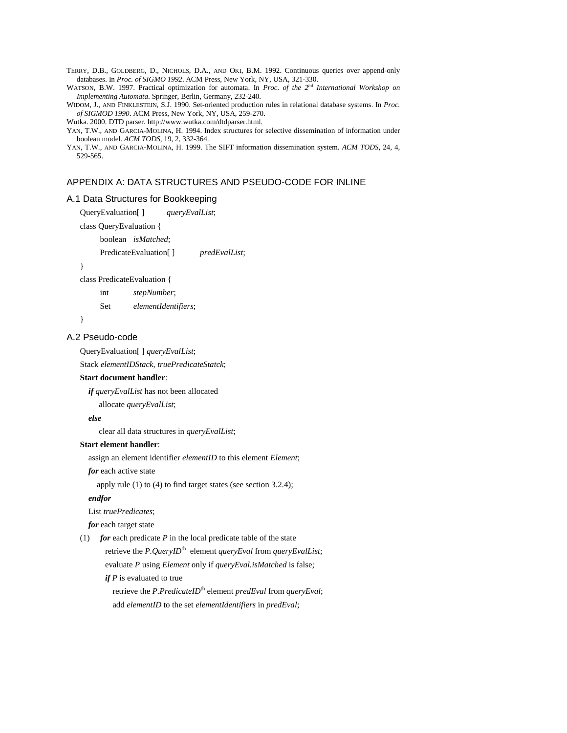TERRY, D.B., GOLDBERG, D., NICHOLS, D.A., AND OKI, B.M. 1992. Continuous queries over append-only databases. In *Proc. of SIGMO 1992*. ACM Press, New York, NY, USA, 321-330.

WATSON, B.W. 1997. Practical optimization for automata. In *Proc. of the 2nd International Workshop on Implementing Automata*. Springer, Berlin, Germany, 232-240.

WIDOM, J., AND FINKLESTEIN, S.J. 1990. Set-oriented production rules in relational database systems. In *Proc. of SIGMOD 1990*. ACM Press, New York, NY, USA, 259-270.

Wutka. 2000. DTD parser. http://www.wutka.com/dtdparser.html.

YAN, T.W., AND GARCIA-MOLINA, H. 1994. Index structures for selective dissemination of information under boolean model. *ACM TODS*, 19, 2, 332-364.

YAN, T.W., AND GARCIA-MOLINA, H. 1999. The SIFT information dissemination system. *ACM TODS*, 24, 4, 529-565.

## APPENDIX A: DATA STRUCTURES AND PSEUDO-CODE FOR INLINE

### A.1 Data Structures for Bookkeeping

```
QueryEvaluation[ ]      queryEvalList;
class QueryEvaluation {
      boolean   isMatched;
      PredicateEvaluation[ ]      predEvalList;
}
class PredicateEvaluation {
      int       stepNumber;
      Set       elementIdentifiers;
}
```

### A.2 Pseudo-code

```
QueryEvaluation[ ] queryEvalList;
Stack elementIDStack, truePredicateStatck;
Start document handler:
   if queryEvalList has not been allocated
      allocate queryEvalList;
   else
      clear all data structures in queryEvalList;
Start element handler:
   assign an element identifier elementID to this element Element;
   for each active state
      apply rule (1) to (4) to find target states (see section 3.2.4);
   endfor
   List truePredicates;
   for each target state
(1)   for each predicate P in the local predicate table of the state
         retrieve the P.QueryID^th element queryEval from queryEvalList;
         evaluate P using Element only if queryEval.isMatched is false;
         if P is evaluated to true
            retrieve the P.PredicateID^th element predEval from queryEval;
            add elementID to the set elementIdentifiers in predEval;
```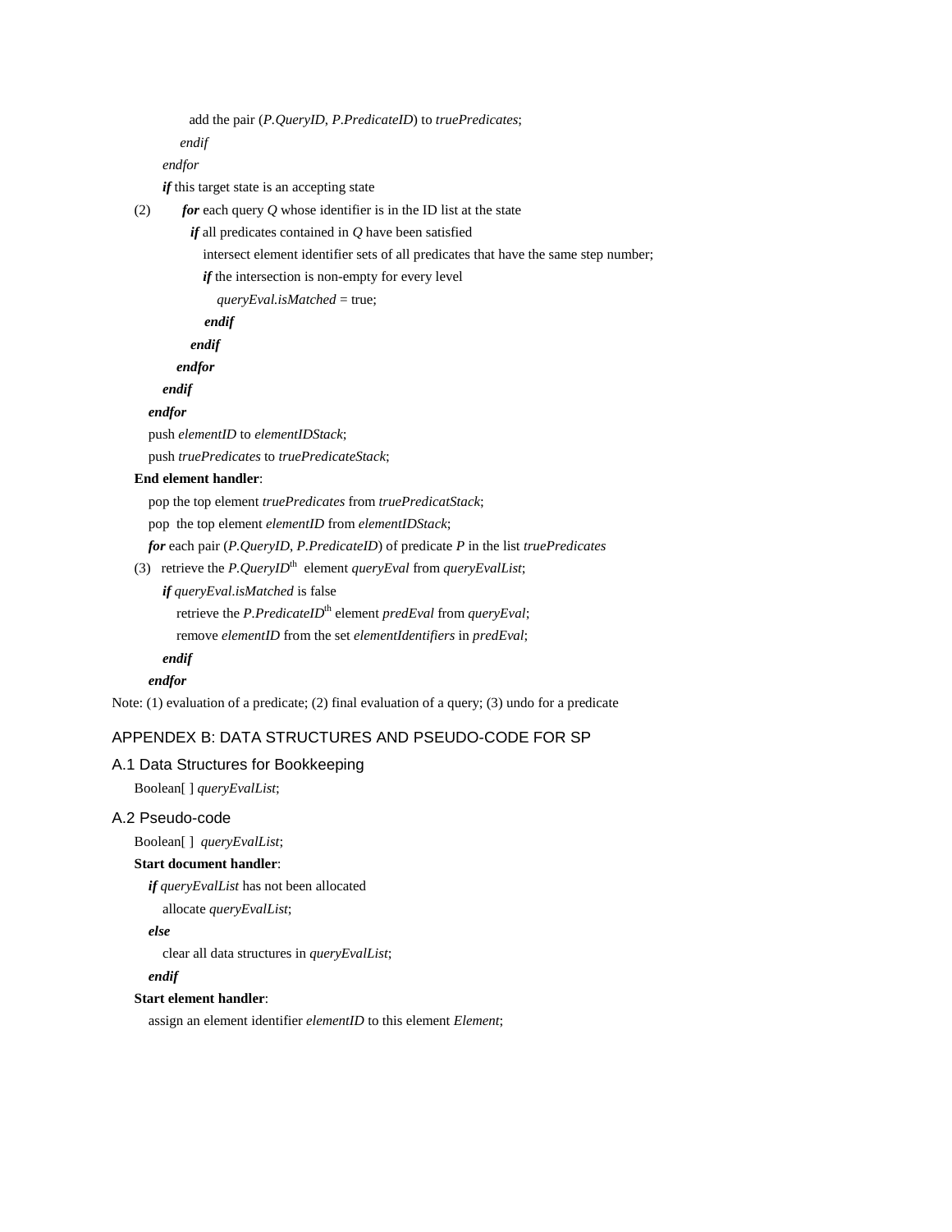```
            add the pair (P.QueryID, P.PredicateID) to truePredicates;
          endif
        endfor
        if this target state is an accepting state
(2)       for each query Q whose identifier is in the ID list at the state
            if all predicates contained in Q have been satisfied
              intersect element identifier sets of all predicates that have the same step number;
              if the intersection is non-empty for every level
                queryEval.isMatched = true;
              endif
            endif
          endfor
        endif
      endfor
      push elementID to elementIDStack;
      push truePredicates to truePredicateStack;
    End element handler:
      pop the top element truePredicates from truePredicatStack;
      pop  the top element elementID from elementIDStack;
      for each pair (P.QueryID, P.PredicateID) of predicate P in the list truePredicates
(3)     retrieve the P.QueryIDth  element queryEval from queryEvalList;
        if queryEval.isMatched is false
          retrieve the P.PredicateIDth element predEval from queryEval;
          remove elementID from the set elementIdentifiers in predEval;
        endif
      endfor
```

Note: (1) evaluation of a predicate; (2) final evaluation of a query; (3) undo for a predicate

## APPENDEX B: DATA STRUCTURES AND PSEUDO-CODE FOR SP

### A.1 Data Structures for Bookkeeping

```
Boolean[ ] queryEvalList;
```

### A.2 Pseudo-code

```
Boolean[ ]  queryEvalList;
Start document handler:
  if queryEvalList has not been allocated
    allocate queryEvalList;
  else
    clear all data structures in queryEvalList;
  endif
Start element handler:
  assign an element identifier elementID to this element Element;
```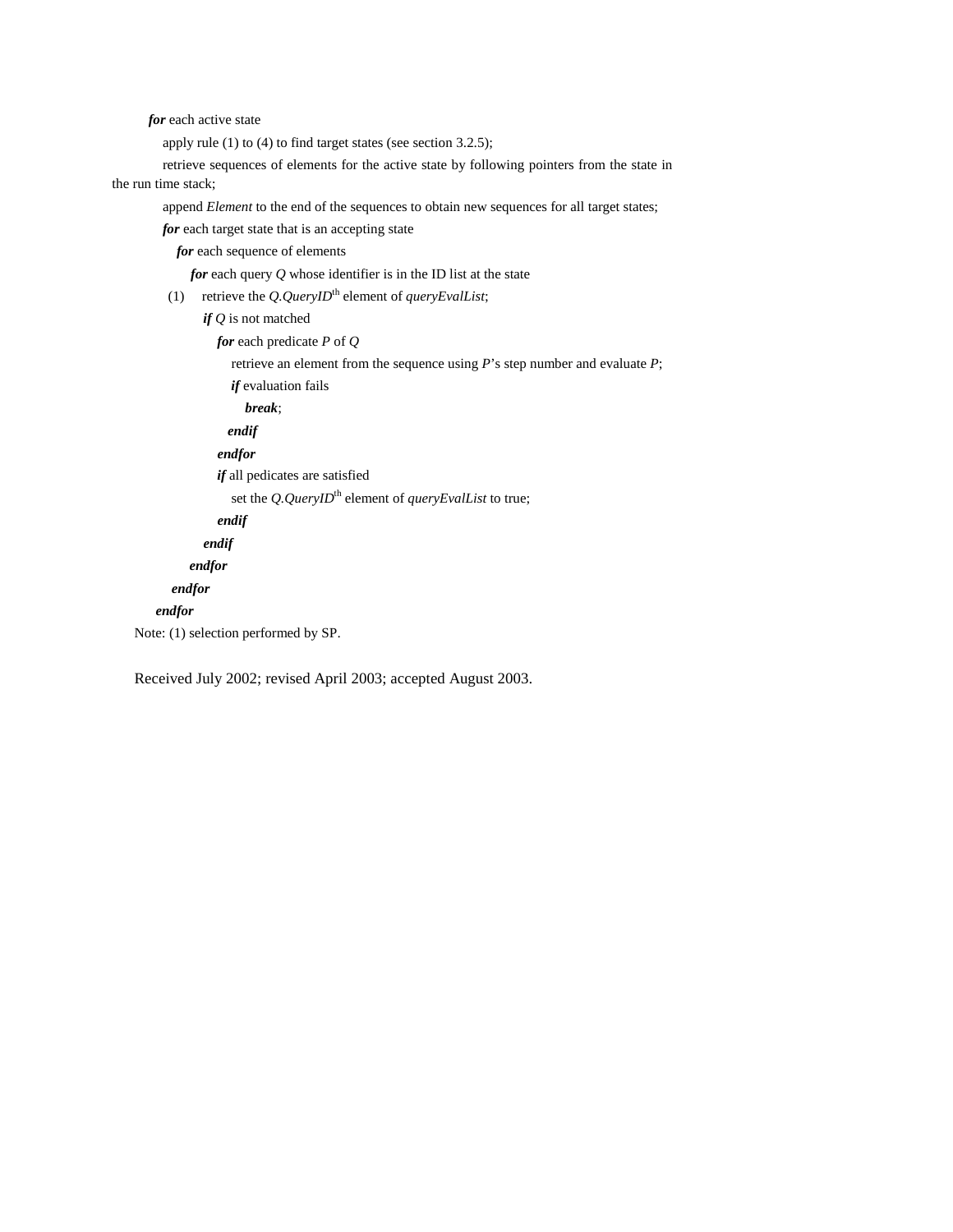```
for each active state
    apply rule (1) to (4) to find target states (see section 3.2.5);
    retrieve sequences of elements for the active state by following pointers from the state in the run time stack;
    append Element to the end of the sequences to obtain new sequences for all target states;
    for each target state that is an accepting state
      for each sequence of elements
        for each query Q whose identifier is in the ID list at the state
 (1)      retrieve the Q.QueryIDth element of queryEvalList;
          if Q is not matched
            for each predicate P of Q
              retrieve an element from the sequence using P's step number and evaluate P;
              if evaluation fails
                break;
              endif
            endfor
            if all pedicates are satisfied
              set the Q.QueryIDth element of queryEvalList to true;
            endif
          endif
        endfor
      endfor
  endfor
```

Note: (1) selection performed by SP.

Received July 2002; revised April 2003; accepted August 2003.